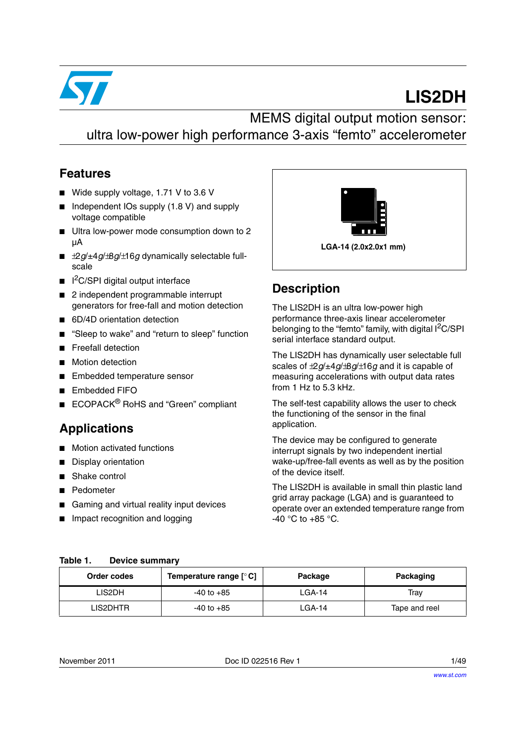# LIS2DH

## MEMS digital output motion sensor: ultra low-power high performance 3-axis "femto" accelerometer

## Features

- Wide supply voltage, 1.71 V to 3.6 V
- Independent IOs supply (1.8 V) and supply voltage compatible
- Ultra low-power mode consumption down to 2 µA
- ±2*g*/±4*g*/±8*g*/±16*g* dynamically selectable full-scale
- I²C/SPI digital output interface
- 2 independent programmable interrupt generators for free-fall and motion detection
- 6D/4D orientation detection
- "Sleep to wake" and "return to sleep" function
- Freefall detection
- Motion detection
- Embedded temperature sensor
- Embedded FIFO
- ECOPACK® RoHS and "Green" compliant

## Applications

- Motion activated functions
- Display orientation
- Shake control
- Pedometer
- Gaming and virtual reality input devices
- Impact recognition and logging

**LGA-14 (2.0x2.0x1 mm)**

## Description

The LIS2DH is an ultra low-power high performance three-axis linear accelerometer belonging to the "femto" family, with digital I²C/SPI serial interface standard output.

The LIS2DH has dynamically user selectable full scales of ±2*g*/±4*g*/±8*g*/±16*g* and it is capable of measuring accelerations with output data rates from 1 Hz to 5.3 kHz.

The self-test capability allows the user to check the functioning of the sensor in the final application.

The device may be configured to generate interrupt signals by two independent inertial wake-up/free-fall events as well as by the position of the device itself.

The LIS2DH is available in small thin plastic land grid array package (LGA) and is guaranteed to operate over an extended temperature range from -40 °C to +85 °C.

**Table 1. Device summary**

| Order codes | Temperature range [°C] | Package | Packaging |
|---|---|---|---|
| LIS2DH | -40 to +85 | LGA-14 | Tray |
| LIS2DHTR | -40 to +85 | LGA-14 | Tape and reel |

November 2011 Doc ID 022516 Rev 1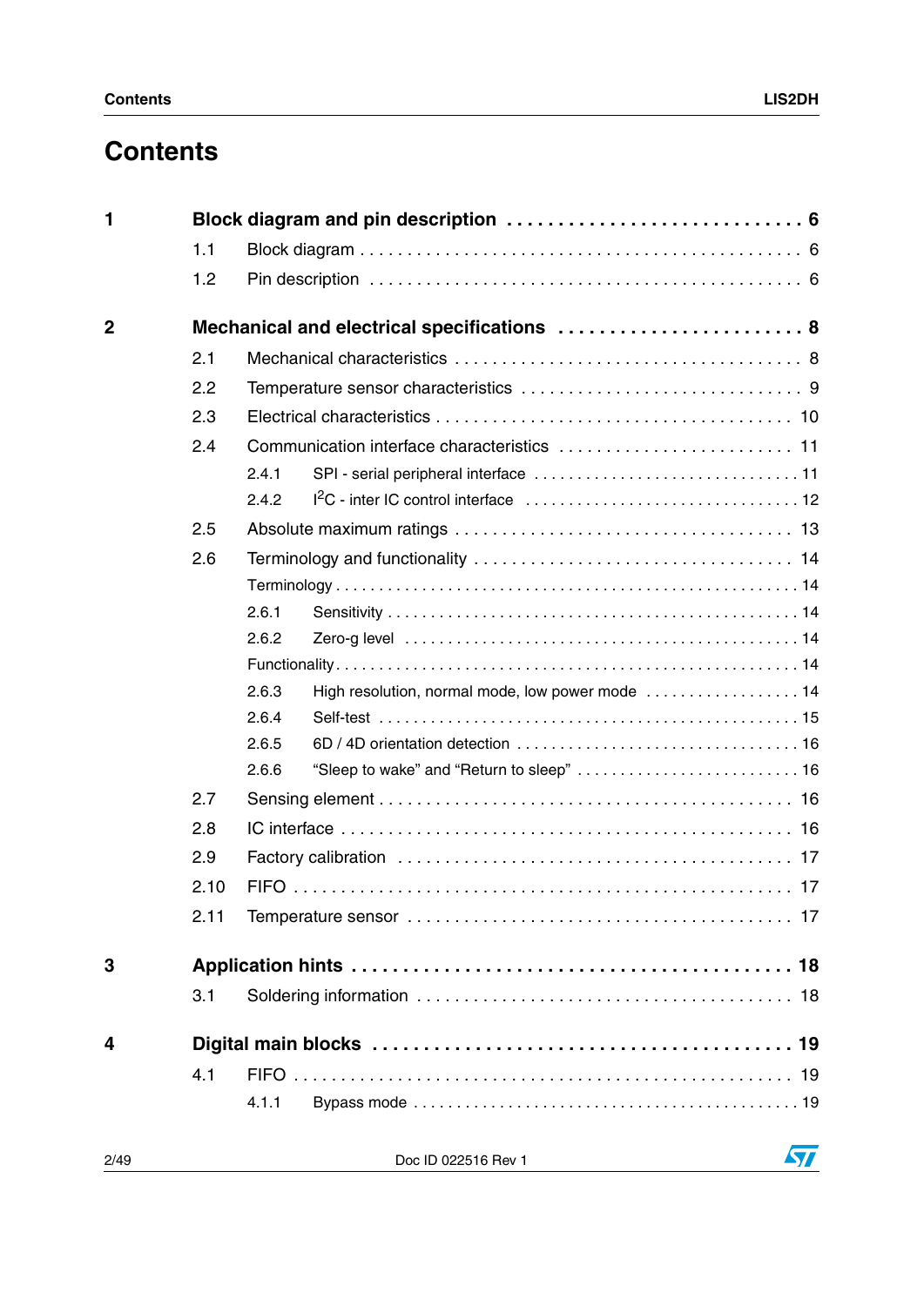# Contents

**1 Block diagram and pin description . . . . . . . . . . . . . . . . . . . . . . . . . . . . 6**

- 1.1 Block diagram . . . . . . . . . . . . . . . . . . . . . . . . . . . . . . . . . . . . . . . . . . . . 6
- 1.2 Pin description . . . . . . . . . . . . . . . . . . . . . . . . . . . . . . . . . . . . . . . . . . . 6

**2 Mechanical and electrical specifications . . . . . . . . . . . . . . . . . . . . . . . . 8**

- 2.1 Mechanical characteristics . . . . . . . . . . . . . . . . . . . . . . . . . . . . . . . . . . . 8
- 2.2 Temperature sensor characteristics . . . . . . . . . . . . . . . . . . . . . . . . . . . . . 9
- 2.3 Electrical characteristics . . . . . . . . . . . . . . . . . . . . . . . . . . . . . . . . . . . . 10
- 2.4 Communication interface characteristics . . . . . . . . . . . . . . . . . . . . . . . . 11
  - 2.4.1 SPI - serial peripheral interface . . . . . . . . . . . . . . . . . . . . . . . . . . . . . 11
  - 2.4.2 I$^2$C - inter IC control interface . . . . . . . . . . . . . . . . . . . . . . . . . . . . . 12
- 2.5 Absolute maximum ratings . . . . . . . . . . . . . . . . . . . . . . . . . . . . . . . . . . 13
- 2.6 Terminology and functionality . . . . . . . . . . . . . . . . . . . . . . . . . . . . . . . . 14
  - Terminology . . . . . . . . . . . . . . . . . . . . . . . . . . . . . . . . . . . . . . . . . . . . . . . . . 14
  - 2.6.1 Sensitivity . . . . . . . . . . . . . . . . . . . . . . . . . . . . . . . . . . . . . . . . . . . . . 14
  - 2.6.2 Zero-g level . . . . . . . . . . . . . . . . . . . . . . . . . . . . . . . . . . . . . . . . . . . 14
  - Functionality . . . . . . . . . . . . . . . . . . . . . . . . . . . . . . . . . . . . . . . . . . . . . . . . 14
  - 2.6.3 High resolution, normal mode, low power mode . . . . . . . . . . . . . . . . . . 14
  - 2.6.4 Self-test . . . . . . . . . . . . . . . . . . . . . . . . . . . . . . . . . . . . . . . . . . . . . . 15
  - 2.6.5 6D / 4D orientation detection . . . . . . . . . . . . . . . . . . . . . . . . . . . . . . . 16
  - 2.6.6 “Sleep to wake” and “Return to sleep” . . . . . . . . . . . . . . . . . . . . . . . . . 16
- 2.7 Sensing element . . . . . . . . . . . . . . . . . . . . . . . . . . . . . . . . . . . . . . . . . . 16
- 2.8 IC interface . . . . . . . . . . . . . . . . . . . . . . . . . . . . . . . . . . . . . . . . . . . . . 16
- 2.9 Factory calibration . . . . . . . . . . . . . . . . . . . . . . . . . . . . . . . . . . . . . . . . 17
- 2.10 FIFO . . . . . . . . . . . . . . . . . . . . . . . . . . . . . . . . . . . . . . . . . . . . . . . . . . 17
- 2.11 Temperature sensor . . . . . . . . . . . . . . . . . . . . . . . . . . . . . . . . . . . . . . . 17

**3 Application hints . . . . . . . . . . . . . . . . . . . . . . . . . . . . . . . . . . . . . . . . . . 18**

- 3.1 Soldering information . . . . . . . . . . . . . . . . . . . . . . . . . . . . . . . . . . . . . . 18

**4 Digital main blocks . . . . . . . . . . . . . . . . . . . . . . . . . . . . . . . . . . . . . . . . 19**

- 4.1 FIFO . . . . . . . . . . . . . . . . . . . . . . . . . . . . . . . . . . . . . . . . . . . . . . . . . . . 19
  - 4.1.1 Bypass mode . . . . . . . . . . . . . . . . . . . . . . . . . . . . . . . . . . . . . . . . . . . 19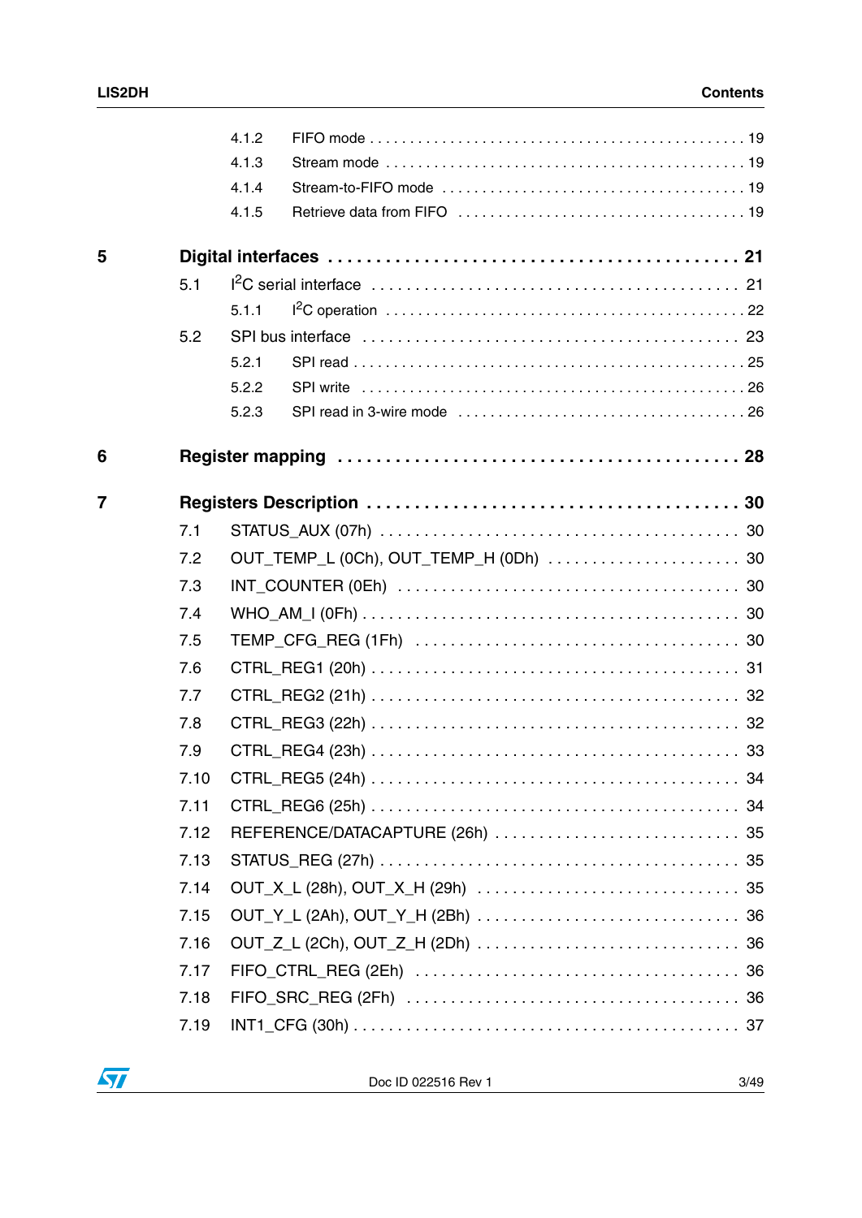4.1.2 FIFO mode . . . . . . . . . . . . . . . . . . . . . . . . . . . . . . . . . . . . . . . . . . . . . . 19

4.1.3 Stream mode . . . . . . . . . . . . . . . . . . . . . . . . . . . . . . . . . . . . . . . . . . . . 19

4.1.4 Stream-to-FIFO mode . . . . . . . . . . . . . . . . . . . . . . . . . . . . . . . . . . . 19

4.1.5 Retrieve data from FIFO . . . . . . . . . . . . . . . . . . . . . . . . . . . . . . . . . 19

**5 Digital interfaces . . . . . . . . . . . . . . . . . . . . . . . . . . . . . . . . . . . . . . . . . 21**

5.1 I²C serial interface . . . . . . . . . . . . . . . . . . . . . . . . . . . . . . . . . . . . . . . 21

5.1.1 I²C operation . . . . . . . . . . . . . . . . . . . . . . . . . . . . . . . . . . . . . . . . . . 22

5.2 SPI bus interface . . . . . . . . . . . . . . . . . . . . . . . . . . . . . . . . . . . . . . . . 23

5.2.1 SPI read . . . . . . . . . . . . . . . . . . . . . . . . . . . . . . . . . . . . . . . . . . . . . . 25

5.2.2 SPI write . . . . . . . . . . . . . . . . . . . . . . . . . . . . . . . . . . . . . . . . . . . . . 26

5.2.3 SPI read in 3-wire mode . . . . . . . . . . . . . . . . . . . . . . . . . . . . . . . . . 26

**6 Register mapping . . . . . . . . . . . . . . . . . . . . . . . . . . . . . . . . . . . . . . . . 28**

**7 Registers Description . . . . . . . . . . . . . . . . . . . . . . . . . . . . . . . . . . . . 30**

7.1 STATUS_AUX (07h) . . . . . . . . . . . . . . . . . . . . . . . . . . . . . . . . . . . . . . 30

7.2 OUT_TEMP_L (0Ch), OUT_TEMP_H (0Dh) . . . . . . . . . . . . . . . . . . . . . . 30

7.3 INT_COUNTER (0Eh) . . . . . . . . . . . . . . . . . . . . . . . . . . . . . . . . . . . . 30

7.4 WHO_AM_I (0Fh) . . . . . . . . . . . . . . . . . . . . . . . . . . . . . . . . . . . . . . . 30

7.5 TEMP_CFG_REG (1Fh) . . . . . . . . . . . . . . . . . . . . . . . . . . . . . . . . . . . 30

7.6 CTRL_REG1 (20h) . . . . . . . . . . . . . . . . . . . . . . . . . . . . . . . . . . . . . . . 31

7.7 CTRL_REG2 (21h) . . . . . . . . . . . . . . . . . . . . . . . . . . . . . . . . . . . . . . . 32

7.8 CTRL_REG3 (22h) . . . . . . . . . . . . . . . . . . . . . . . . . . . . . . . . . . . . . . . 32

7.9 CTRL_REG4 (23h) . . . . . . . . . . . . . . . . . . . . . . . . . . . . . . . . . . . . . . . 33

7.10 CTRL_REG5 (24h) . . . . . . . . . . . . . . . . . . . . . . . . . . . . . . . . . . . . . . . 34

7.11 CTRL_REG6 (25h) . . . . . . . . . . . . . . . . . . . . . . . . . . . . . . . . . . . . . . . 34

7.12 REFERENCE/DATACAPTURE (26h) . . . . . . . . . . . . . . . . . . . . . . . . . . . 35

7.13 STATUS_REG (27h) . . . . . . . . . . . . . . . . . . . . . . . . . . . . . . . . . . . . . . 35

7.14 OUT_X_L (28h), OUT_X_H (29h) . . . . . . . . . . . . . . . . . . . . . . . . . . . . 35

7.15 OUT_Y_L (2Ah), OUT_Y_H (2Bh) . . . . . . . . . . . . . . . . . . . . . . . . . . . . 36

7.16 OUT_Z_L (2Ch), OUT_Z_H (2Dh) . . . . . . . . . . . . . . . . . . . . . . . . . . . . 36

7.17 FIFO_CTRL_REG (2Eh) . . . . . . . . . . . . . . . . . . . . . . . . . . . . . . . . . . . 36

7.18 FIFO_SRC_REG (2Fh) . . . . . . . . . . . . . . . . . . . . . . . . . . . . . . . . . . . . 36

7.19 INT1_CFG (30h) . . . . . . . . . . . . . . . . . . . . . . . . . . . . . . . . . . . . . . . . . 37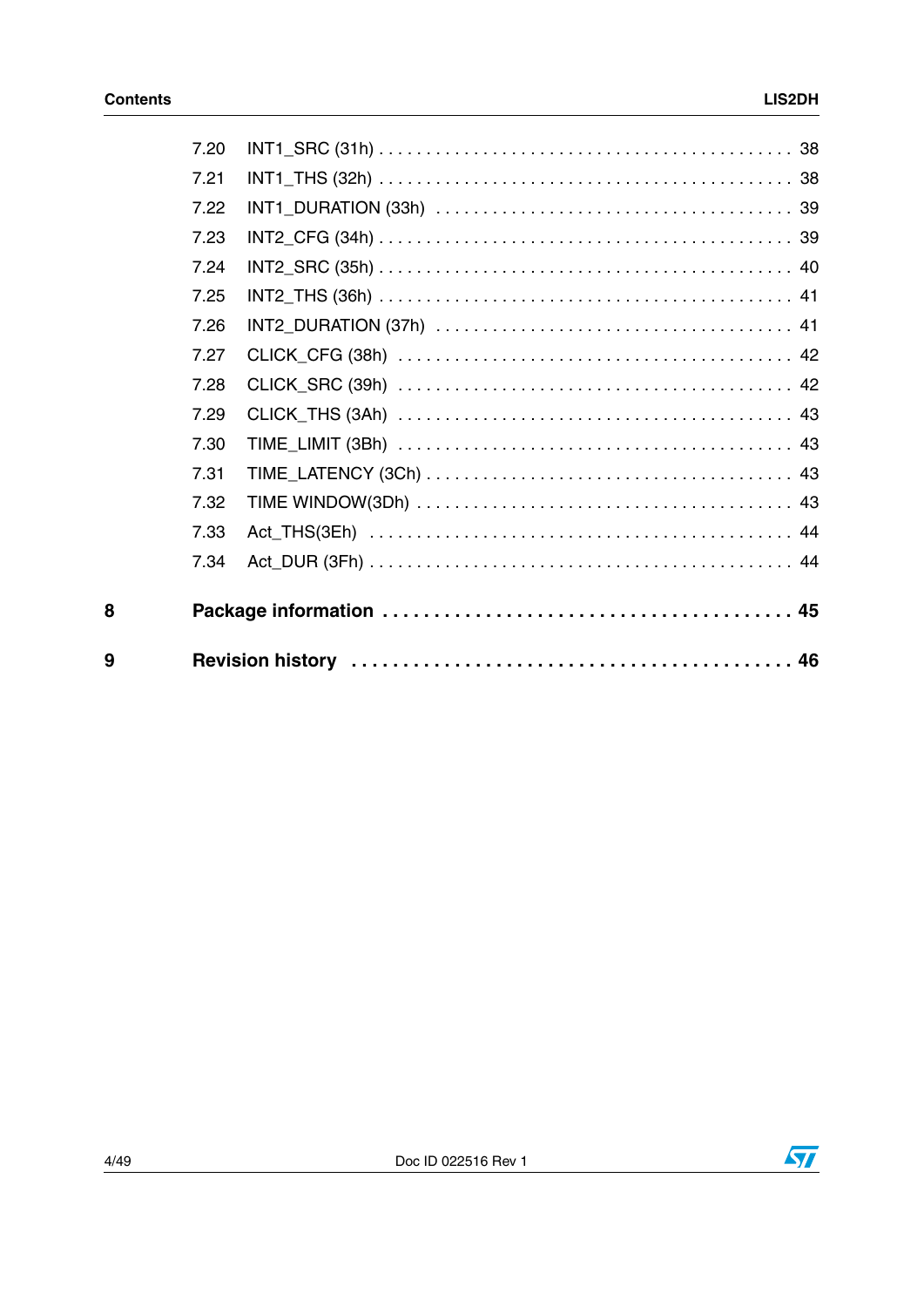| | | |
|---|---|---|
| 7.20 | INT1_SRC (31h) | 38 |
| 7.21 | INT1_THS (32h) | 38 |
| 7.22 | INT1_DURATION (33h) | 39 |
| 7.23 | INT2_CFG (34h) | 39 |
| 7.24 | INT2_SRC (35h) | 40 |
| 7.25 | INT2_THS (36h) | 41 |
| 7.26 | INT2_DURATION (37h) | 41 |
| 7.27 | CLICK_CFG (38h) | 42 |
| 7.28 | CLICK_SRC (39h) | 42 |
| 7.29 | CLICK_THS (3Ah) | 43 |
| 7.30 | TIME_LIMIT (3Bh) | 43 |
| 7.31 | TIME_LATENCY (3Ch) | 43 |
| 7.32 | TIME WINDOW(3Dh) | 43 |
| 7.33 | Act_THS(3Eh) | 44 |
| 7.34 | Act_DUR (3Fh) | 44 |
| **8** | **Package information** | **45** |
| **9** | **Revision history** | **46** |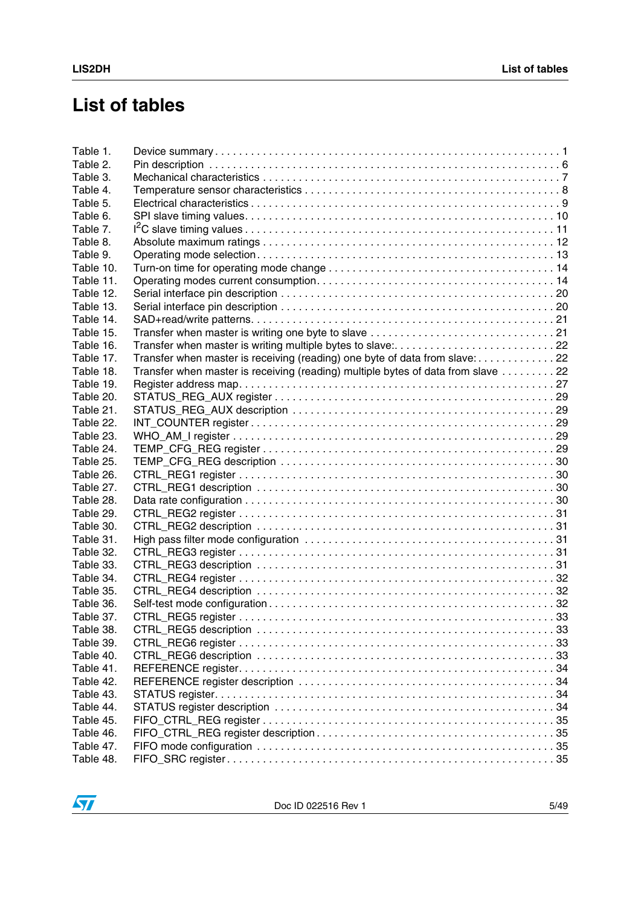# List of tables

| | | |
|---|---|---|
| Table 1. | Device summary | 1 |
| Table 2. | Pin description | 6 |
| Table 3. | Mechanical characteristics | 7 |
| Table 4. | Temperature sensor characteristics | 8 |
| Table 5. | Electrical characteristics | 9 |
| Table 6. | SPI slave timing values | 10 |
| Table 7. | I$^2$C slave timing values | 11 |
| Table 8. | Absolute maximum ratings | 12 |
| Table 9. | Operating mode selection | 13 |
| Table 10. | Turn-on time for operating mode change | 14 |
| Table 11. | Operating modes current consumption | 14 |
| Table 12. | Serial interface pin description | 20 |
| Table 13. | Serial interface pin description | 20 |
| Table 14. | SAD+read/write patterns | 21 |
| Table 15. | Transfer when master is writing one byte to slave | 21 |
| Table 16. | Transfer when master is writing multiple bytes to slave: | 22 |
| Table 17. | Transfer when master is receiving (reading) one byte of data from slave: | 22 |
| Table 18. | Transfer when master is receiving (reading) multiple bytes of data from slave | 22 |
| Table 19. | Register address map | 27 |
| Table 20. | STATUS_REG_AUX register | 29 |
| Table 21. | STATUS_REG_AUX description | 29 |
| Table 22. | INT_COUNTER register | 29 |
| Table 23. | WHO_AM_I register | 29 |
| Table 24. | TEMP_CFG_REG register | 29 |
| Table 25. | TEMP_CFG_REG description | 30 |
| Table 26. | CTRL_REG1 register | 30 |
| Table 27. | CTRL_REG1 description | 30 |
| Table 28. | Data rate configuration | 30 |
| Table 29. | CTRL_REG2 register | 31 |
| Table 30. | CTRL_REG2 description | 31 |
| Table 31. | High pass filter mode configuration | 31 |
| Table 32. | CTRL_REG3 register | 31 |
| Table 33. | CTRL_REG3 description | 31 |
| Table 34. | CTRL_REG4 register | 32 |
| Table 35. | CTRL_REG4 description | 32 |
| Table 36. | Self-test mode configuration | 32 |
| Table 37. | CTRL_REG5 register | 33 |
| Table 38. | CTRL_REG5 description | 33 |
| Table 39. | CTRL_REG6 register | 33 |
| Table 40. | CTRL_REG6 description | 33 |
| Table 41. | REFERENCE register | 34 |
| Table 42. | REFERENCE register description | 34 |
| Table 43. | STATUS register | 34 |
| Table 44. | STATUS register description | 34 |
| Table 45. | FIFO_CTRL_REG register | 35 |
| Table 46. | FIFO_CTRL_REG register description | 35 |
| Table 47. | FIFO mode configuration | 35 |
| Table 48. | FIFO_SRC register | 35 |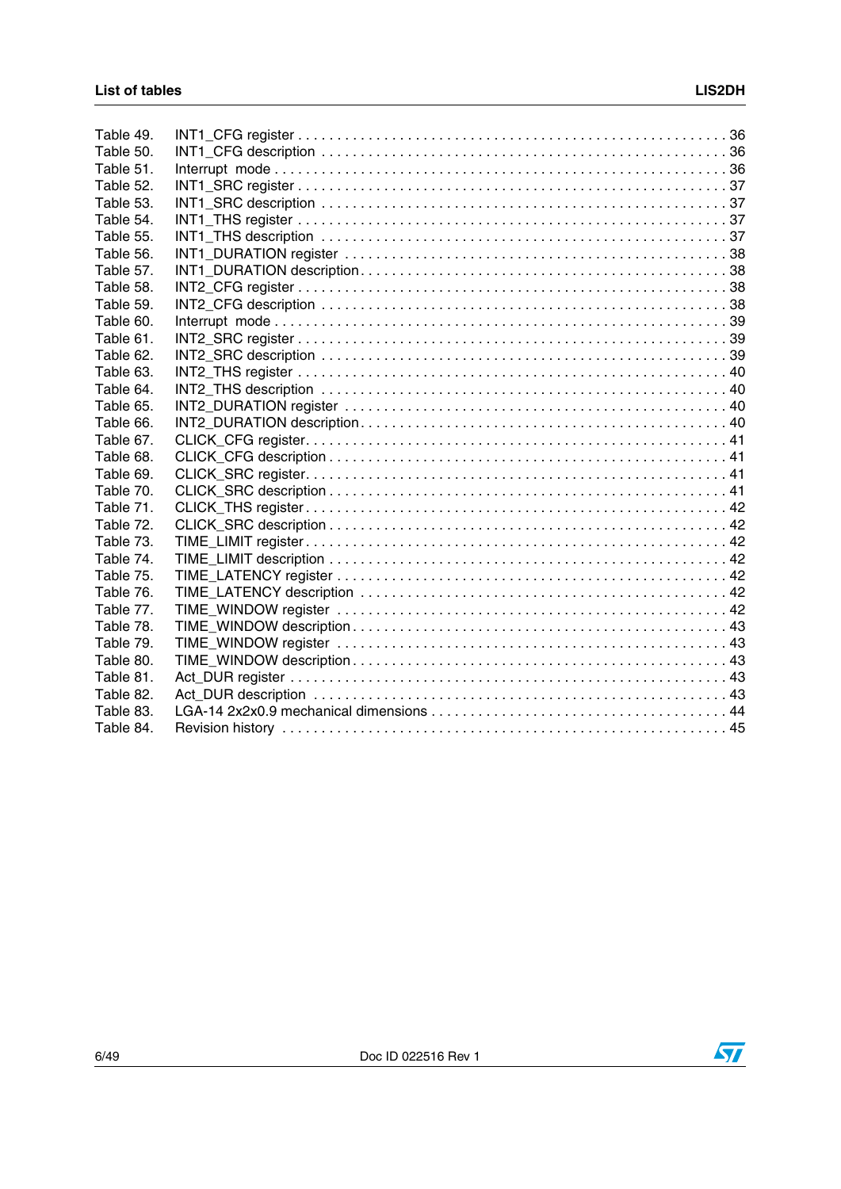Table 49. INT1_CFG register . . . . . . . . . . . . . . . . . . . . . . . . . . . . . . . . . . . . . . . . . . . . . . . . . . . . . . . . . 36
Table 50. INT1_CFG description . . . . . . . . . . . . . . . . . . . . . . . . . . . . . . . . . . . . . . . . . . . . . . . . . . . . . . 36
Table 51. Interrupt mode . . . . . . . . . . . . . . . . . . . . . . . . . . . . . . . . . . . . . . . . . . . . . . . . . . . . . . . . . . . 36
Table 52. INT1_SRC register . . . . . . . . . . . . . . . . . . . . . . . . . . . . . . . . . . . . . . . . . . . . . . . . . . . . . . . . . 37
Table 53. INT1_SRC description . . . . . . . . . . . . . . . . . . . . . . . . . . . . . . . . . . . . . . . . . . . . . . . . . . . . . . 37
Table 54. INT1_THS register . . . . . . . . . . . . . . . . . . . . . . . . . . . . . . . . . . . . . . . . . . . . . . . . . . . . . . . . . 37
Table 55. INT1_THS description . . . . . . . . . . . . . . . . . . . . . . . . . . . . . . . . . . . . . . . . . . . . . . . . . . . . . . 37
Table 56. INT1_DURATION register . . . . . . . . . . . . . . . . . . . . . . . . . . . . . . . . . . . . . . . . . . . . . . . . . . . . 38
Table 57. INT1_DURATION description. . . . . . . . . . . . . . . . . . . . . . . . . . . . . . . . . . . . . . . . . . . . . . . . . . 38
Table 58. INT2_CFG register . . . . . . . . . . . . . . . . . . . . . . . . . . . . . . . . . . . . . . . . . . . . . . . . . . . . . . . . . 38
Table 59. INT2_CFG description . . . . . . . . . . . . . . . . . . . . . . . . . . . . . . . . . . . . . . . . . . . . . . . . . . . . . . 38
Table 60. Interrupt mode . . . . . . . . . . . . . . . . . . . . . . . . . . . . . . . . . . . . . . . . . . . . . . . . . . . . . . . . . . . 39
Table 61. INT2_SRC register . . . . . . . . . . . . . . . . . . . . . . . . . . . . . . . . . . . . . . . . . . . . . . . . . . . . . . . . . 39
Table 62. INT2_SRC description . . . . . . . . . . . . . . . . . . . . . . . . . . . . . . . . . . . . . . . . . . . . . . . . . . . . . . 39
Table 63. INT2_THS register . . . . . . . . . . . . . . . . . . . . . . . . . . . . . . . . . . . . . . . . . . . . . . . . . . . . . . . . . 40
Table 64. INT2_THS description . . . . . . . . . . . . . . . . . . . . . . . . . . . . . . . . . . . . . . . . . . . . . . . . . . . . . . 40
Table 65. INT2_DURATION register . . . . . . . . . . . . . . . . . . . . . . . . . . . . . . . . . . . . . . . . . . . . . . . . . . . . 40
Table 66. INT2_DURATION description. . . . . . . . . . . . . . . . . . . . . . . . . . . . . . . . . . . . . . . . . . . . . . . . . . 40
Table 67. CLICK_CFG register. . . . . . . . . . . . . . . . . . . . . . . . . . . . . . . . . . . . . . . . . . . . . . . . . . . . . . . . 41
Table 68. CLICK_CFG description . . . . . . . . . . . . . . . . . . . . . . . . . . . . . . . . . . . . . . . . . . . . . . . . . . . . . 41
Table 69. CLICK_SRC register. . . . . . . . . . . . . . . . . . . . . . . . . . . . . . . . . . . . . . . . . . . . . . . . . . . . . . . . 41
Table 70. CLICK_SRC description . . . . . . . . . . . . . . . . . . . . . . . . . . . . . . . . . . . . . . . . . . . . . . . . . . . . . 41
Table 71. CLICK_THS register . . . . . . . . . . . . . . . . . . . . . . . . . . . . . . . . . . . . . . . . . . . . . . . . . . . . . . . . 42
Table 72. CLICK_SRC description . . . . . . . . . . . . . . . . . . . . . . . . . . . . . . . . . . . . . . . . . . . . . . . . . . . . . 42
Table 73. TIME_LIMIT register . . . . . . . . . . . . . . . . . . . . . . . . . . . . . . . . . . . . . . . . . . . . . . . . . . . . . . . . 42
Table 74. TIME_LIMIT description . . . . . . . . . . . . . . . . . . . . . . . . . . . . . . . . . . . . . . . . . . . . . . . . . . . . . 42
Table 75. TIME_LATENCY register . . . . . . . . . . . . . . . . . . . . . . . . . . . . . . . . . . . . . . . . . . . . . . . . . . . . . 42
Table 76. TIME_LATENCY description . . . . . . . . . . . . . . . . . . . . . . . . . . . . . . . . . . . . . . . . . . . . . . . . . . 42
Table 77. TIME_WINDOW register . . . . . . . . . . . . . . . . . . . . . . . . . . . . . . . . . . . . . . . . . . . . . . . . . . . . . 42
Table 78. TIME_WINDOW description . . . . . . . . . . . . . . . . . . . . . . . . . . . . . . . . . . . . . . . . . . . . . . . . . . 43
Table 79. TIME_WINDOW register . . . . . . . . . . . . . . . . . . . . . . . . . . . . . . . . . . . . . . . . . . . . . . . . . . . . . 43
Table 80. TIME_WINDOW description . . . . . . . . . . . . . . . . . . . . . . . . . . . . . . . . . . . . . . . . . . . . . . . . . . 43
Table 81. Act_DUR register . . . . . . . . . . . . . . . . . . . . . . . . . . . . . . . . . . . . . . . . . . . . . . . . . . . . . . . . . . 43
Table 82. Act_DUR description . . . . . . . . . . . . . . . . . . . . . . . . . . . . . . . . . . . . . . . . . . . . . . . . . . . . . . . 43
Table 83. LGA-14 2x2x0.9 mechanical dimensions . . . . . . . . . . . . . . . . . . . . . . . . . . . . . . . . . . . . . . . 44
Table 84. Revision history . . . . . . . . . . . . . . . . . . . . . . . . . . . . . . . . . . . . . . . . . . . . . . . . . . . . . . . . . . . 45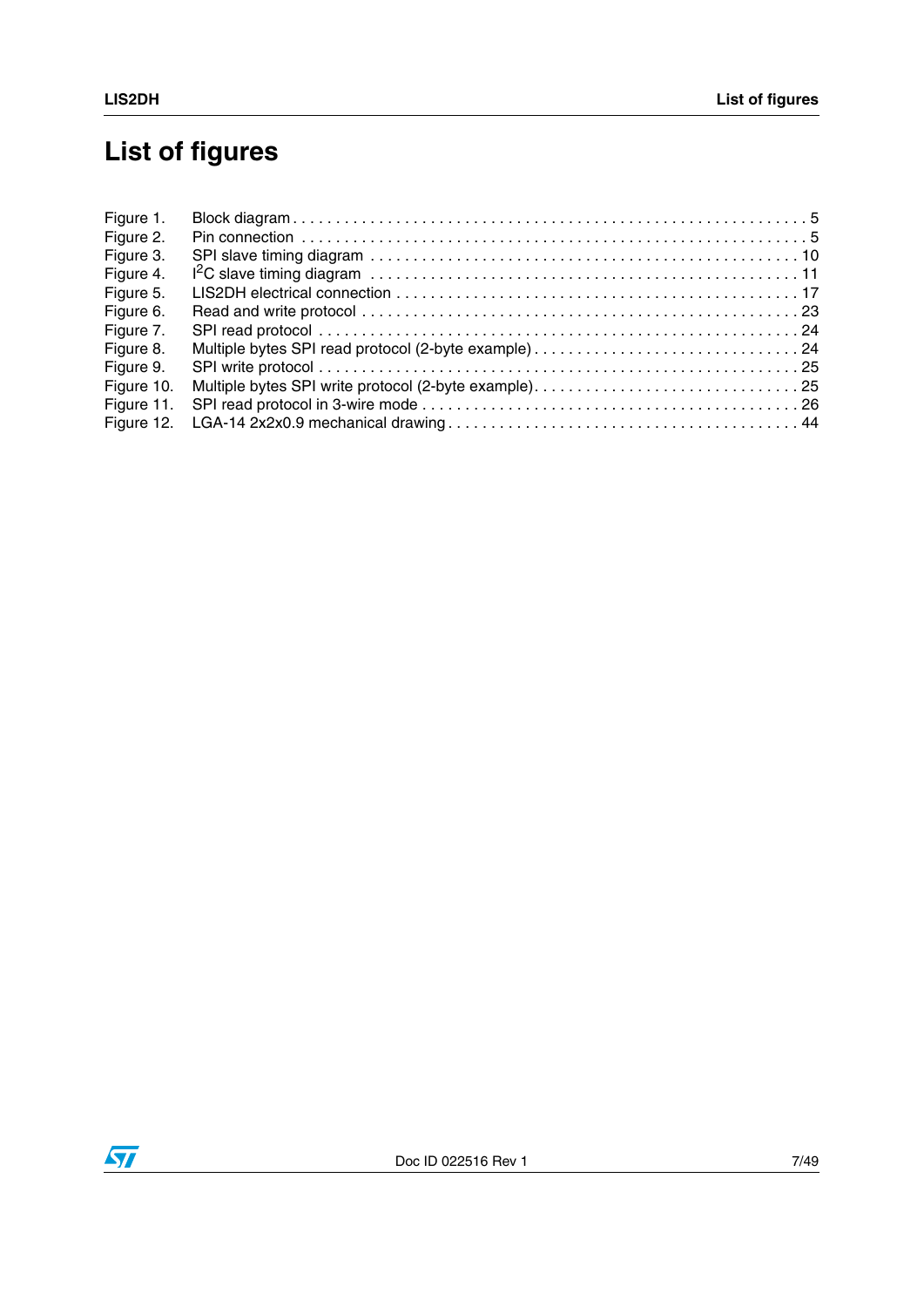# List of figures

| | | |
|---|---|---|
| Figure 1. | Block diagram | 5 |
| Figure 2. | Pin connection | 5 |
| Figure 3. | SPI slave timing diagram | 10 |
| Figure 4. | $I^2C$ slave timing diagram | 11 |
| Figure 5. | LIS2DH electrical connection | 17 |
| Figure 6. | Read and write protocol | 23 |
| Figure 7. | SPI read protocol | 24 |
| Figure 8. | Multiple bytes SPI read protocol (2-byte example) | 24 |
| Figure 9. | SPI write protocol | 25 |
| Figure 10. | Multiple bytes SPI write protocol (2-byte example) | 25 |
| Figure 11. | SPI read protocol in 3-wire mode | 26 |
| Figure 12. | LGA-14 2x2x0.9 mechanical drawing | 44 |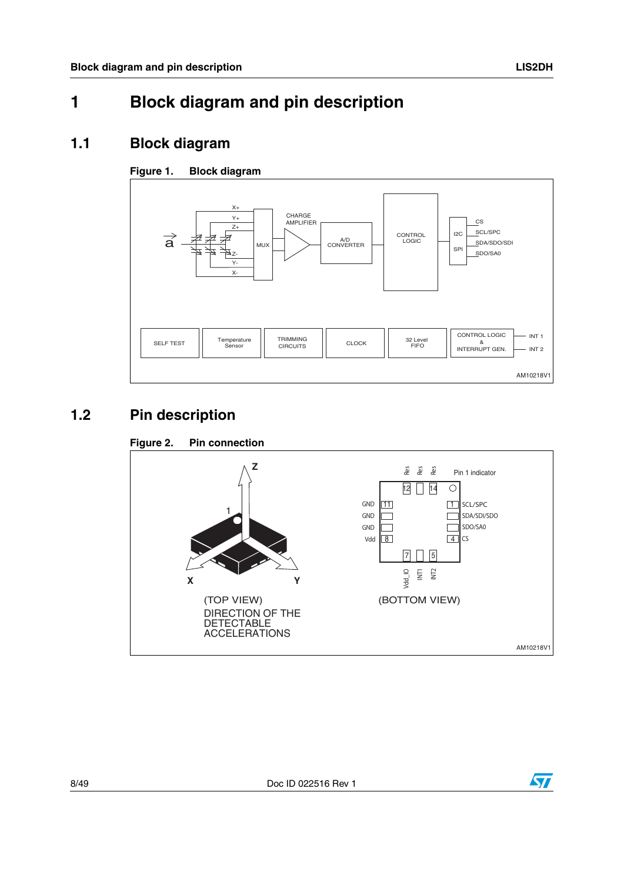# 1 Block diagram and pin description

## 1.1 Block diagram

**Figure 1. Block diagram**

## 1.2 Pin description

**Figure 2. Pin connection**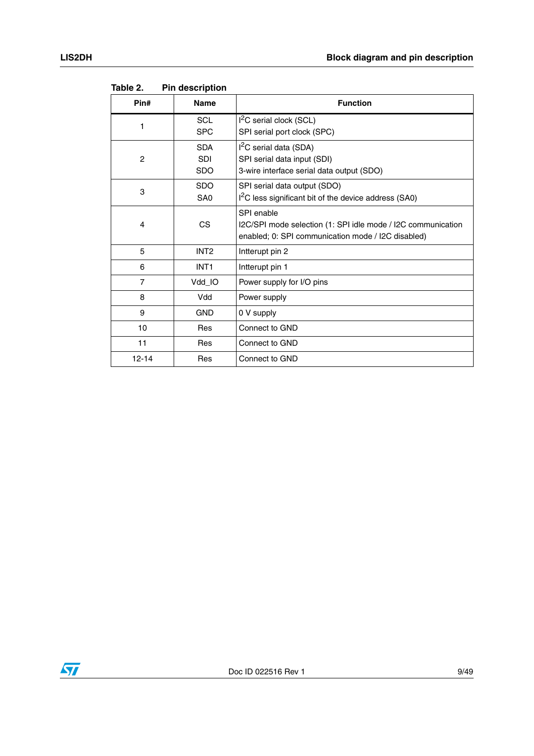Table 2. Pin description

| Pin# | Name | Function |
|---|---|---|
| 1 | SCL<br>SPC | $I^2C$ serial clock (SCL)<br>SPI serial port clock (SPC) |
| 2 | SDA<br>SDI<br>SDO | $I^2C$ serial data (SDA)<br>SPI serial data input (SDI)<br>3-wire interface serial data output (SDO) |
| 3 | SDO<br>SA0 | SPI serial data output (SDO)<br>$I^2C$ less significant bit of the device address (SA0) |
| 4 | CS | SPI enable<br>I2C/SPI mode selection (1: SPI idle mode / I2C communication enabled; 0: SPI communication mode / I2C disabled) |
| 5 | INT2 | Intterupt pin 2 |
| 6 | INT1 | Intterupt pin 1 |
| 7 | Vdd_IO | Power supply for I/O pins |
| 8 | Vdd | Power supply |
| 9 | GND | 0 V supply |
| 10 | Res | Connect to GND |
| 11 | Res | Connect to GND |
| 12-14 | Res | Connect to GND |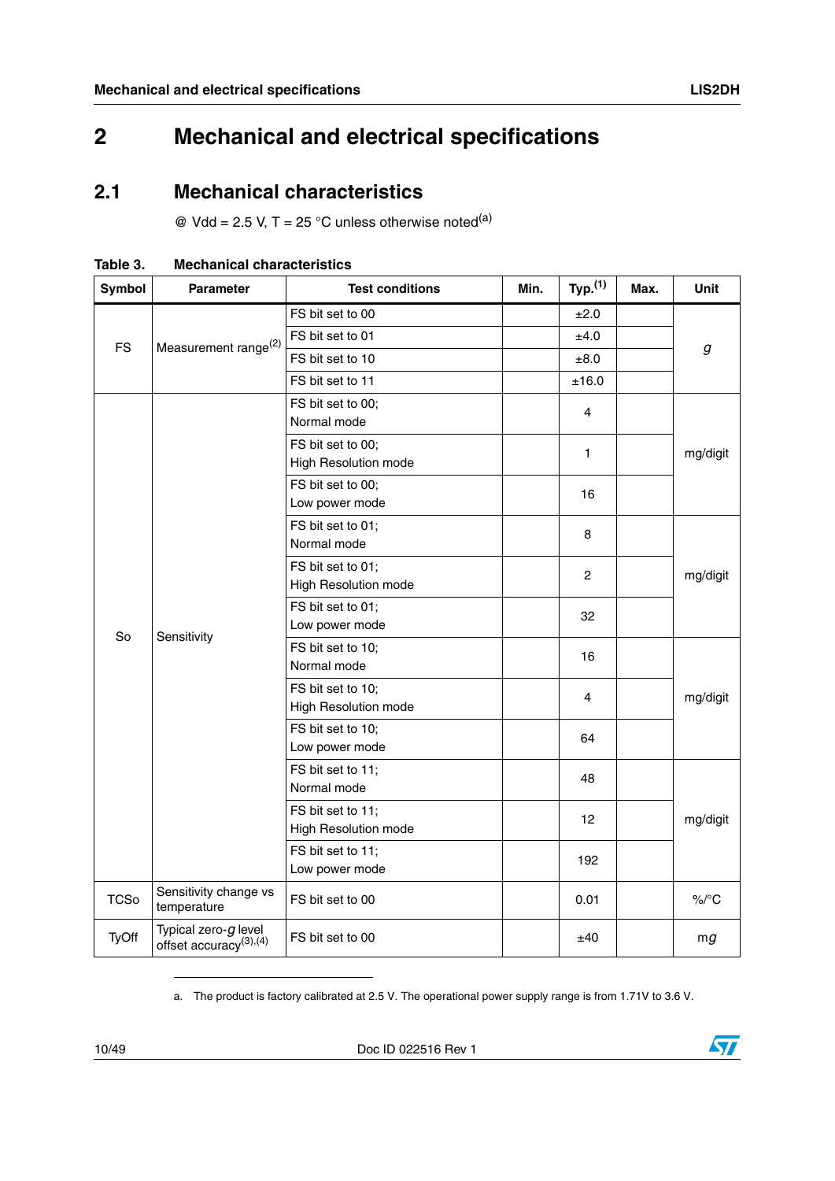# 2 Mechanical and electrical specifications

## 2.1 Mechanical characteristics

@ Vdd = 2.5 V, T = 25 °C unless otherwise noted[(a)]

**Table 3. Mechanical characteristics**

| Symbol | Parameter | Test conditions | Min. | Typ.[(1)] | Max. | Unit |
|---|---|---|---|---|---|---|
| FS | Measurement range[(2)] | FS bit set to 00 | | ±2.0 | | *g* |
| | | FS bit set to 01 | | ±4.0 | | |
| | | FS bit set to 10 | | ±8.0 | | |
| | | FS bit set to 11 | | ±16.0 | | |
| So | Sensitivity | FS bit set to 00; Normal mode | | 4 | | mg/digit |
| | | FS bit set to 00; High Resolution mode | | 1 | | |
| | | FS bit set to 00; Low power mode | | 16 | | |
| | | FS bit set to 01; Normal mode | | 8 | | mg/digit |
| | | FS bit set to 01; High Resolution mode | | 2 | | |
| | | FS bit set to 01; Low power mode | | 32 | | |
| | | FS bit set to 10; Normal mode | | 16 | | mg/digit |
| | | FS bit set to 10; High Resolution mode | | 4 | | |
| | | FS bit set to 10; Low power mode | | 64 | | |
| | | FS bit set to 11; Normal mode | | 48 | | mg/digit |
| | | FS bit set to 11; High Resolution mode | | 12 | | |
| | | FS bit set to 11; Low power mode | | 192 | | |
| TCSo | Sensitivity change vs temperature | FS bit set to 00 | | 0.01 | | %/°C |
| TyOff | Typical zero-*g* level offset accuracy[(3),(4)] | FS bit set to 00 | | ±40 | | m*g* |

a. The product is factory calibrated at 2.5 V. The operational power supply range is from 1.71V to 3.6 V.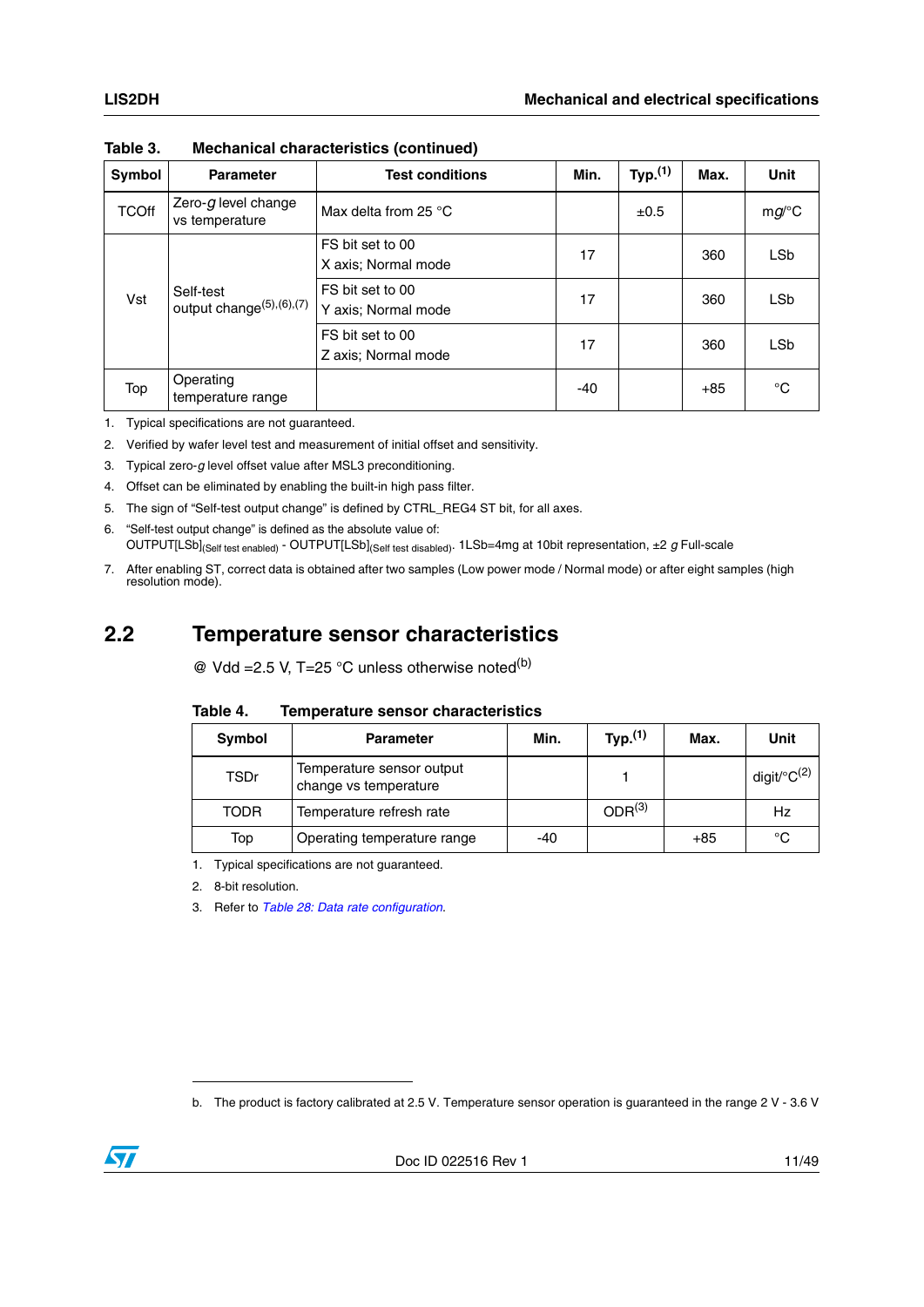**Table 3. Mechanical characteristics (continued)**

| Symbol | Parameter | Test conditions | Min. | Typ.[1] | Max. | Unit |
|---|---|---|---|---|---|---|
| TCOff | Zero-*g* level change vs temperature | Max delta from 25 °C | | ±0.5 | | m*g*/°C |
| Vst | Self-test output change[5],[6],[7] | FS bit set to 00<br>X axis; Normal mode | 17 | | 360 | LSb |
| | | FS bit set to 00<br>Y axis; Normal mode | 17 | | 360 | LSb |
| | | FS bit set to 00<br>Z axis; Normal mode | 17 | | 360 | LSb |
| Top | Operating temperature range | | -40 | | +85 | °C |

1. Typical specifications are not guaranteed.
2. Verified by wafer level test and measurement of initial offset and sensitivity.
3. Typical zero-*g* level offset value after MSL3 preconditioning.
4. Offset can be eliminated by enabling the built-in high pass filter.
5. The sign of "Self-test output change" is defined by CTRL_REG4 ST bit, for all axes.
6. "Self-test output change" is defined as the absolute value of:
   $OUTPUT[LSb]_{(Self\ test\ enabled)}$ - $OUTPUT[LSb]_{(Self\ test\ disabled)}$. 1LSb=4mg at 10bit representation, ±2 *g* Full-scale
7. After enabling ST, correct data is obtained after two samples (Low power mode / Normal mode) or after eight samples (high resolution mode).

## 2.2 Temperature sensor characteristics

@ Vdd =2.5 V, T=25 °C unless otherwise noted[b]

**Table 4. Temperature sensor characteristics**

| Symbol | Parameter | Min. | Typ.[1] | Max. | Unit |
|---|---|---|---|---|---|
| TSDr | Temperature sensor output change vs temperature | | 1 | | digit/°C[2] |
| TODR | Temperature refresh rate | | ODR[3] | | Hz |
| Top | Operating temperature range | -40 | | +85 | °C |

1. Typical specifications are not guaranteed.
2. 8-bit resolution.
3. Refer to *Table 28: Data rate configuration*.

b. The product is factory calibrated at 2.5 V. Temperature sensor operation is guaranteed in the range 2 V - 3.6 V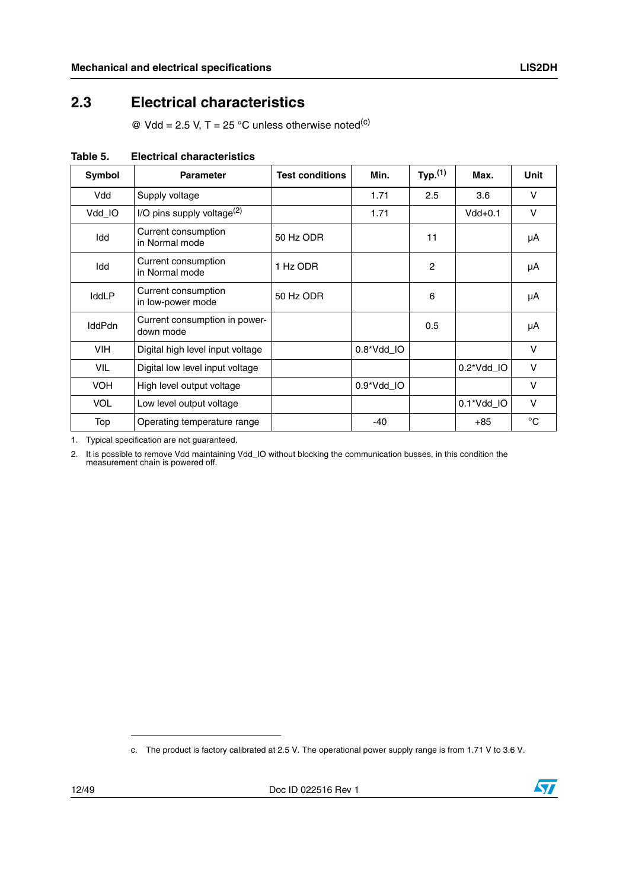## 2.3 Electrical characteristics

@ Vdd = 2.5 V, T = 25 °C unless otherwise noted[c]

**Table 5. Electrical characteristics**

| Symbol | Parameter | Test conditions | Min. | Typ.[1] | Max. | Unit |
|---|---|---|---|---|---|---|
| Vdd | Supply voltage | | 1.71 | 2.5 | 3.6 | V |
| Vdd_IO | I/O pins supply voltage[2] | | 1.71 | | Vdd+0.1 | V |
| Idd | Current consumption in Normal mode | 50 Hz ODR | | 11 | | µA |
| Idd | Current consumption in Normal mode | 1 Hz ODR | | 2 | | µA |
| IddLP | Current consumption in low-power mode | 50 Hz ODR | | 6 | | µA |
| IddPdn | Current consumption in power-down mode | | | 0.5 | | µA |
| VIH | Digital high level input voltage | | 0.8*Vdd_IO | | | V |
| VIL | Digital low level input voltage | | | | 0.2*Vdd_IO | V |
| VOH | High level output voltage | | 0.9*Vdd_IO | | | V |
| VOL | Low level output voltage | | | | 0.1*Vdd_IO | V |
| Top | Operating temperature range | | -40 | | +85 | °C |

1. Typical specification are not guaranteed.
2. It is possible to remove Vdd maintaining Vdd_IO without blocking the communication busses, in this condition the measurement chain is powered off.

c. The product is factory calibrated at 2.5 V. The operational power supply range is from 1.71 V to 3.6 V.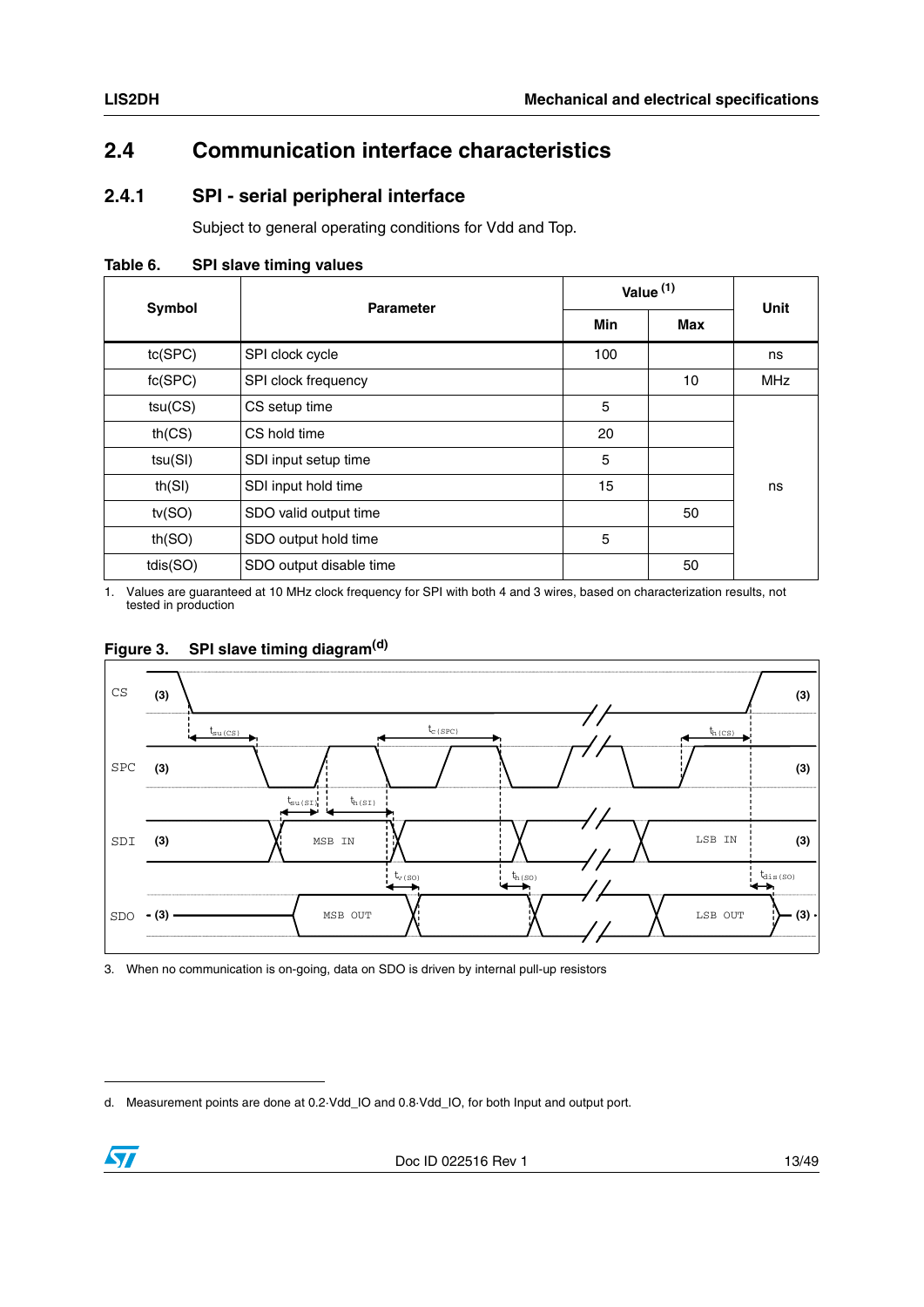## 2.4 Communication interface characteristics

### 2.4.1 SPI - serial peripheral interface

Subject to general operating conditions for Vdd and Top.

**Table 6. SPI slave timing values**

| Symbol | Parameter | Value [(1)] Min | Value [(1)] Max | Unit |
|---|---|---|---|---|
| tc(SPC) | SPI clock cycle | 100 | | ns |
| fc(SPC) | SPI clock frequency | | 10 | MHz |
| tsu(CS) | CS setup time | 5 | | ns |
| th(CS) | CS hold time | 20 | | ns |
| tsu(SI) | SDI input setup time | 5 | | ns |
| th(SI) | SDI input hold time | 15 | | ns |
| tv(SO) | SDO valid output time | | 50 | ns |
| th(SO) | SDO output hold time | 5 | | ns |
| tdis(SO) | SDO output disable time | | 50 | ns |

1. Values are guaranteed at 10 MHz clock frequency for SPI with both 4 and 3 wires, based on characterization results, not tested in production

**Figure 3. SPI slave timing diagram[(d)]**

3. When no communication is on-going, data on SDO is driven by internal pull-up resistors

d. Measurement points are done at 0.2·Vdd_IO and 0.8·Vdd_IO, for both Input and output port.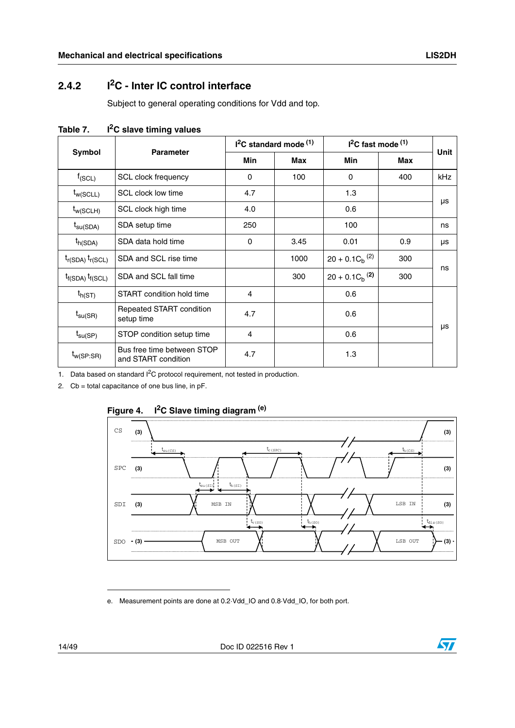## 2.4.2 $I^2C$ - Inter IC control interface

Subject to general operating conditions for Vdd and top.

**Table 7. $I^2C$ slave timing values**

| Symbol | Parameter | $I^2C$ standard mode (1) | | $I^2C$ fast mode (1) | | Unit |
|---|---|---|---|---|---|---|
| | | Min | Max | Min | Max | |
| $f_{(SCL)}$ | SCL clock frequency | 0 | 100 | 0 | 400 | kHz |
| $t_{w(SCLL)}$ | SCL clock low time | 4.7 | | 1.3 | | μs |
| $t_{w(SCLH)}$ | SCL clock high time | 4.0 | | 0.6 | | μs |
| $t_{su(SDA)}$ | SDA setup time | 250 | | 100 | | ns |
| $t_{h(SDA)}$ | SDA data hold time | 0 | 3.45 | 0.01 | 0.9 | μs |
| $t_{r(SDA)}$ $t_{r(SCL)}$ | SDA and SCL rise time | | 1000 | $20 + 0.1C_b$ (2) | 300 | ns |
| $t_{f(SDA)}$ $t_{f(SCL)}$ | SDA and SCL fall time | | 300 | $20 + 0.1C_b$ (2) | 300 | ns |
| $t_{h(ST)}$ | START condition hold time | 4 | | 0.6 | | μs |
| $t_{su(SR)}$ | Repeated START condition setup time | 4.7 | | 0.6 | | μs |
| $t_{su(SP)}$ | STOP condition setup time | 4 | | 0.6 | | μs |
| $t_{w(SP:SR)}$ | Bus free time between STOP and START condition | 4.7 | | 1.3 | | μs |

1. Data based on standard $I^2C$ protocol requirement, not tested in production.
2. Cb = total capacitance of one bus line, in pF.

**Figure 4. $I^2C$ Slave timing diagram [e]**

e. Measurement points are done at 0.2·Vdd_IO and 0.8·Vdd_IO, for both port.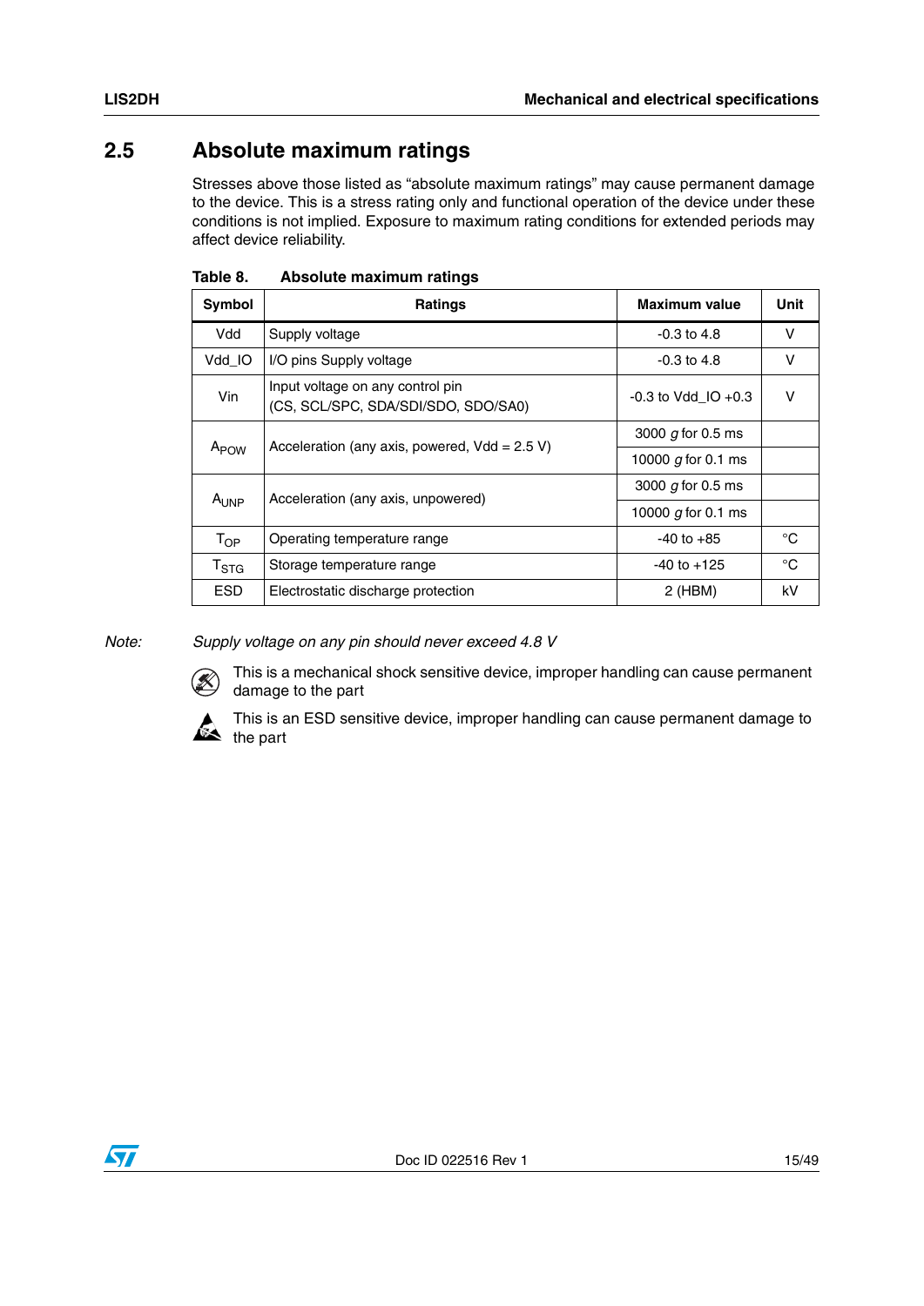## 2.5 Absolute maximum ratings

Stresses above those listed as "absolute maximum ratings" may cause permanent damage to the device. This is a stress rating only and functional operation of the device under these conditions is not implied. Exposure to maximum rating conditions for extended periods may affect device reliability.

**Table 8. Absolute maximum ratings**

| Symbol | Ratings | Maximum value | Unit |
|---|---|---|---|
| Vdd | Supply voltage | -0.3 to 4.8 | V |
| Vdd_IO | I/O pins Supply voltage | -0.3 to 4.8 | V |
| Vin | Input voltage on any control pin (CS, SCL/SPC, SDA/SDI/SDO, SDO/SA0) | -0.3 to Vdd_IO +0.3 | V |
| $A_{POW}$ | Acceleration (any axis, powered, Vdd = 2.5 V) | 3000 *g* for 0.5 ms | |
| | | 10000 *g* for 0.1 ms | |
| $A_{UNP}$ | Acceleration (any axis, unpowered) | 3000 *g* for 0.5 ms | |
| | | 10000 *g* for 0.1 ms | |
| $T_{OP}$ | Operating temperature range | -40 to +85 | °C |
| $T_{STG}$ | Storage temperature range | -40 to +125 | °C |
| ESD | Electrostatic discharge protection | 2 (HBM) | kV |

*Note: Supply voltage on any pin should never exceed 4.8 V*

This is a mechanical shock sensitive device, improper handling can cause permanent damage to the part

This is an ESD sensitive device, improper handling can cause permanent damage to the part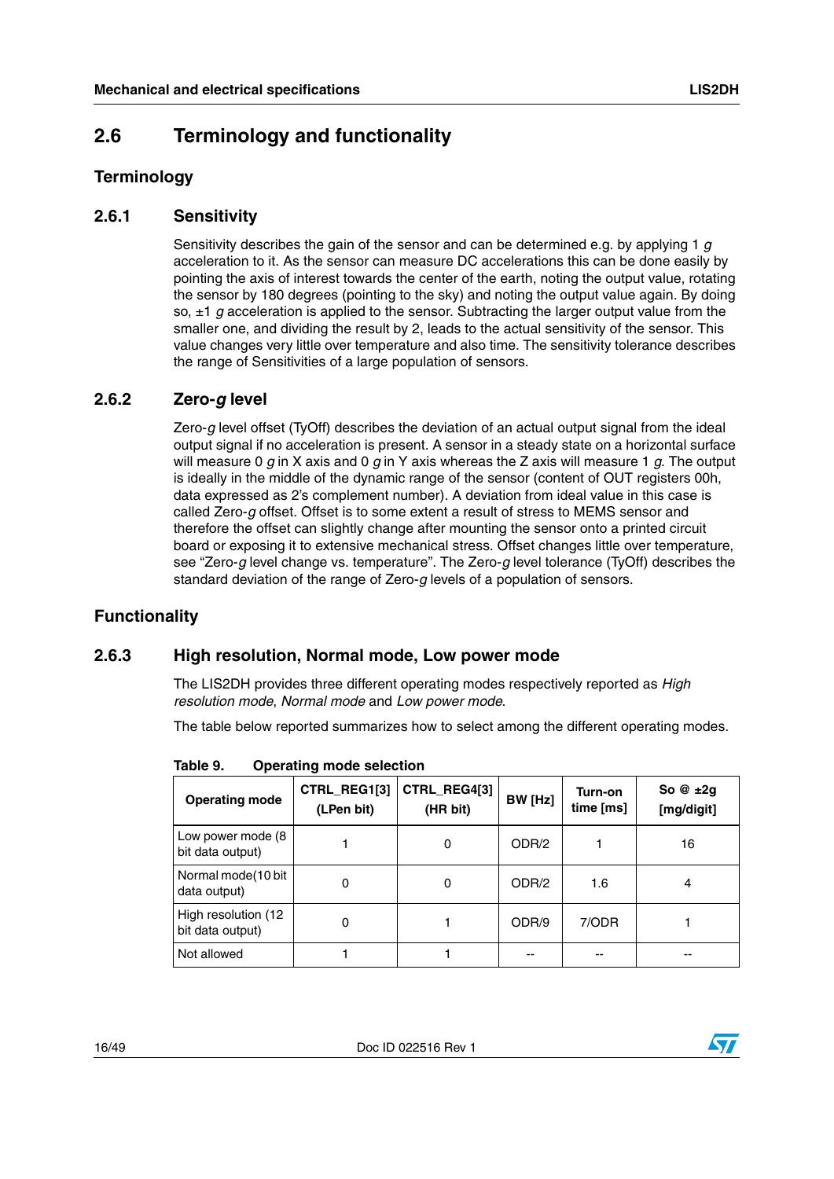## 2.6 Terminology and functionality

### Terminology

### 2.6.1 Sensitivity

Sensitivity describes the gain of the sensor and can be determined e.g. by applying 1 *g* acceleration to it. As the sensor can measure DC accelerations this can be done easily by pointing the axis of interest towards the center of the earth, noting the output value, rotating the sensor by 180 degrees (pointing to the sky) and noting the output value again. By doing so, ±1 *g* acceleration is applied to the sensor. Subtracting the larger output value from the smaller one, and dividing the result by 2, leads to the actual sensitivity of the sensor. This value changes very little over temperature and also time. The sensitivity tolerance describes the range of Sensitivities of a large population of sensors.

### 2.6.2 Zero-*g* level

Zero-*g* level offset (TyOff) describes the deviation of an actual output signal from the ideal output signal if no acceleration is present. A sensor in a steady state on a horizontal surface will measure 0 *g* in X axis and 0 *g* in Y axis whereas the Z axis will measure 1 *g*. The output is ideally in the middle of the dynamic range of the sensor (content of OUT registers 00h, data expressed as 2's complement number). A deviation from ideal value in this case is called Zero-*g* offset. Offset is to some extent a result of stress to MEMS sensor and therefore the offset can slightly change after mounting the sensor onto a printed circuit board or exposing it to extensive mechanical stress. Offset changes little over temperature, see "Zero-*g* level change vs. temperature". The Zero-*g* level tolerance (TyOff) describes the standard deviation of the range of Zero-*g* levels of a population of sensors.

### Functionality

### 2.6.3 High resolution, Normal mode, Low power mode

The LIS2DH provides three different operating modes respectively reported as *High resolution mode*, *Normal mode* and *Low power mode*.

The table below reported summarizes how to select among the different operating modes.

**Table 9. Operating mode selection**

| Operating mode | CTRL_REG1[3] (LPen bit) | CTRL_REG4[3] (HR bit) | BW [Hz] | Turn-on time [ms] | So @ ±2g [mg/digit] |
|---|---|---|---|---|---|
| Low power mode (8 bit data output) | 1 | 0 | ODR/2 | 1 | 16 |
| Normal mode(10 bit data output) | 0 | 0 | ODR/2 | 1.6 | 4 |
| High resolution (12 bit data output) | 0 | 1 | ODR/9 | 7/ODR | 1 |
| Not allowed | 1 | 1 | -- | -- | -- |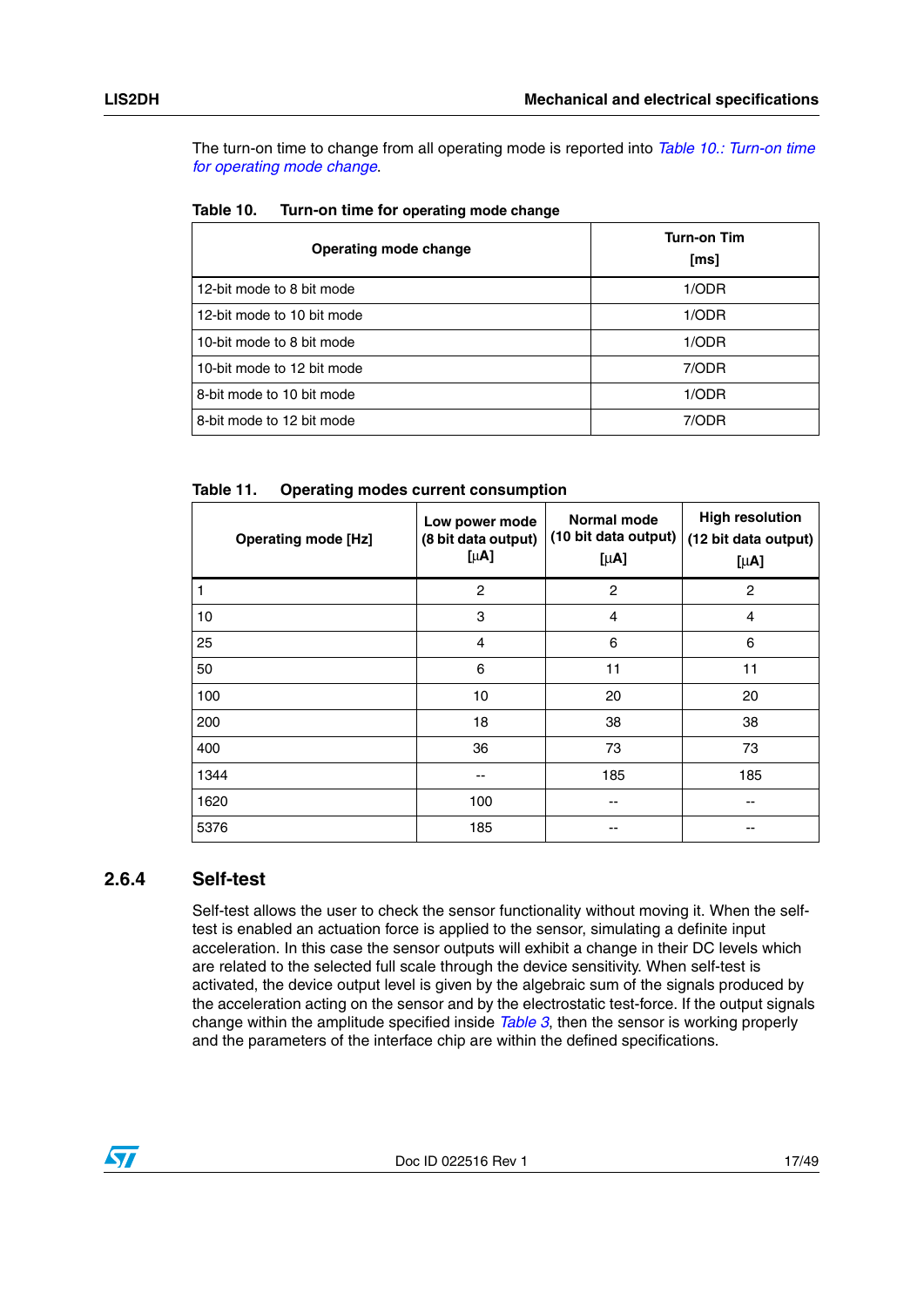The turn-on time to change from all operating mode is reported into *Table 10.: Turn-on time for operating mode change*.

Table 10. Turn-on time for operating mode change

| Operating mode change | Turn-on Tim [ms] |
|---|---|
| 12-bit mode to 8 bit mode | 1/ODR |
| 12-bit mode to 10 bit mode | 1/ODR |
| 10-bit mode to 8 bit mode | 1/ODR |
| 10-bit mode to 12 bit mode | 7/ODR |
| 8-bit mode to 10 bit mode | 1/ODR |
| 8-bit mode to 12 bit mode | 7/ODR |

Table 11. Operating modes current consumption

| Operating mode [Hz] | Low power mode (8 bit data output) [μA] | Normal mode (10 bit data output) [μA] | High resolution (12 bit data output) [μA] |
|---|---|---|---|
| 1 | 2 | 2 | 2 |
| 10 | 3 | 4 | 4 |
| 25 | 4 | 6 | 6 |
| 50 | 6 | 11 | 11 |
| 100 | 10 | 20 | 20 |
| 200 | 18 | 38 | 38 |
| 400 | 36 | 73 | 73 |
| 1344 | -- | 185 | 185 |
| 1620 | 100 | -- | -- |
| 5376 | 185 | -- | -- |

### 2.6.4 Self-test

Self-test allows the user to check the sensor functionality without moving it. When the self-test is enabled an actuation force is applied to the sensor, simulating a definite input acceleration. In this case the sensor outputs will exhibit a change in their DC levels which are related to the selected full scale through the device sensitivity. When self-test is activated, the device output level is given by the algebraic sum of the signals produced by the acceleration acting on the sensor and by the electrostatic test-force. If the output signals change within the amplitude specified inside *Table 3*, then the sensor is working properly and the parameters of the interface chip are within the defined specifications.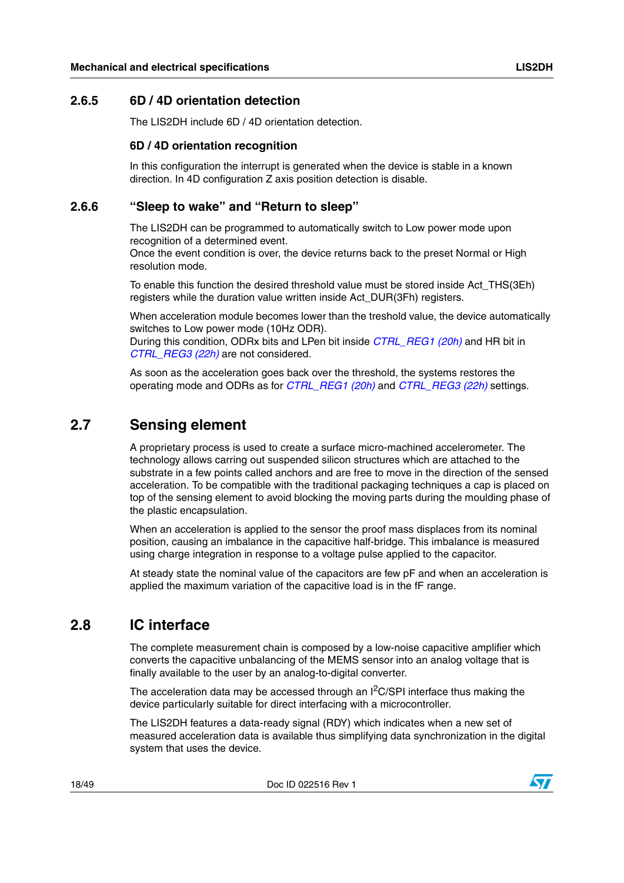### 2.6.5 6D / 4D orientation detection

The LIS2DH include 6D / 4D orientation detection.

#### 6D / 4D orientation recognition

In this configuration the interrupt is generated when the device is stable in a known direction. In 4D configuration Z axis position detection is disable.

### 2.6.6 “Sleep to wake” and “Return to sleep”

The LIS2DH can be programmed to automatically switch to Low power mode upon recognition of a determined event.
Once the event condition is over, the device returns back to the preset Normal or High resolution mode.

To enable this function the desired threshold value must be stored inside Act_THS(3Eh) registers while the duration value written inside Act_DUR(3Fh) registers.

When acceleration module becomes lower than the treshold value, the device automatically switches to Low power mode (10Hz ODR).
During this condition, ODRx bits and LPen bit inside *CTRL_REG1 (20h)* and HR bit in *CTRL_REG3 (22h)* are not considered.

As soon as the acceleration goes back over the threshold, the systems restores the operating mode and ODRs as for *CTRL_REG1 (20h)* and *CTRL_REG3 (22h)* settings.

## 2.7 Sensing element

A proprietary process is used to create a surface micro-machined accelerometer. The technology allows carring out suspended silicon structures which are attached to the substrate in a few points called anchors and are free to move in the direction of the sensed acceleration. To be compatible with the traditional packaging techniques a cap is placed on top of the sensing element to avoid blocking the moving parts during the moulding phase of the plastic encapsulation.

When an acceleration is applied to the sensor the proof mass displaces from its nominal position, causing an imbalance in the capacitive half-bridge. This imbalance is measured using charge integration in response to a voltage pulse applied to the capacitor.

At steady state the nominal value of the capacitors are few pF and when an acceleration is applied the maximum variation of the capacitive load is in the fF range.

## 2.8 IC interface

The complete measurement chain is composed by a low-noise capacitive amplifier which converts the capacitive unbalancing of the MEMS sensor into an analog voltage that is finally available to the user by an analog-to-digital converter.

The acceleration data may be accessed through an $I^2C$/SPI interface thus making the device particularly suitable for direct interfacing with a microcontroller.

The LIS2DH features a data-ready signal (RDY) which indicates when a new set of measured acceleration data is available thus simplifying data synchronization in the digital system that uses the device.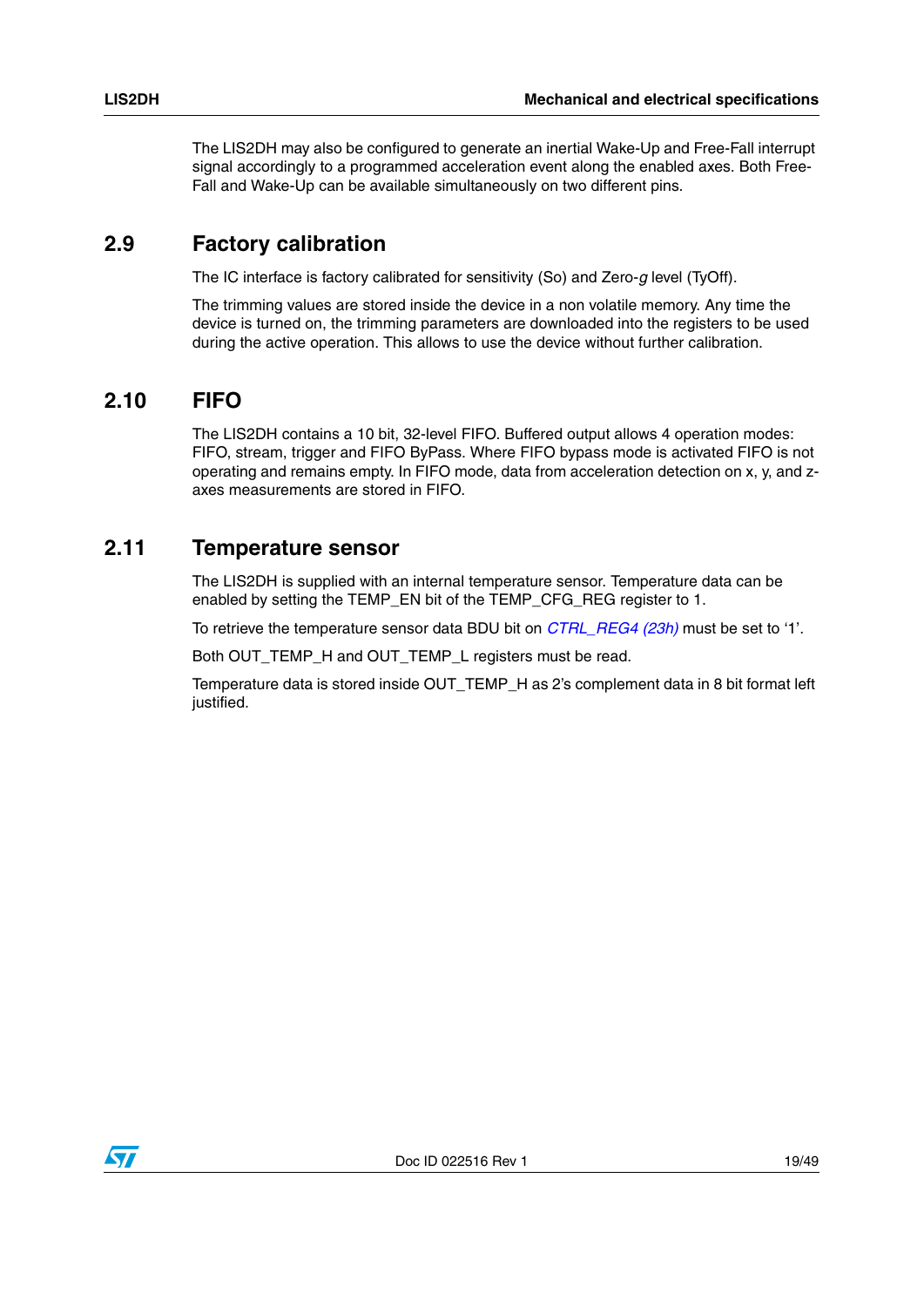The LIS2DH may also be configured to generate an inertial Wake-Up and Free-Fall interrupt signal accordingly to a programmed acceleration event along the enabled axes. Both Free-Fall and Wake-Up can be available simultaneously on two different pins.

## 2.9 Factory calibration

The IC interface is factory calibrated for sensitivity (So) and Zero-*g* level (TyOff).

The trimming values are stored inside the device in a non volatile memory. Any time the device is turned on, the trimming parameters are downloaded into the registers to be used during the active operation. This allows to use the device without further calibration.

## 2.10 FIFO

The LIS2DH contains a 10 bit, 32-level FIFO. Buffered output allows 4 operation modes: FIFO, stream, trigger and FIFO ByPass. Where FIFO bypass mode is activated FIFO is not operating and remains empty. In FIFO mode, data from acceleration detection on x, y, and z-axes measurements are stored in FIFO.

## 2.11 Temperature sensor

The LIS2DH is supplied with an internal temperature sensor. Temperature data can be enabled by setting the TEMP_EN bit of the TEMP_CFG_REG register to 1.

To retrieve the temperature sensor data BDU bit on *CTRL_REG4 (23h)* must be set to '1'.

Both OUT_TEMP_H and OUT_TEMP_L registers must be read.

Temperature data is stored inside OUT_TEMP_H as 2's complement data in 8 bit format left justified.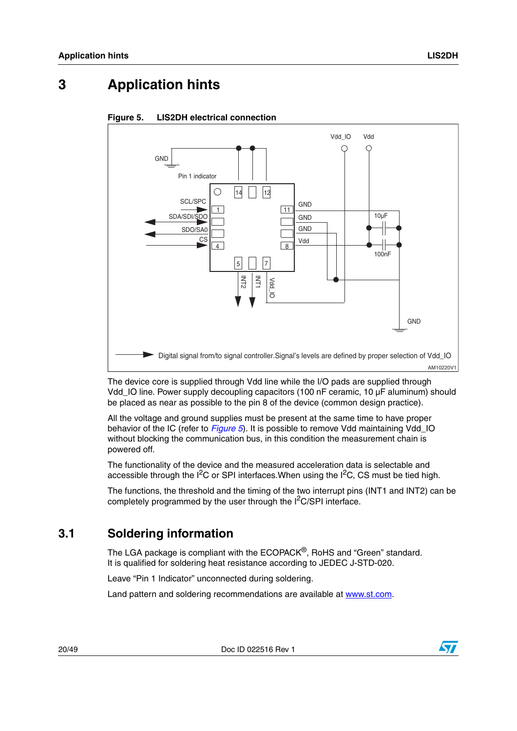# 3 Application hints

**Figure 5. LIS2DH electrical connection**

The device core is supplied through Vdd line while the I/O pads are supplied through Vdd_IO line. Power supply decoupling capacitors (100 nF ceramic, 10 µF aluminum) should be placed as near as possible to the pin 8 of the device (common design practice).

All the voltage and ground supplies must be present at the same time to have proper behavior of the IC (refer to *Figure 5*). It is possible to remove Vdd maintaining Vdd_IO without blocking the communication bus, in this condition the measurement chain is powered off.

The functionality of the device and the measured acceleration data is selectable and accessible through the $I^2C$ or SPI interfaces.When using the $I^2C$, CS must be tied high.

The functions, the threshold and the timing of the two interrupt pins (INT1 and INT2) can be completely programmed by the user through the $I^2C$/SPI interface.

## 3.1 Soldering information

The LGA package is compliant with the ECOPACK®, RoHS and “Green” standard. It is qualified for soldering heat resistance according to JEDEC J-STD-020.

Leave “Pin 1 Indicator” unconnected during soldering.

Land pattern and soldering recommendations are available at www.st.com.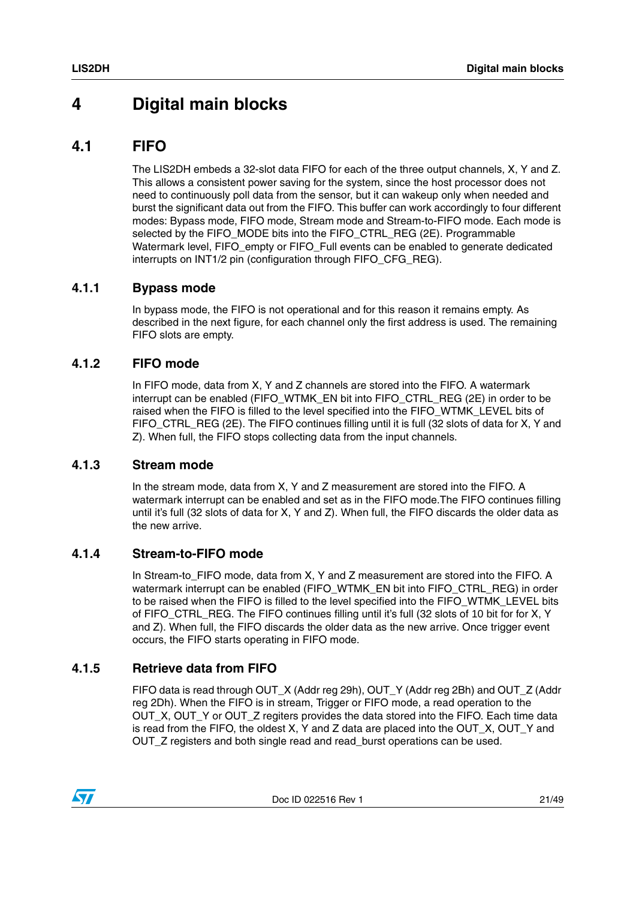# 4 Digital main blocks

## 4.1 FIFO

The LIS2DH embeds a 32-slot data FIFO for each of the three output channels, X, Y and Z. This allows a consistent power saving for the system, since the host processor does not need to continuously poll data from the sensor, but it can wakeup only when needed and burst the significant data out from the FIFO. This buffer can work accordingly to four different modes: Bypass mode, FIFO mode, Stream mode and Stream-to-FIFO mode. Each mode is selected by the FIFO_MODE bits into the FIFO_CTRL_REG (2E). Programmable Watermark level, FIFO_empty or FIFO_Full events can be enabled to generate dedicated interrupts on INT1/2 pin (configuration through FIFO_CFG_REG).

### 4.1.1 Bypass mode

In bypass mode, the FIFO is not operational and for this reason it remains empty. As described in the next figure, for each channel only the first address is used. The remaining FIFO slots are empty.

### 4.1.2 FIFO mode

In FIFO mode, data from X, Y and Z channels are stored into the FIFO. A watermark interrupt can be enabled (FIFO_WTMK_EN bit into FIFO_CTRL_REG (2E) in order to be raised when the FIFO is filled to the level specified into the FIFO_WTMK_LEVEL bits of FIFO_CTRL_REG (2E). The FIFO continues filling until it is full (32 slots of data for X, Y and Z). When full, the FIFO stops collecting data from the input channels.

### 4.1.3 Stream mode

In the stream mode, data from X, Y and Z measurement are stored into the FIFO. A watermark interrupt can be enabled and set as in the FIFO mode.The FIFO continues filling until it's full (32 slots of data for X, Y and Z). When full, the FIFO discards the older data as the new arrive.

### 4.1.4 Stream-to-FIFO mode

In Stream-to_FIFO mode, data from X, Y and Z measurement are stored into the FIFO. A watermark interrupt can be enabled (FIFO_WTMK_EN bit into FIFO_CTRL_REG) in order to be raised when the FIFO is filled to the level specified into the FIFO_WTMK_LEVEL bits of FIFO_CTRL_REG. The FIFO continues filling until it's full (32 slots of 10 bit for for X, Y and Z). When full, the FIFO discards the older data as the new arrive. Once trigger event occurs, the FIFO starts operating in FIFO mode.

### 4.1.5 Retrieve data from FIFO

FIFO data is read through OUT_X (Addr reg 29h), OUT_Y (Addr reg 2Bh) and OUT_Z (Addr reg 2Dh). When the FIFO is in stream, Trigger or FIFO mode, a read operation to the OUT_X, OUT_Y or OUT_Z regiters provides the data stored into the FIFO. Each time data is read from the FIFO, the oldest X, Y and Z data are placed into the OUT_X, OUT_Y and OUT_Z registers and both single read and read_burst operations can be used.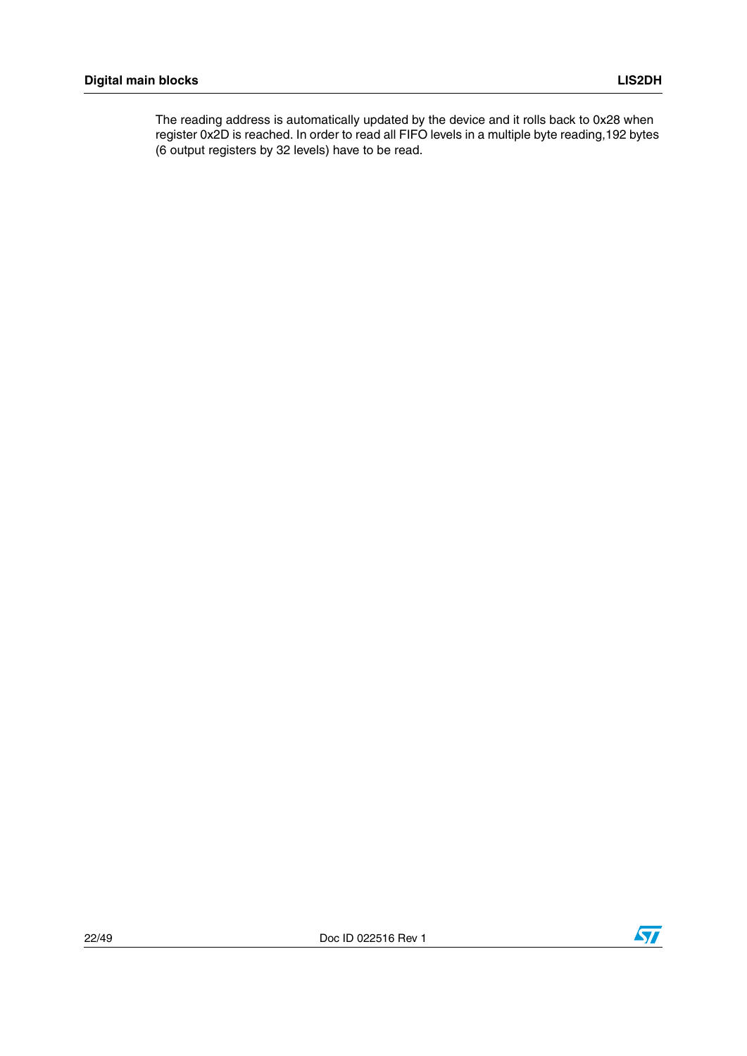The reading address is automatically updated by the device and it rolls back to 0x28 when register 0x2D is reached. In order to read all FIFO levels in a multiple byte reading,192 bytes (6 output registers by 32 levels) have to be read.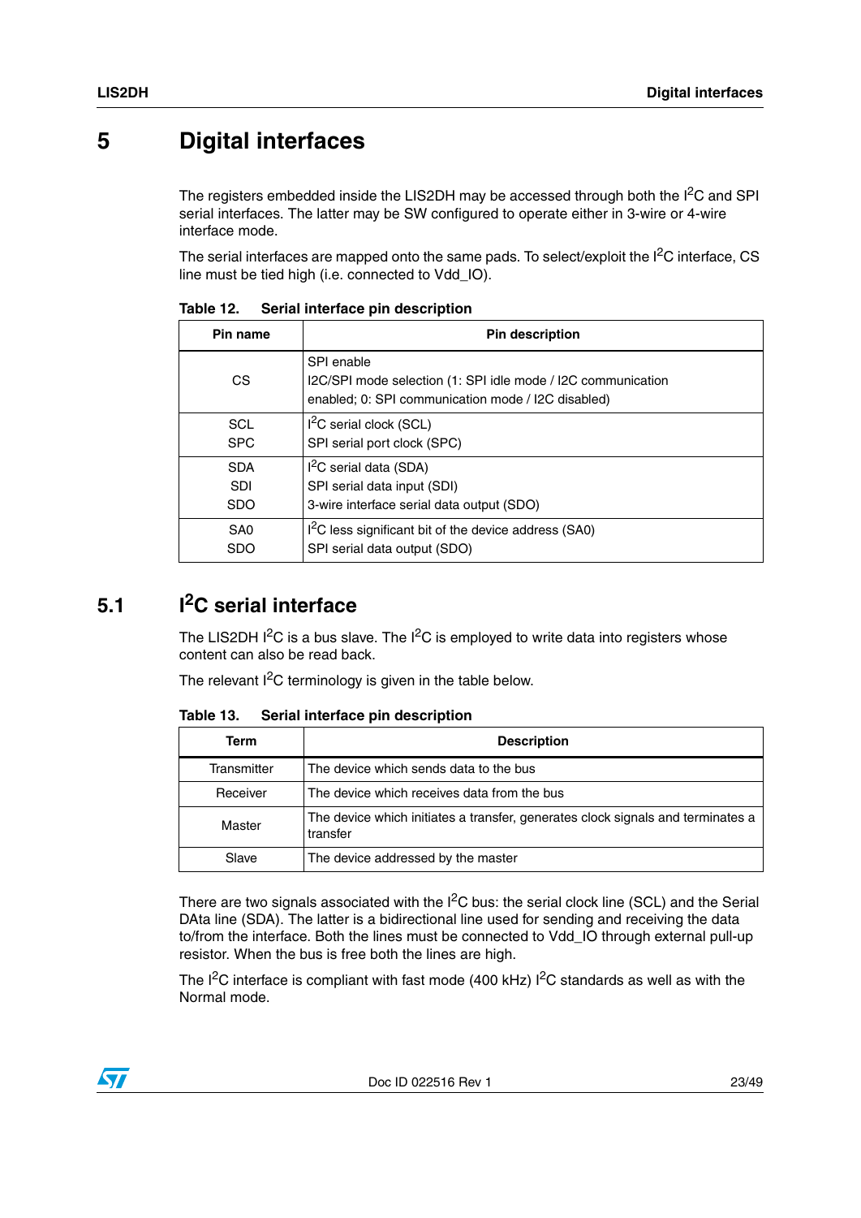# 5 Digital interfaces

The registers embedded inside the LIS2DH may be accessed through both the I$^2$C and SPI serial interfaces. The latter may be SW configured to operate either in 3-wire or 4-wire interface mode.

The serial interfaces are mapped onto the same pads. To select/exploit the I$^2$C interface, CS line must be tied high (i.e. connected to Vdd_IO).

**Table 12. Serial interface pin description**

| Pin name | Pin description |
|---|---|
| CS | SPI enable<br>I2C/SPI mode selection (1: SPI idle mode / I2C communication enabled; 0: SPI communication mode / I2C disabled) |
| SCL<br>SPC | I$^2$C serial clock (SCL)<br>SPI serial port clock (SPC) |
| SDA<br>SDI<br>SDO | I$^2$C serial data (SDA)<br>SPI serial data input (SDI)<br>3-wire interface serial data output (SDO) |
| SA0<br>SDO | I$^2$C less significant bit of the device address (SA0)<br>SPI serial data output (SDO) |

## 5.1 I$^2$C serial interface

The LIS2DH I$^2$C is a bus slave. The I$^2$C is employed to write data into registers whose content can also be read back.

The relevant I$^2$C terminology is given in the table below.

**Table 13. Serial interface pin description**

| Term | Description |
|---|---|
| Transmitter | The device which sends data to the bus |
| Receiver | The device which receives data from the bus |
| Master | The device which initiates a transfer, generates clock signals and terminates a transfer |
| Slave | The device addressed by the master |

There are two signals associated with the I$^2$C bus: the serial clock line (SCL) and the Serial DAta line (SDA). The latter is a bidirectional line used for sending and receiving the data to/from the interface. Both the lines must be connected to Vdd_IO through external pull-up resistor. When the bus is free both the lines are high.

The I$^2$C interface is compliant with fast mode (400 kHz) I$^2$C standards as well as with the Normal mode.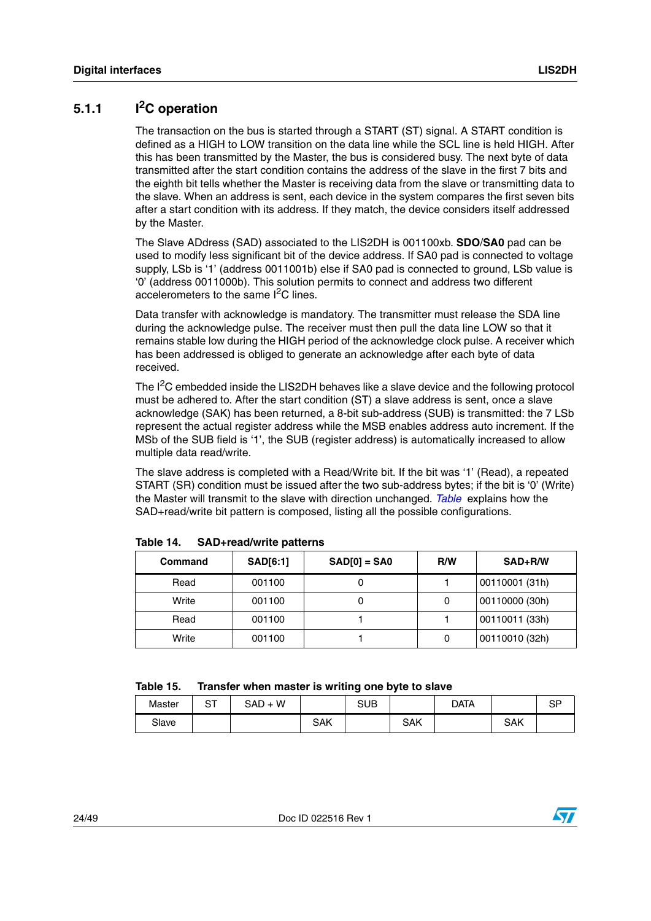### 5.1.1 I$^2$C operation

The transaction on the bus is started through a START (ST) signal. A START condition is defined as a HIGH to LOW transition on the data line while the SCL line is held HIGH. After this has been transmitted by the Master, the bus is considered busy. The next byte of data transmitted after the start condition contains the address of the slave in the first 7 bits and the eighth bit tells whether the Master is receiving data from the slave or transmitting data to the slave. When an address is sent, each device in the system compares the first seven bits after a start condition with its address. If they match, the device considers itself addressed by the Master.

The Slave ADdress (SAD) associated to the LIS2DH is 001100xb. **SDO**/**SA0** pad can be used to modify less significant bit of the device address. If SA0 pad is connected to voltage supply, LSb is '1' (address 0011001b) else if SA0 pad is connected to ground, LSb value is '0' (address 0011000b). This solution permits to connect and address two different accelerometers to the same I$^2$C lines.

Data transfer with acknowledge is mandatory. The transmitter must release the SDA line during the acknowledge pulse. The receiver must then pull the data line LOW so that it remains stable low during the HIGH period of the acknowledge clock pulse. A receiver which has been addressed is obliged to generate an acknowledge after each byte of data received.

The I$^2$C embedded inside the LIS2DH behaves like a slave device and the following protocol must be adhered to. After the start condition (ST) a slave address is sent, once a slave acknowledge (SAK) has been returned, a 8-bit sub-address (SUB) is transmitted: the 7 LSb represent the actual register address while the MSB enables address auto increment. If the MSb of the SUB field is '1', the SUB (register address) is automatically increased to allow multiple data read/write.

The slave address is completed with a Read/Write bit. If the bit was '1' (Read), a repeated START (SR) condition must be issued after the two sub-address bytes; if the bit is '0' (Write) the Master will transmit to the slave with direction unchanged. *Table* explains how the SAD+read/write bit pattern is composed, listing all the possible configurations.

**Table 14. SAD+read/write patterns**

| Command | SAD[6:1] | SAD[0] = SA0 | R/W | SAD+R/W |
|---|---|---|---|---|
| Read | 001100 | 0 | 1 | 00110001 (31h) |
| Write | 001100 | 0 | 0 | 00110000 (30h) |
| Read | 001100 | 1 | 1 | 00110011 (33h) |
| Write | 001100 | 1 | 0 | 00110010 (32h) |

**Table 15. Transfer when master is writing one byte to slave**

| Master | ST | SAD + W | | SUB | | DATA | | SP |
|---|---|---|---|---|---|---|---|---|
| Slave | | | SAK | | SAK | | SAK | |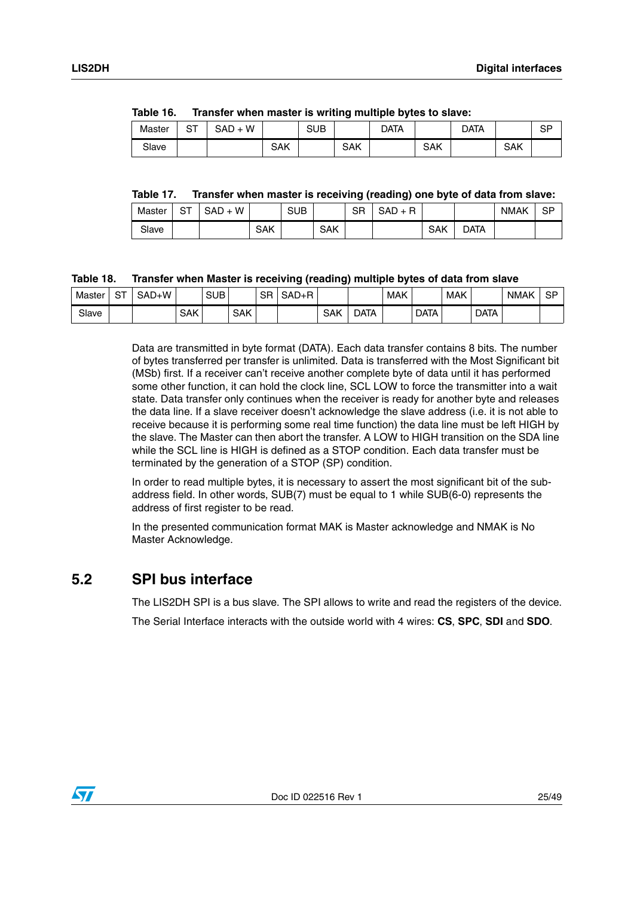Table 16. Transfer when master is writing multiple bytes to slave:

| Master | ST | SAD + W | | SUB | | DATA | | DATA | | SP |
|---|---|---|---|---|---|---|---|---|---|---|
| Slave | | | SAK | | SAK | | SAK | | SAK | |

Table 17. Transfer when master is receiving (reading) one byte of data from slave:

| Master | ST | SAD + W | | SUB | | SR | SAD + R | | | NMAK | SP |
|---|---|---|---|---|---|---|---|---|---|---|---|
| Slave | | | SAK | | SAK | | | SAK | DATA | | |

Table 18. Transfer when Master is receiving (reading) multiple bytes of data from slave

| Master | ST | SAD+W | | SUB | | SR | SAD+R | | | MAK | | MAK | | NMAK | SP |
|---|---|---|---|---|---|---|---|---|---|---|---|---|---|---|---|
| Slave | | | SAK | | SAK | | | SAK | DATA | | DATA | | DATA | | |

Data are transmitted in byte format (DATA). Each data transfer contains 8 bits. The number of bytes transferred per transfer is unlimited. Data is transferred with the Most Significant bit (MSb) first. If a receiver can't receive another complete byte of data until it has performed some other function, it can hold the clock line, SCL LOW to force the transmitter into a wait state. Data transfer only continues when the receiver is ready for another byte and releases the data line. If a slave receiver doesn't acknowledge the slave address (i.e. it is not able to receive because it is performing some real time function) the data line must be left HIGH by the slave. The Master can then abort the transfer. A LOW to HIGH transition on the SDA line while the SCL line is HIGH is defined as a STOP condition. Each data transfer must be terminated by the generation of a STOP (SP) condition.

In order to read multiple bytes, it is necessary to assert the most significant bit of the sub-address field. In other words, SUB(7) must be equal to 1 while SUB(6-0) represents the address of first register to be read.

In the presented communication format MAK is Master acknowledge and NMAK is No Master Acknowledge.

## 5.2 SPI bus interface

The LIS2DH SPI is a bus slave. The SPI allows to write and read the registers of the device.

The Serial Interface interacts with the outside world with 4 wires: **CS**, **SPC**, **SDI** and **SDO**.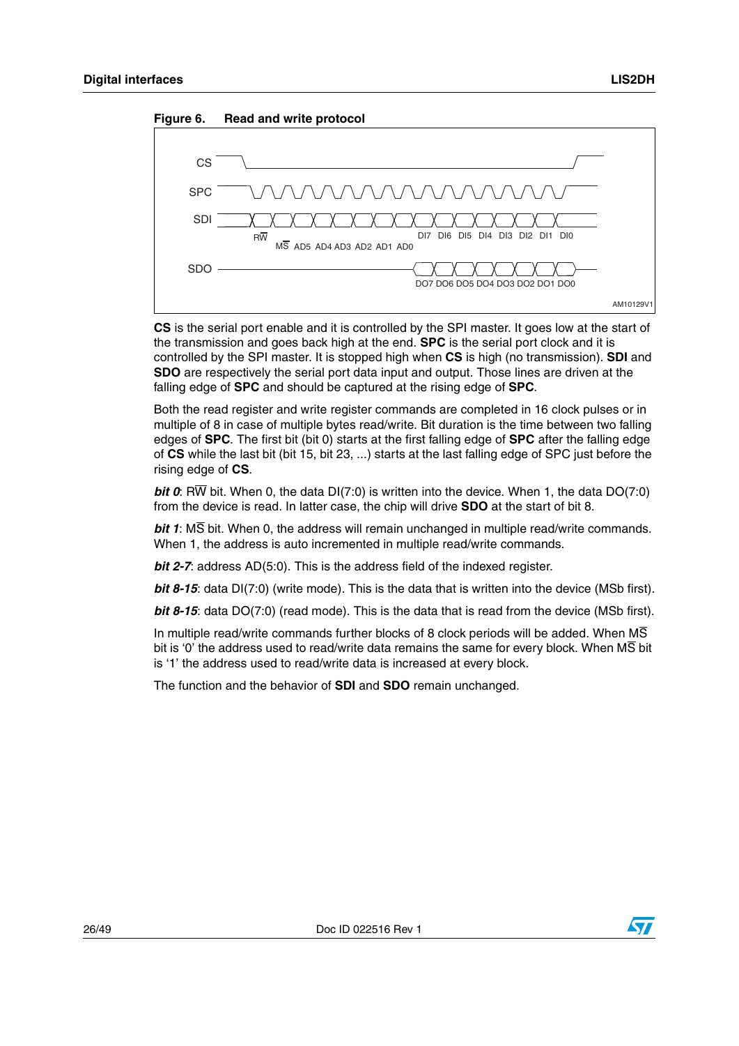**Figure 6. Read and write protocol**

CS is the serial port enable and it is controlled by the SPI master. It goes low at the start of the transmission and goes back high at the end. **SPC** is the serial port clock and it is controlled by the SPI master. It is stopped high when **CS** is high (no transmission). **SDI** and **SDO** are respectively the serial port data input and output. Those lines are driven at the falling edge of **SPC** and should be captured at the rising edge of **SPC**.

Both the read register and write register commands are completed in 16 clock pulses or in multiple of 8 in case of multiple bytes read/write. Bit duration is the time between two falling edges of **SPC**. The first bit (bit 0) starts at the first falling edge of **SPC** after the falling edge of **CS** while the last bit (bit 15, bit 23, ...) starts at the last falling edge of SPC just before the rising edge of **CS**.

***bit 0***: R$\overline{W}$ bit. When 0, the data DI(7:0) is written into the device. When 1, the data DO(7:0) from the device is read. In latter case, the chip will drive **SDO** at the start of bit 8.

***bit 1***: M$\overline{S}$ bit. When 0, the address will remain unchanged in multiple read/write commands. When 1, the address is auto incremented in multiple read/write commands.

***bit 2-7***: address AD(5:0). This is the address field of the indexed register.

***bit 8-15***: data DI(7:0) (write mode). This is the data that is written into the device (MSb first).

***bit 8-15***: data DO(7:0) (read mode). This is the data that is read from the device (MSb first).

In multiple read/write commands further blocks of 8 clock periods will be added. When M$\overline{S}$ bit is '0' the address used to read/write data remains the same for every block. When M$\overline{S}$ bit is '1' the address used to read/write data is increased at every block.

The function and the behavior of **SDI** and **SDO** remain unchanged.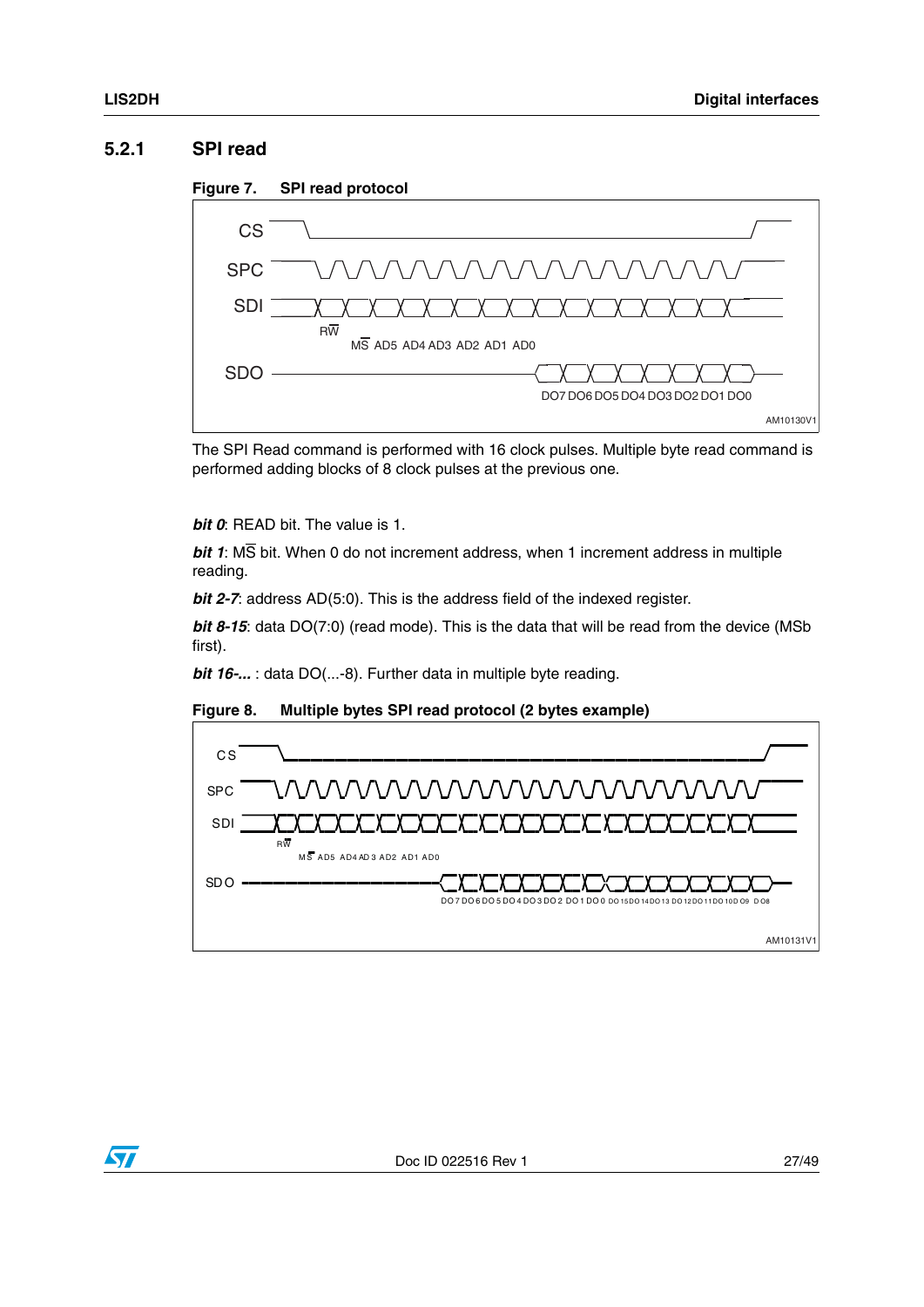### 5.2.1 SPI read

**Figure 7. SPI read protocol**

The SPI Read command is performed with 16 clock pulses. Multiple byte read command is performed adding blocks of 8 clock pulses at the previous one.

***bit 0***: READ bit. The value is 1.

***bit 1***: M$\overline{\text{S}}$ bit. When 0 do not increment address, when 1 increment address in multiple reading.

***bit 2-7***: address AD(5:0). This is the address field of the indexed register.

***bit 8-15***: data DO(7:0) (read mode). This is the data that will be read from the device (MSb first).

***bit 16-...*** : data DO(...-8). Further data in multiple byte reading.

**Figure 8. Multiple bytes SPI read protocol (2 bytes example)**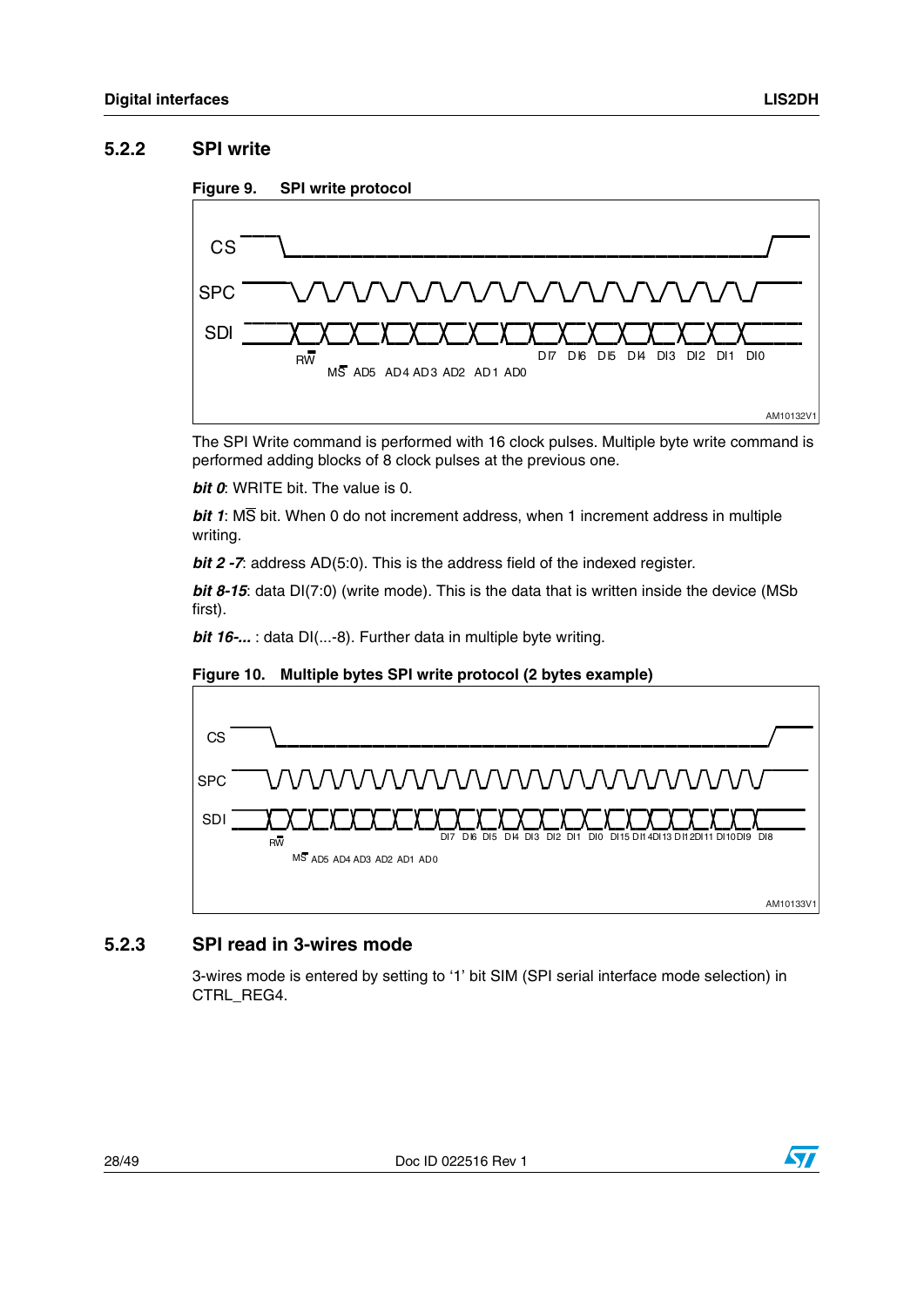### 5.2.2 SPI write

**Figure 9. SPI write protocol**

The SPI Write command is performed with 16 clock pulses. Multiple byte write command is performed adding blocks of 8 clock pulses at the previous one.

***bit 0***: WRITE bit. The value is 0.

***bit 1***: $M\overline{S}$ bit. When 0 do not increment address, when 1 increment address in multiple writing.

***bit 2 -7***: address AD(5:0). This is the address field of the indexed register.

***bit 8-15***: data DI(7:0) (write mode). This is the data that is written inside the device (MSb first).

***bit 16-...*** : data DI(...-8). Further data in multiple byte writing.

**Figure 10. Multiple bytes SPI write protocol (2 bytes example)**

### 5.2.3 SPI read in 3-wires mode

3-wires mode is entered by setting to '1' bit SIM (SPI serial interface mode selection) in CTRL_REG4.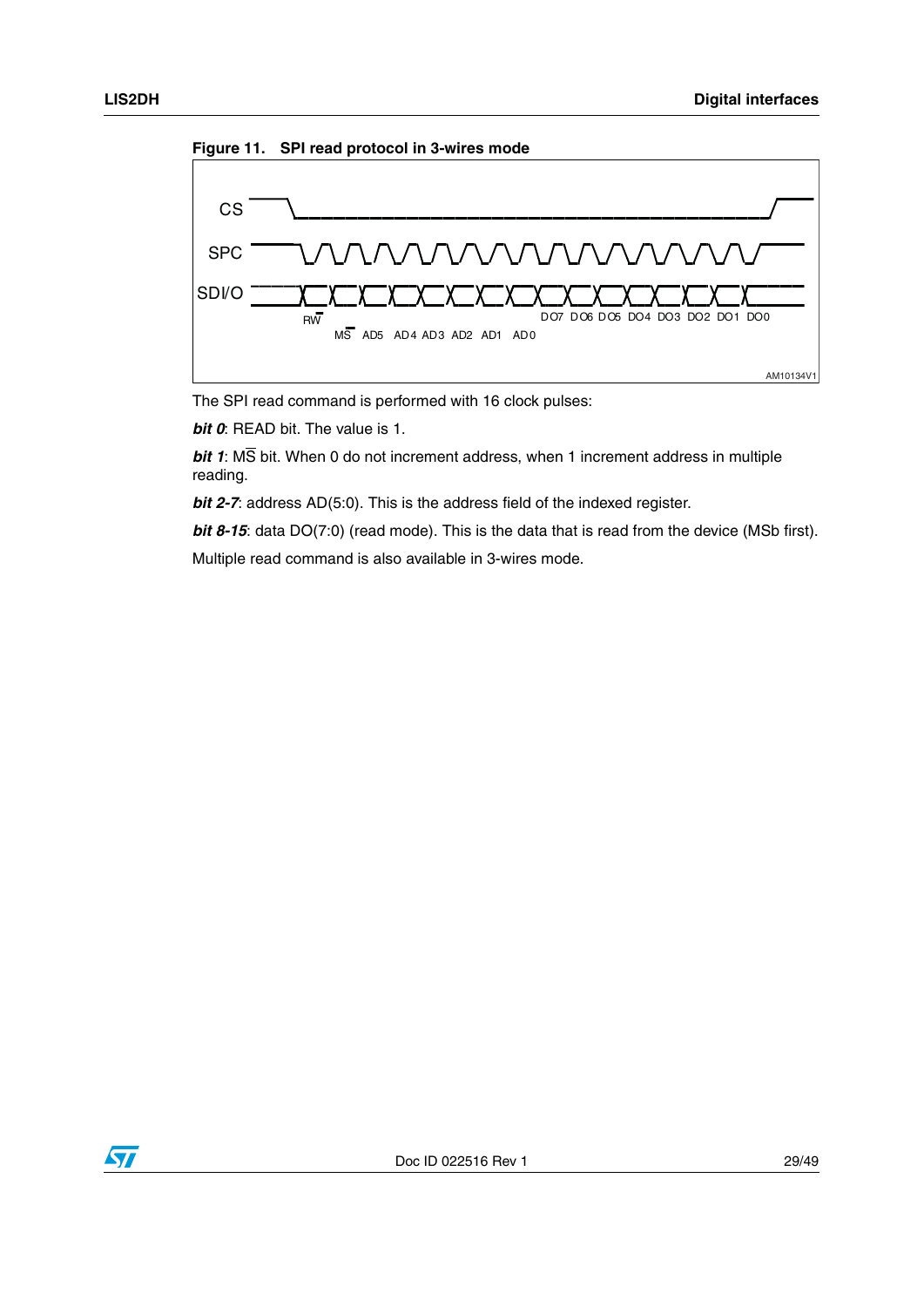**Figure 11. SPI read protocol in 3-wires mode**

The SPI read command is performed with 16 clock pulses:

***bit 0***: READ bit. The value is 1.

***bit 1***: $M\overline{S}$ bit. When 0 do not increment address, when 1 increment address in multiple reading.

***bit 2-7***: address AD(5:0). This is the address field of the indexed register.

***bit 8-15***: data DO(7:0) (read mode). This is the data that is read from the device (MSb first).

Multiple read command is also available in 3-wires mode.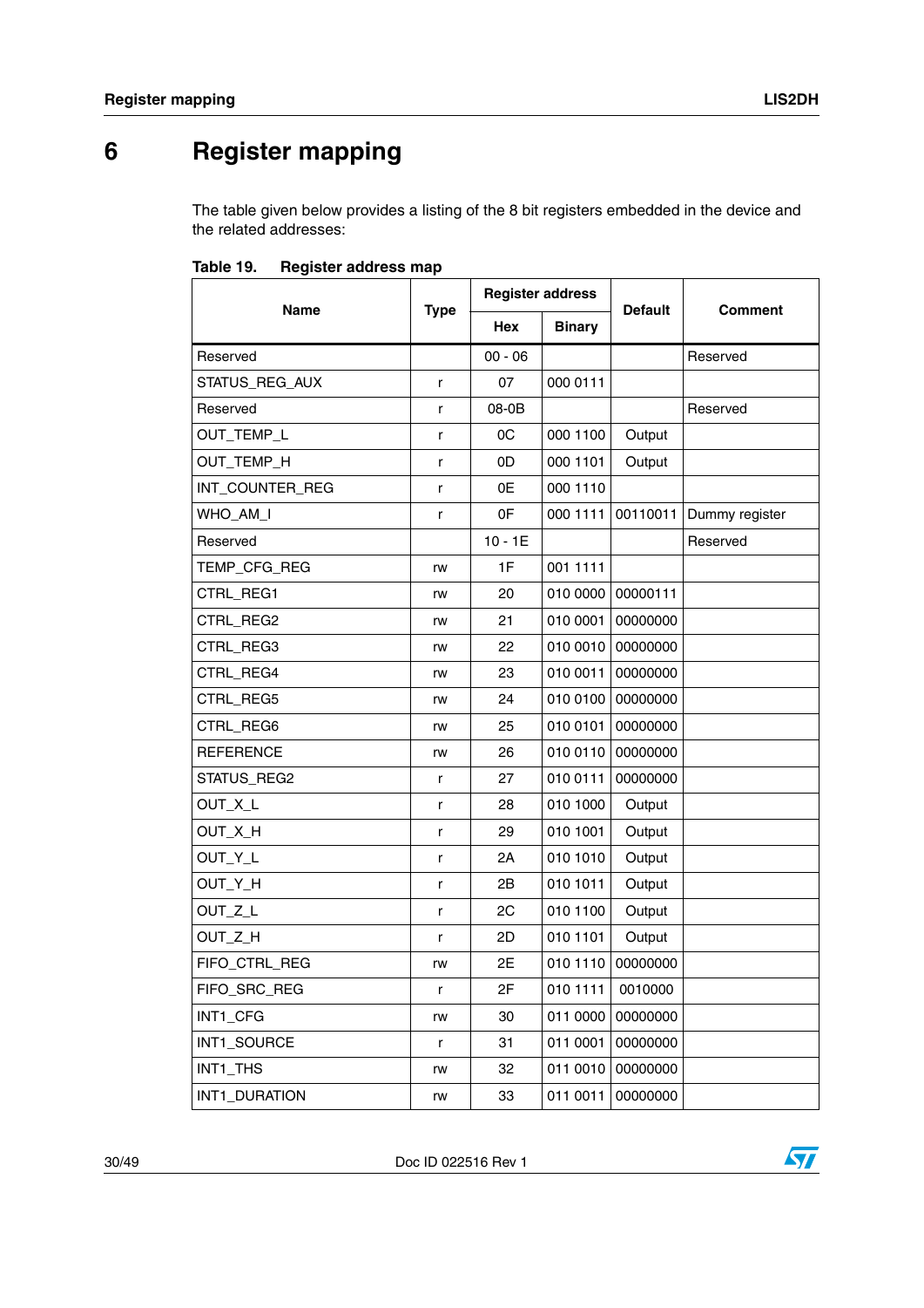# 6 Register mapping

The table given below provides a listing of the 8 bit registers embedded in the device and the related addresses:

**Table 19. Register address map**

| Name | Type | Register address | | Default | Comment |
|---|---|---|---|---|---|
| | | Hex | Binary | | |
| Reserved | | 00 - 06 | | | Reserved |
| STATUS_REG_AUX | r | 07 | 000 0111 | | |
| Reserved | r | 08-0B | | | Reserved |
| OUT_TEMP_L | r | 0C | 000 1100 | Output | |
| OUT_TEMP_H | r | 0D | 000 1101 | Output | |
| INT_COUNTER_REG | r | 0E | 000 1110 | | |
| WHO_AM_I | r | 0F | 000 1111 | 00110011 | Dummy register |
| Reserved | | 10 - 1E | | | Reserved |
| TEMP_CFG_REG | rw | 1F | 001 1111 | | |
| CTRL_REG1 | rw | 20 | 010 0000 | 00000111 | |
| CTRL_REG2 | rw | 21 | 010 0001 | 00000000 | |
| CTRL_REG3 | rw | 22 | 010 0010 | 00000000 | |
| CTRL_REG4 | rw | 23 | 010 0011 | 00000000 | |
| CTRL_REG5 | rw | 24 | 010 0100 | 00000000 | |
| CTRL_REG6 | rw | 25 | 010 0101 | 00000000 | |
| REFERENCE | rw | 26 | 010 0110 | 00000000 | |
| STATUS_REG2 | r | 27 | 010 0111 | 00000000 | |
| OUT_X_L | r | 28 | 010 1000 | Output | |
| OUT_X_H | r | 29 | 010 1001 | Output | |
| OUT_Y_L | r | 2A | 010 1010 | Output | |
| OUT_Y_H | r | 2B | 010 1011 | Output | |
| OUT_Z_L | r | 2C | 010 1100 | Output | |
| OUT_Z_H | r | 2D | 010 1101 | Output | |
| FIFO_CTRL_REG | rw | 2E | 010 1110 | 00000000 | |
| FIFO_SRC_REG | r | 2F | 010 1111 | 0010000 | |
| INT1_CFG | rw | 30 | 011 0000 | 00000000 | |
| INT1_SOURCE | r | 31 | 011 0001 | 00000000 | |
| INT1_THS | rw | 32 | 011 0010 | 00000000 | |
| INT1_DURATION | rw | 33 | 011 0011 | 00000000 | |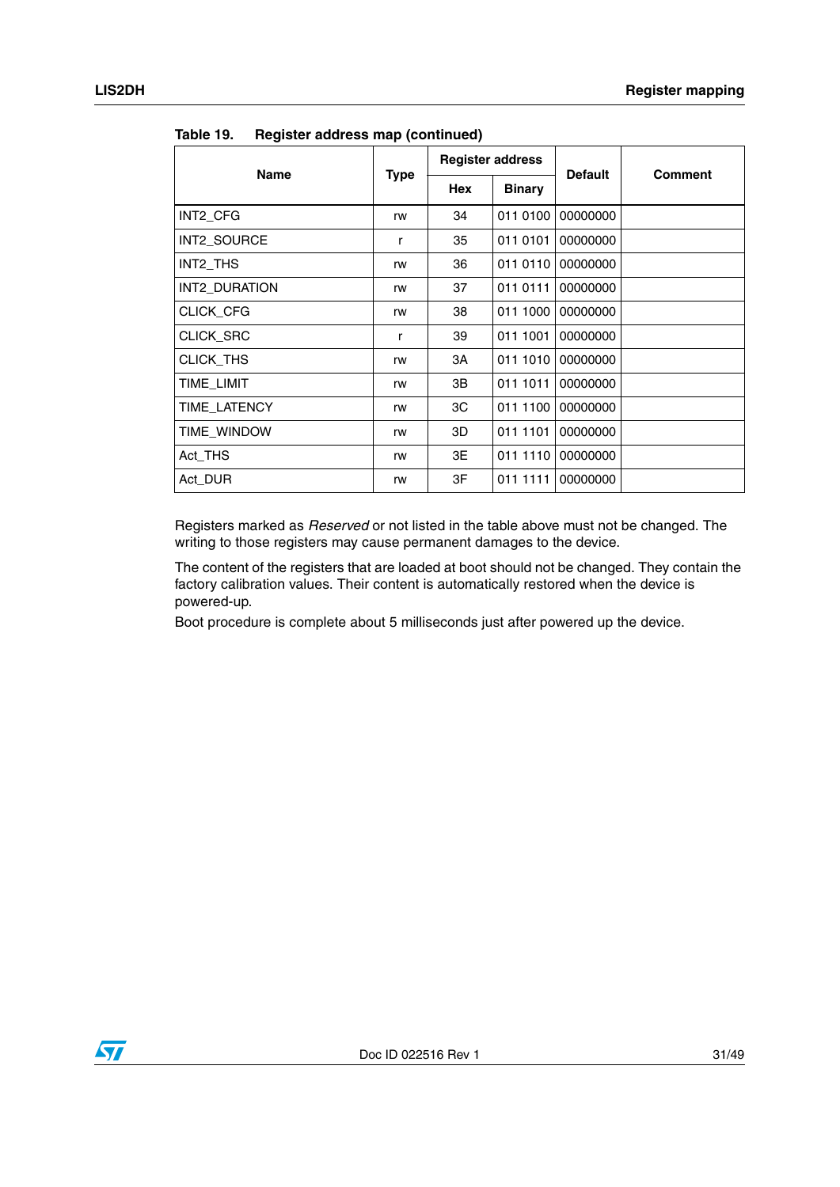Table 19. Register address map (continued)

| Name | Type | Register address | | Default | Comment |
|---|---|---|---|---|---|
| | | Hex | Binary | | |
| INT2_CFG | rw | 34 | 011 0100 | 00000000 | |
| INT2_SOURCE | r | 35 | 011 0101 | 00000000 | |
| INT2_THS | rw | 36 | 011 0110 | 00000000 | |
| INT2_DURATION | rw | 37 | 011 0111 | 00000000 | |
| CLICK_CFG | rw | 38 | 011 1000 | 00000000 | |
| CLICK_SRC | r | 39 | 011 1001 | 00000000 | |
| CLICK_THS | rw | 3A | 011 1010 | 00000000 | |
| TIME_LIMIT | rw | 3B | 011 1011 | 00000000 | |
| TIME_LATENCY | rw | 3C | 011 1100 | 00000000 | |
| TIME_WINDOW | rw | 3D | 011 1101 | 00000000 | |
| Act_THS | rw | 3E | 011 1110 | 00000000 | |
| Act_DUR | rw | 3F | 011 1111 | 00000000 | |

Registers marked as *Reserved* or not listed in the table above must not be changed. The writing to those registers may cause permanent damages to the device.

The content of the registers that are loaded at boot should not be changed. They contain the factory calibration values. Their content is automatically restored when the device is powered-up.

Boot procedure is complete about 5 milliseconds just after powered up the device.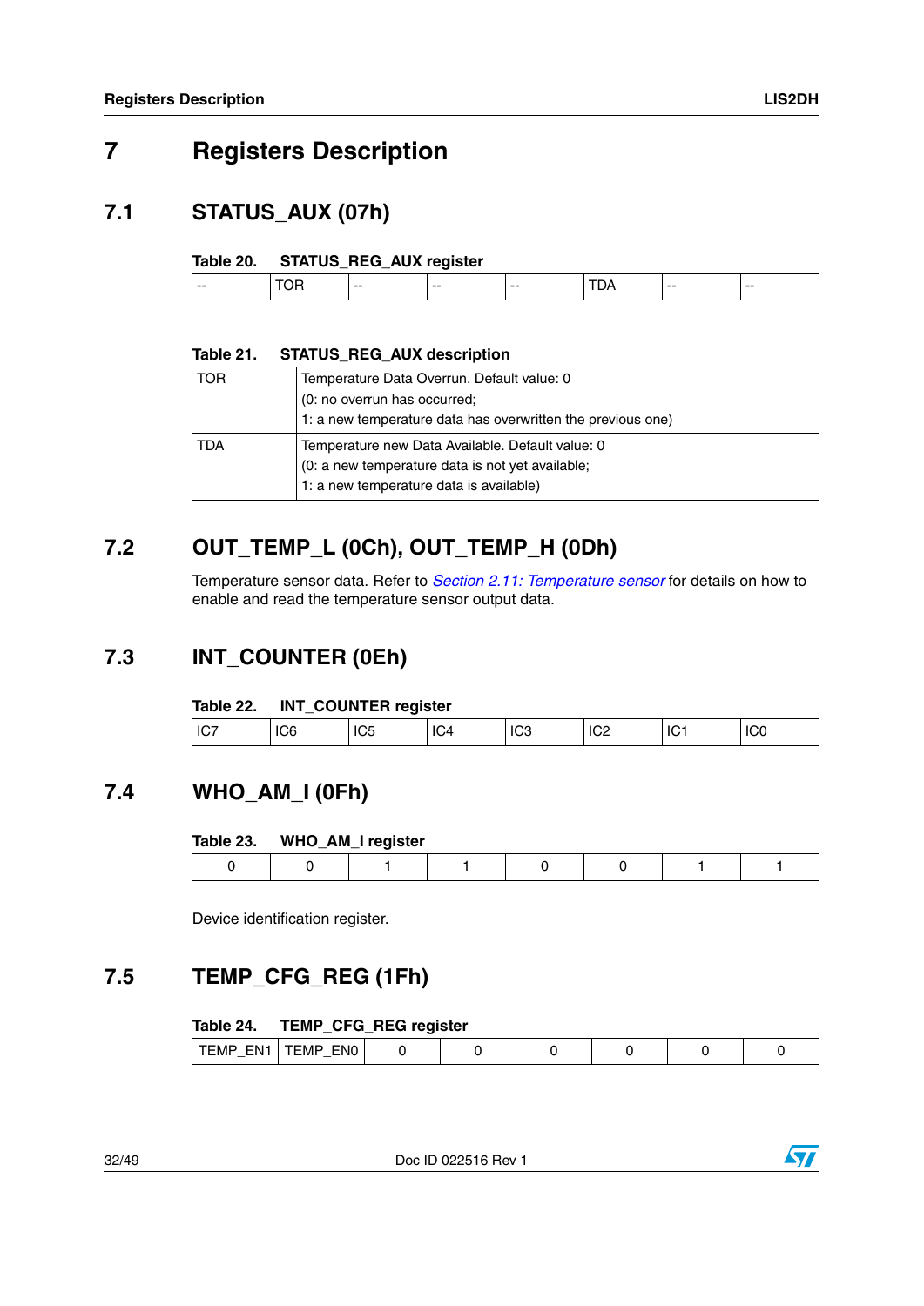# 7 Registers Description

## 7.1 STATUS_AUX (07h)

**Table 20. STATUS_REG_AUX register**

| -- | TOR | -- | -- | -- | TDA | -- | -- |
|---|---|---|---|---|---|---|---|

**Table 21. STATUS_REG_AUX description**

| | |
|---|---|
| TOR | Temperature Data Overrun. Default value: 0<br>(0: no overrun has occurred;<br>1: a new temperature data has overwritten the previous one) |
| TDA | Temperature new Data Available. Default value: 0<br>(0: a new temperature data is not yet available;<br>1: a new temperature data is available) |

## 7.2 OUT_TEMP_L (0Ch), OUT_TEMP_H (0Dh)

Temperature sensor data. Refer to *Section 2.11: Temperature sensor* for details on how to enable and read the temperature sensor output data.

## 7.3 INT_COUNTER (0Eh)

**Table 22. INT_COUNTER register**

| IC7 | IC6 | IC5 | IC4 | IC3 | IC2 | IC1 | IC0 |
|---|---|---|---|---|---|---|---|

## 7.4 WHO_AM_I (0Fh)

**Table 23. WHO_AM_I register**

| 0 | 0 | 1 | 1 | 0 | 0 | 1 | 1 |
|---|---|---|---|---|---|---|---|

Device identification register.

## 7.5 TEMP_CFG_REG (1Fh)

**Table 24. TEMP_CFG_REG register**

| TEMP_EN1 | TEMP_EN0 | 0 | 0 | 0 | 0 | 0 | 0 |
|---|---|---|---|---|---|---|---|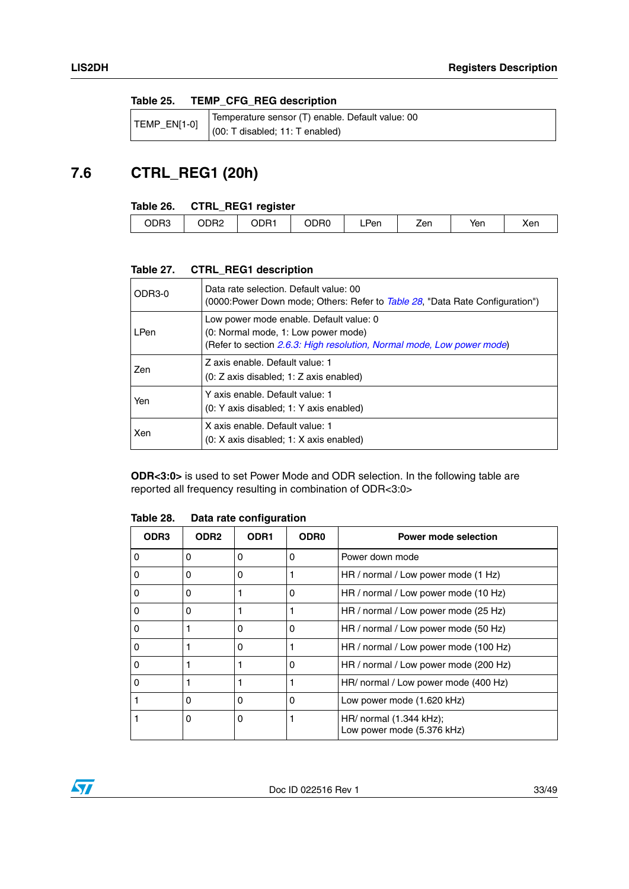Table 25. TEMP_CFG_REG description

| | |
|---|---|
| TEMP_EN[1-0] | Temperature sensor (T) enable. Default value: 00<br>(00: T disabled; 11: T enabled) |

## 7.6 CTRL_REG1 (20h)

Table 26. CTRL_REG1 register

| ODR3 | ODR2 | ODR1 | ODR0 | LPen | Zen | Yen | Xen |
|---|---|---|---|---|---|---|---|

Table 27. CTRL_REG1 description

| | |
|---|---|
| ODR3-0 | Data rate selection. Default value: 00<br>(0000:Power Down mode; Others: Refer to *Table 28*, "Data Rate Configuration") |
| LPen | Low power mode enable. Default value: 0<br>(0: Normal mode, 1: Low power mode)<br>(Refer to section *2.6.3: High resolution, Normal mode, Low power mode*) |
| Zen | Z axis enable. Default value: 1<br>(0: Z axis disabled; 1: Z axis enabled) |
| Yen | Y axis enable. Default value: 1<br>(0: Y axis disabled; 1: Y axis enabled) |
| Xen | X axis enable. Default value: 1<br>(0: X axis disabled; 1: X axis enabled) |

**ODR<3:0>** is used to set Power Mode and ODR selection. In the following table are reported all frequency resulting in combination of ODR<3:0>

Table 28. Data rate configuration

| ODR3 | ODR2 | ODR1 | ODR0 | Power mode selection |
|---|---|---|---|---|
| 0 | 0 | 0 | 0 | Power down mode |
| 0 | 0 | 0 | 1 | HR / normal / Low power mode (1 Hz) |
| 0 | 0 | 1 | 0 | HR / normal / Low power mode (10 Hz) |
| 0 | 0 | 1 | 1 | HR / normal / Low power mode (25 Hz) |
| 0 | 1 | 0 | 0 | HR / normal / Low power mode (50 Hz) |
| 0 | 1 | 0 | 1 | HR / normal / Low power mode (100 Hz) |
| 0 | 1 | 1 | 0 | HR / normal / Low power mode (200 Hz) |
| 0 | 1 | 1 | 1 | HR/ normal / Low power mode (400 Hz) |
| 1 | 0 | 0 | 0 | Low power mode (1.620 kHz) |
| 1 | 0 | 0 | 1 | HR/ normal (1.344 kHz);<br>Low power mode (5.376 kHz) |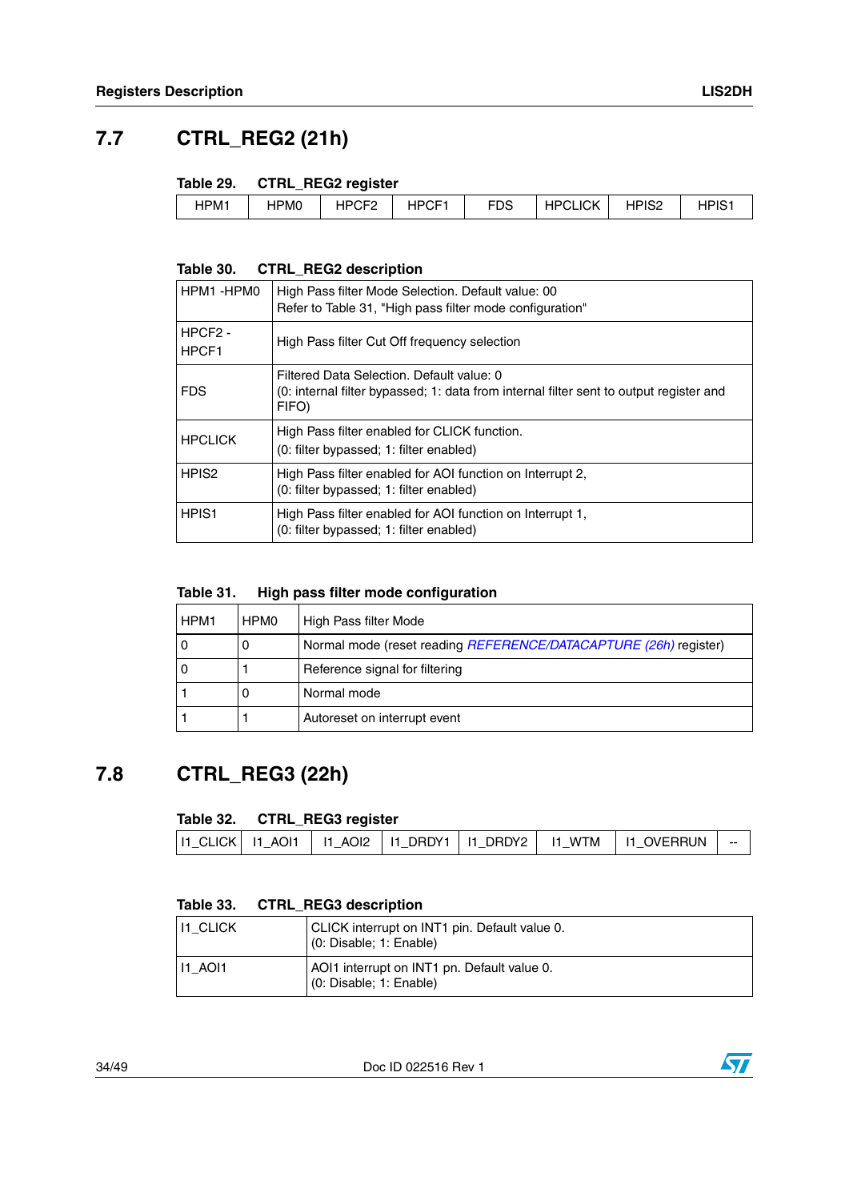## 7.7 CTRL_REG2 (21h)

**Table 29. CTRL_REG2 register**

| HPM1 | HPM0 | HPCF2 | HPCF1 | FDS | HPCLICK | HPIS2 | HPIS1 |
|---|---|---|---|---|---|---|---|

**Table 30. CTRL_REG2 description**

| | |
|---|---|
| HPM1 -HPM0 | High Pass filter Mode Selection. Default value: 00<br>Refer to Table 31, "High pass filter mode configuration" |
| HPCF2 - HPCF1 | High Pass filter Cut Off frequency selection |
| FDS | Filtered Data Selection. Default value: 0<br>(0: internal filter bypassed; 1: data from internal filter sent to output register and FIFO) |
| HPCLICK | High Pass filter enabled for CLICK function.<br>(0: filter bypassed; 1: filter enabled) |
| HPIS2 | High Pass filter enabled for AOI function on Interrupt 2,<br>(0: filter bypassed; 1: filter enabled) |
| HPIS1 | High Pass filter enabled for AOI function on Interrupt 1,<br>(0: filter bypassed; 1: filter enabled) |

**Table 31. High pass filter mode configuration**

| HPM1 | HPM0 | High Pass filter Mode |
|---|---|---|
| 0 | 0 | Normal mode (reset reading *REFERENCE/DATACAPTURE (26h)* register) |
| 0 | 1 | Reference signal for filtering |
| 1 | 0 | Normal mode |
| 1 | 1 | Autoreset on interrupt event |

## 7.8 CTRL_REG3 (22h)

**Table 32. CTRL_REG3 register**

| I1_CLICK | I1_AOI1 | I1_AOI2 | I1_DRDY1 | I1_DRDY2 | I1_WTM | I1_OVERRUN | -- |
|---|---|---|---|---|---|---|---|

**Table 33. CTRL_REG3 description**

| | |
|---|---|
| I1_CLICK | CLICK interrupt on INT1 pin. Default value 0.<br>(0: Disable; 1: Enable) |
| I1_AOI1 | AOI1 interrupt on INT1 pn. Default value 0.<br>(0: Disable; 1: Enable) |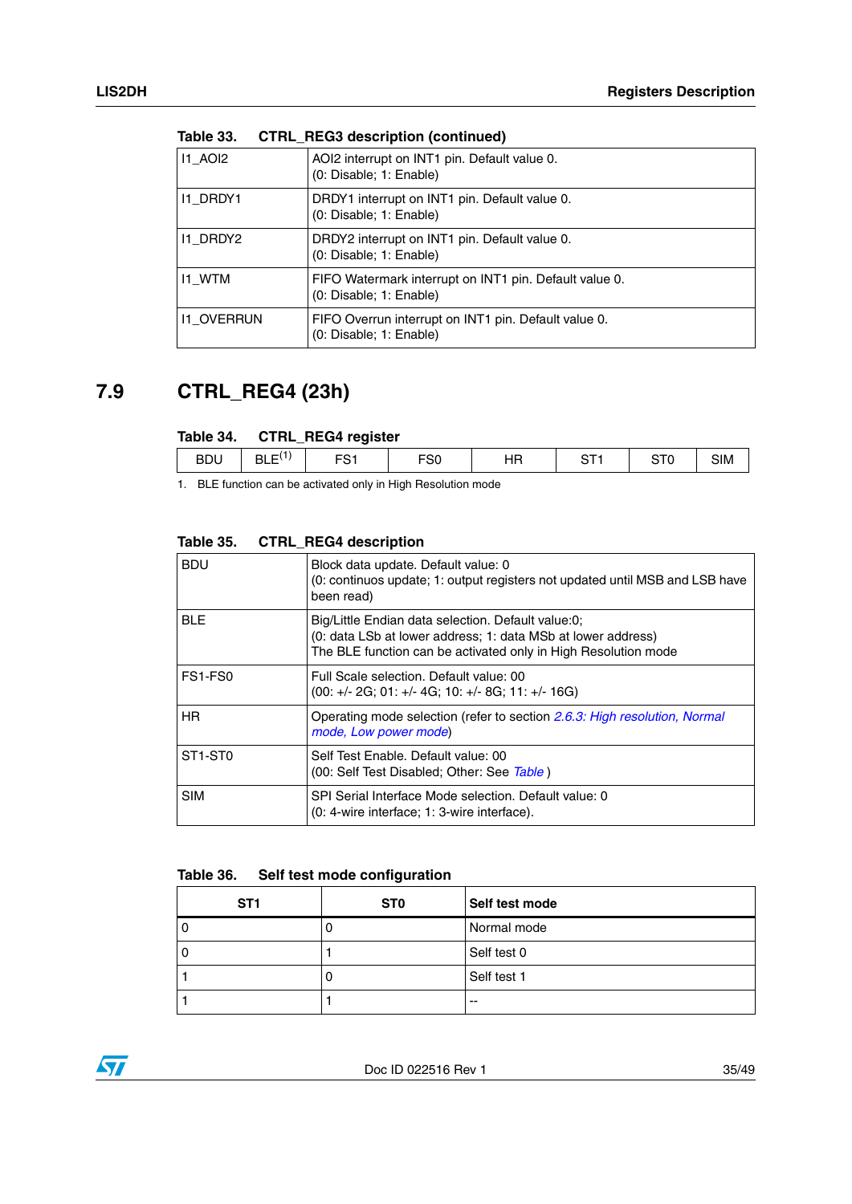Table 33. CTRL_REG3 description (continued)

| | |
|---|---|
| I1_AOI2 | AOI2 interrupt on INT1 pin. Default value 0.<br>(0: Disable; 1: Enable) |
| I1_DRDY1 | DRDY1 interrupt on INT1 pin. Default value 0.<br>(0: Disable; 1: Enable) |
| I1_DRDY2 | DRDY2 interrupt on INT1 pin. Default value 0.<br>(0: Disable; 1: Enable) |
| I1_WTM | FIFO Watermark interrupt on INT1 pin. Default value 0.<br>(0: Disable; 1: Enable) |
| I1_OVERRUN | FIFO Overrun interrupt on INT1 pin. Default value 0.<br>(0: Disable; 1: Enable) |

## 7.9 CTRL_REG4 (23h)

Table 34. CTRL_REG4 register

| BDU | BLE[1] | FS1 | FS0 | HR | ST1 | ST0 | SIM |
|---|---|---|---|---|---|---|---|

1. BLE function can be activated only in High Resolution mode

Table 35. CTRL_REG4 description

| | |
|---|---|
| BDU | Block data update. Default value: 0<br>(0: continuos update; 1: output registers not updated until MSB and LSB have been read) |
| BLE | Big/Little Endian data selection. Default value:0;<br>(0: data LSb at lower address; 1: data MSb at lower address)<br>The BLE function can be activated only in High Resolution mode |
| FS1-FS0 | Full Scale selection. Default value: 00<br>(00: +/- 2G; 01: +/- 4G; 10: +/- 8G; 11: +/- 16G) |
| HR | Operating mode selection (refer to section *2.6.3: High resolution, Normal mode, Low power mode*) |
| ST1-ST0 | Self Test Enable. Default value: 00<br>(00: Self Test Disabled; Other: See *Table* ) |
| SIM | SPI Serial Interface Mode selection. Default value: 0<br>(0: 4-wire interface; 1: 3-wire interface). |

Table 36. Self test mode configuration

| ST1 | ST0 | Self test mode |
|---|---|---|
| 0 | 0 | Normal mode |
| 0 | 1 | Self test 0 |
| 1 | 0 | Self test 1 |
| 1 | 1 | -- |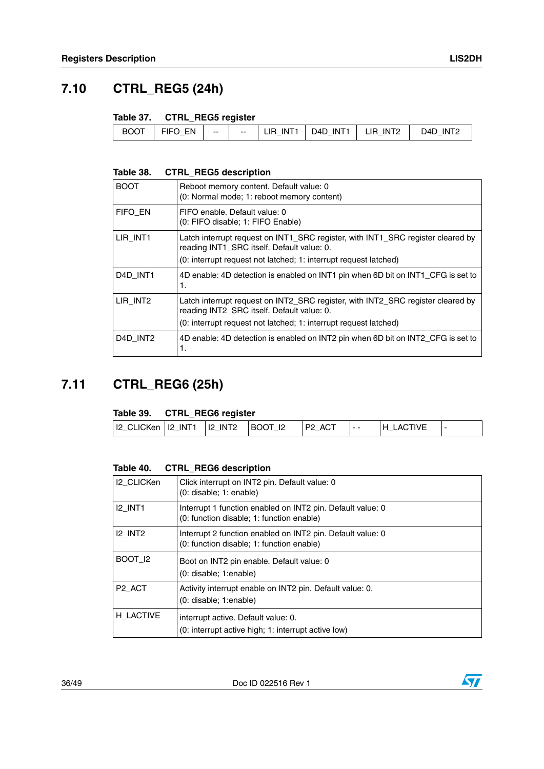## 7.10 CTRL_REG5 (24h)

**Table 37. CTRL_REG5 register**

| BOOT | FIFO_EN | -- | -- | LIR_INT1 | D4D_INT1 | LIR_INT2 | D4D_INT2 |
|---|---|---|---|---|---|---|---|

**Table 38. CTRL_REG5 description**

| | |
|---|---|
| BOOT | Reboot memory content. Default value: 0<br>(0: Normal mode; 1: reboot memory content) |
| FIFO_EN | FIFO enable. Default value: 0<br>(0: FIFO disable; 1: FIFO Enable) |
| LIR_INT1 | Latch interrupt request on INT1_SRC register, with INT1_SRC register cleared by reading INT1_SRC itself. Default value: 0.<br>(0: interrupt request not latched; 1: interrupt request latched) |
| D4D_INT1 | 4D enable: 4D detection is enabled on INT1 pin when 6D bit on INT1_CFG is set to 1. |
| LIR_INT2 | Latch interrupt request on INT2_SRC register, with INT2_SRC register cleared by reading INT2_SRC itself. Default value: 0.<br>(0: interrupt request not latched; 1: interrupt request latched) |
| D4D_INT2 | 4D enable: 4D detection is enabled on INT2 pin when 6D bit on INT2_CFG is set to 1. |

## 7.11 CTRL_REG6 (25h)

**Table 39. CTRL_REG6 register**

| I2_CLICKen | I2_INT1 | I2_INT2 | BOOT_I2 | P2_ACT | - - | H_LACTIVE | - |
|---|---|---|---|---|---|---|---|

**Table 40. CTRL_REG6 description**

| | |
|---|---|
| I2_CLICKen | Click interrupt on INT2 pin. Default value: 0<br>(0: disable; 1: enable) |
| I2_INT1 | Interrupt 1 function enabled on INT2 pin. Default value: 0<br>(0: function disable; 1: function enable) |
| I2_INT2 | Interrupt 2 function enabled on INT2 pin. Default value: 0<br>(0: function disable; 1: function enable) |
| BOOT_I2 | Boot on INT2 pin enable. Default value: 0<br>(0: disable; 1:enable) |
| P2_ACT | Activity interrupt enable on INT2 pin. Default value: 0.<br>(0: disable; 1:enable) |
| H_LACTIVE | interrupt active. Default value: 0.<br>(0: interrupt active high; 1: interrupt active low) |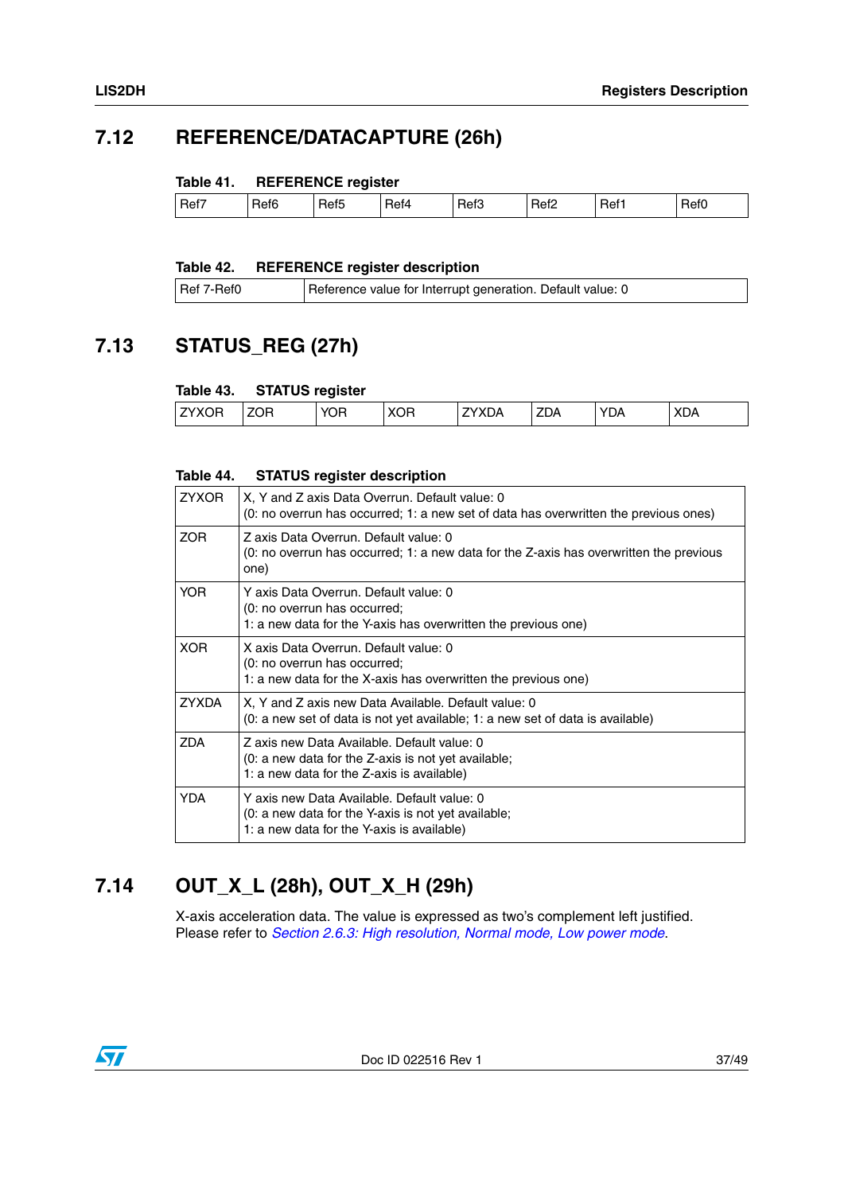## 7.12 REFERENCE/DATACAPTURE (26h)

**Table 41. REFERENCE register**

| Ref7 | Ref6 | Ref5 | Ref4 | Ref3 | Ref2 | Ref1 | Ref0 |
|---|---|---|---|---|---|---|---|

**Table 42. REFERENCE register description**

| | |
|---|---|
| Ref 7-Ref0 | Reference value for Interrupt generation. Default value: 0 |

## 7.13 STATUS_REG (27h)

**Table 43. STATUS register**

| ZYXOR | ZOR | YOR | XOR | ZYXDA | ZDA | YDA | XDA |
|---|---|---|---|---|---|---|---|

**Table 44. STATUS register description**

| | |
|---|---|
| ZYXOR | X, Y and Z axis Data Overrun. Default value: 0<br>(0: no overrun has occurred; 1: a new set of data has overwritten the previous ones) |
| ZOR | Z axis Data Overrun. Default value: 0<br>(0: no overrun has occurred; 1: a new data for the Z-axis has overwritten the previous one) |
| YOR | Y axis Data Overrun. Default value: 0<br>(0: no overrun has occurred;<br>1: a new data for the Y-axis has overwritten the previous one) |
| XOR | X axis Data Overrun. Default value: 0<br>(0: no overrun has occurred;<br>1: a new data for the X-axis has overwritten the previous one) |
| ZYXDA | X, Y and Z axis new Data Available. Default value: 0<br>(0: a new set of data is not yet available; 1: a new set of data is available) |
| ZDA | Z axis new Data Available. Default value: 0<br>(0: a new data for the Z-axis is not yet available;<br>1: a new data for the Z-axis is available) |
| YDA | Y axis new Data Available. Default value: 0<br>(0: a new data for the Y-axis is not yet available;<br>1: a new data for the Y-axis is available) |

## 7.14 OUT_X_L (28h), OUT_X_H (29h)

X-axis acceleration data. The value is expressed as two's complement left justified. Please refer to *Section 2.6.3: High resolution, Normal mode, Low power mode*.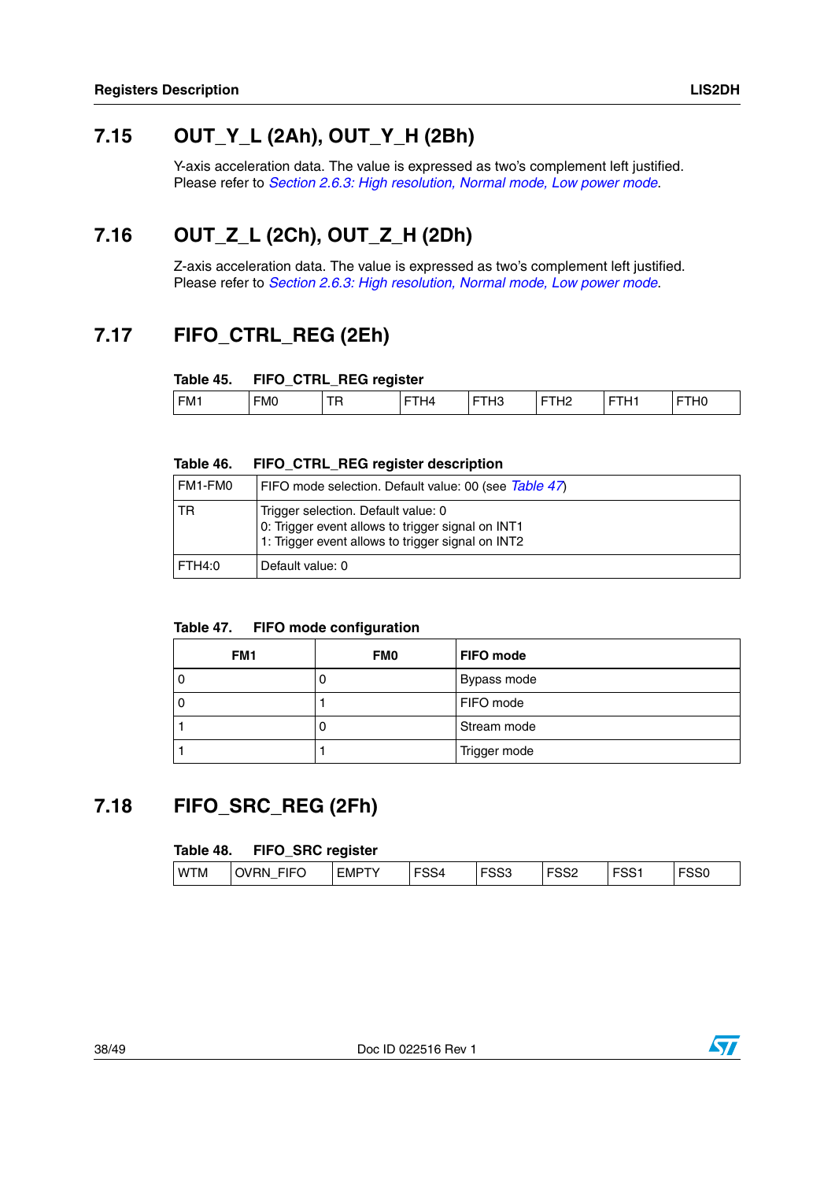## 7.15 OUT_Y_L (2Ah), OUT_Y_H (2Bh)

Y-axis acceleration data. The value is expressed as two's complement left justified. Please refer to *Section 2.6.3: High resolution, Normal mode, Low power mode*.

## 7.16 OUT_Z_L (2Ch), OUT_Z_H (2Dh)

Z-axis acceleration data. The value is expressed as two's complement left justified. Please refer to *Section 2.6.3: High resolution, Normal mode, Low power mode*.

## 7.17 FIFO_CTRL_REG (2Eh)

**Table 45. FIFO_CTRL_REG register**

| FM1 | FM0 | TR | FTH4 | FTH3 | FTH2 | FTH1 | FTH0 |
|---|---|---|---|---|---|---|---|

**Table 46. FIFO_CTRL_REG register description**

| | |
|---|---|
| FM1-FM0 | FIFO mode selection. Default value: 00 (see *Table 47*) |
| TR | Trigger selection. Default value: 0<br>0: Trigger event allows to trigger signal on INT1<br>1: Trigger event allows to trigger signal on INT2 |
| FTH4:0 | Default value: 0 |

**Table 47. FIFO mode configuration**

| FM1 | FM0 | FIFO mode |
|---|---|---|
| 0 | 0 | Bypass mode |
| 0 | 1 | FIFO mode |
| 1 | 0 | Stream mode |
| 1 | 1 | Trigger mode |

## 7.18 FIFO_SRC_REG (2Fh)

**Table 48. FIFO_SRC register**

| WTM | OVRN_FIFO | EMPTY | FSS4 | FSS3 | FSS2 | FSS1 | FSS0 |
|---|---|---|---|---|---|---|---|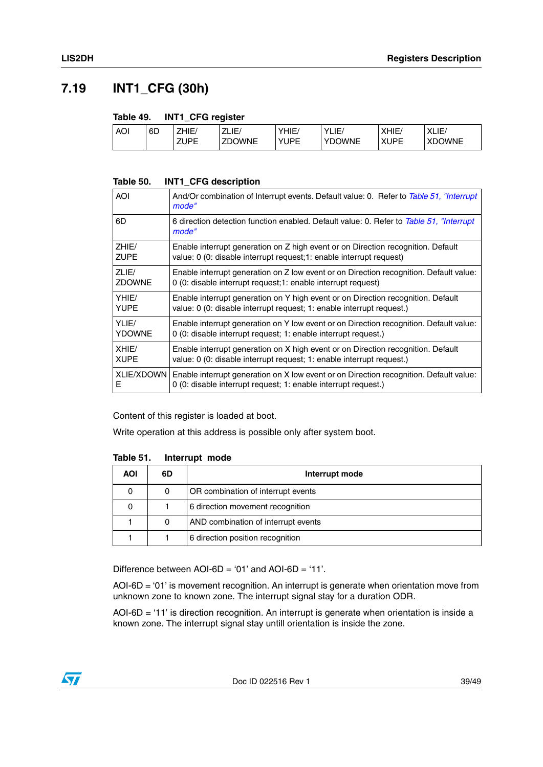## 7.19 INT1_CFG (30h)

**Table 49. INT1_CFG register**

| AOI | 6D | ZHIE/ ZUPE | ZLIE/ ZDOWNE | YHIE/ YUPE | YLIE/ YDOWNE | XHIE/ XUPE | XLIE/ XDOWNE |
|---|---|---|---|---|---|---|---|

**Table 50. INT1_CFG description**

| | |
|---|---|
| AOI | And/Or combination of Interrupt events. Default value: 0. Refer to *Table 51, "Interrupt mode"* |
| 6D | 6 direction detection function enabled. Default value: 0. Refer to *Table 51, "Interrupt mode"* |
| ZHIE/ ZUPE | Enable interrupt generation on Z high event or on Direction recognition. Default value: 0 (0: disable interrupt request;1: enable interrupt request) |
| ZLIE/ ZDOWNE | Enable interrupt generation on Z low event or on Direction recognition. Default value: 0 (0: disable interrupt request;1: enable interrupt request) |
| YHIE/ YUPE | Enable interrupt generation on Y high event or on Direction recognition. Default value: 0 (0: disable interrupt request; 1: enable interrupt request.) |
| YLIE/ YDOWNE | Enable interrupt generation on Y low event or on Direction recognition. Default value: 0 (0: disable interrupt request; 1: enable interrupt request.) |
| XHIE/ XUPE | Enable interrupt generation on X high event or on Direction recognition. Default value: 0 (0: disable interrupt request; 1: enable interrupt request.) |
| XLIE/XDOWNE | Enable interrupt generation on X low event or on Direction recognition. Default value: 0 (0: disable interrupt request; 1: enable interrupt request.) |

Content of this register is loaded at boot.

Write operation at this address is possible only after system boot.

**Table 51. Interrupt mode**

| AOI | 6D | Interrupt mode |
|---|---|---|
| 0 | 0 | OR combination of interrupt events |
| 0 | 1 | 6 direction movement recognition |
| 1 | 0 | AND combination of interrupt events |
| 1 | 1 | 6 direction position recognition |

Difference between AOI-6D = '01' and AOI-6D = '11'.

AOI-6D = '01' is movement recognition. An interrupt is generate when orientation move from unknown zone to known zone. The interrupt signal stay for a duration ODR.

AOI-6D = '11' is direction recognition. An interrupt is generate when orientation is inside a known zone. The interrupt signal stay untill orientation is inside the zone.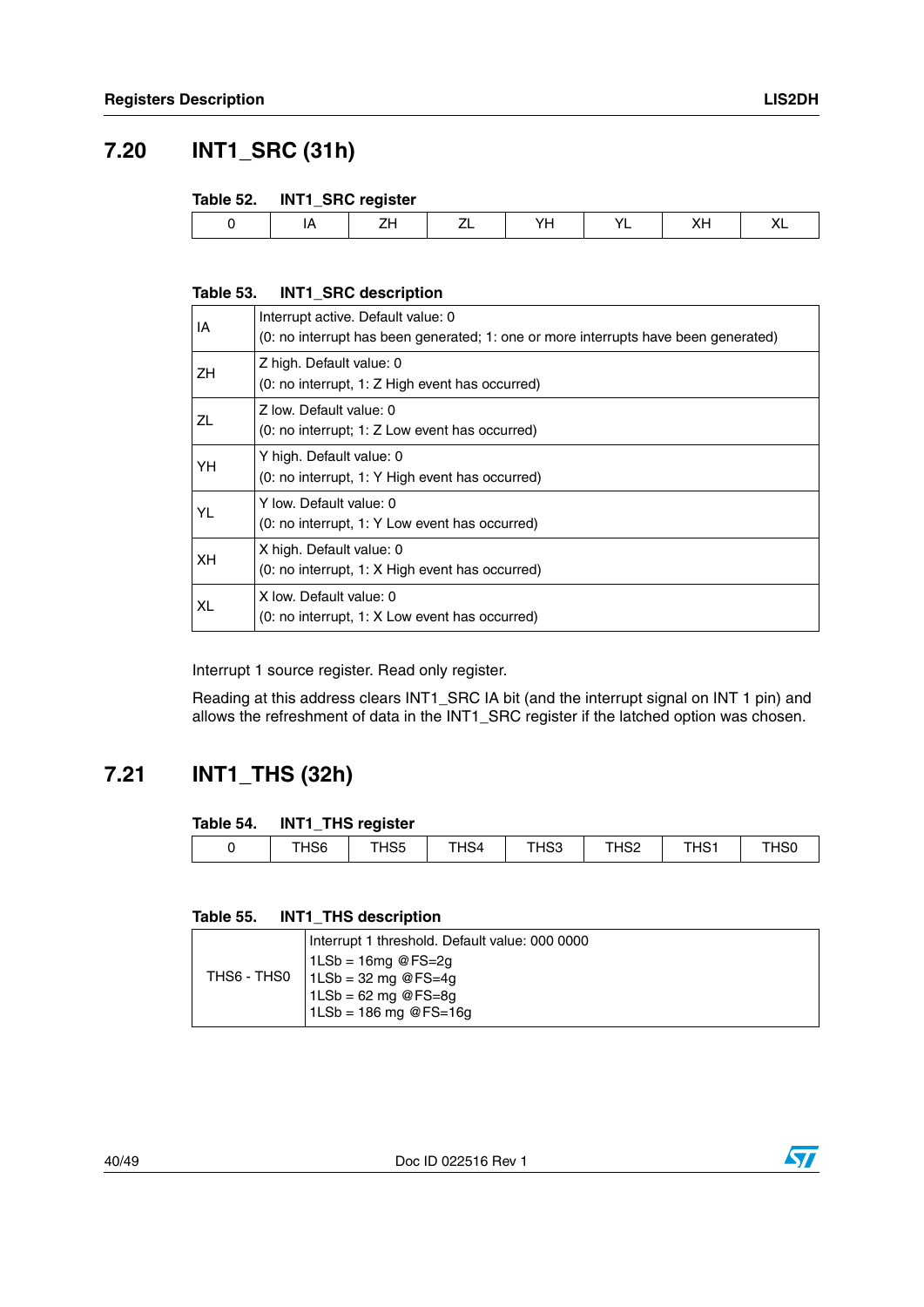## 7.20 INT1_SRC (31h)

**Table 52. INT1_SRC register**

| 0 | IA | ZH | ZL | YH | YL | XH | XL |
|---|---|---|---|---|---|---|---|

**Table 53. INT1_SRC description**

| | |
|---|---|
| IA | Interrupt active. Default value: 0<br>(0: no interrupt has been generated; 1: one or more interrupts have been generated) |
| ZH | Z high. Default value: 0<br>(0: no interrupt, 1: Z High event has occurred) |
| ZL | Z low. Default value: 0<br>(0: no interrupt; 1: Z Low event has occurred) |
| YH | Y high. Default value: 0<br>(0: no interrupt, 1: Y High event has occurred) |
| YL | Y low. Default value: 0<br>(0: no interrupt, 1: Y Low event has occurred) |
| XH | X high. Default value: 0<br>(0: no interrupt, 1: X High event has occurred) |
| XL | X low. Default value: 0<br>(0: no interrupt, 1: X Low event has occurred) |

Interrupt 1 source register. Read only register.

Reading at this address clears INT1_SRC IA bit (and the interrupt signal on INT 1 pin) and allows the refreshment of data in the INT1_SRC register if the latched option was chosen.

## 7.21 INT1_THS (32h)

**Table 54. INT1_THS register**

| 0 | THS6 | THS5 | THS4 | THS3 | THS2 | THS1 | THS0 |
|---|---|---|---|---|---|---|---|

**Table 55. INT1_THS description**

| | |
|---|---|
| THS6 - THS0 | Interrupt 1 threshold. Default value: 000 0000<br>1LSb = 16mg @FS=2g<br>1LSb = 32 mg @FS=4g<br>1LSb = 62 mg @FS=8g<br>1LSb = 186 mg @FS=16g |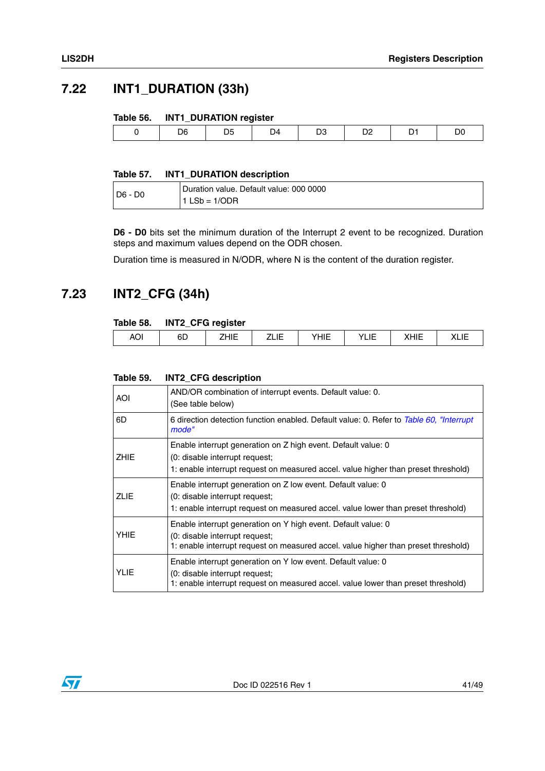## 7.22 INT1_DURATION (33h)

**Table 56. INT1_DURATION register**

| 0 | D6 | D5 | D4 | D3 | D2 | D1 | D0 |
|---|---|---|---|---|---|---|---|

**Table 57. INT1_DURATION description**

| | |
|---|---|
| D6 - D0 | Duration value. Default value: 000 0000<br>1 LSb = 1/ODR |

**D6 - D0** bits set the minimum duration of the Interrupt 2 event to be recognized. Duration steps and maximum values depend on the ODR chosen.

Duration time is measured in N/ODR, where N is the content of the duration register.

## 7.23 INT2_CFG (34h)

**Table 58. INT2_CFG register**

| AOI | 6D | ZHIE | ZLIE | YHIE | YLIE | XHIE | XLIE |
|---|---|---|---|---|---|---|---|

**Table 59. INT2_CFG description**

| | |
|---|---|
| AOI | AND/OR combination of interrupt events. Default value: 0.<br>(See table below) |
| 6D | 6 direction detection function enabled. Default value: 0. Refer to *Table 60, "Interrupt mode"* |
| ZHIE | Enable interrupt generation on Z high event. Default value: 0<br>(0: disable interrupt request;<br>1: enable interrupt request on measured accel. value higher than preset threshold) |
| ZLIE | Enable interrupt generation on Z low event. Default value: 0<br>(0: disable interrupt request;<br>1: enable interrupt request on measured accel. value lower than preset threshold) |
| YHIE | Enable interrupt generation on Y high event. Default value: 0<br>(0: disable interrupt request;<br>1: enable interrupt request on measured accel. value higher than preset threshold) |
| YLIE | Enable interrupt generation on Y low event. Default value: 0<br>(0: disable interrupt request;<br>1: enable interrupt request on measured accel. value lower than preset threshold) |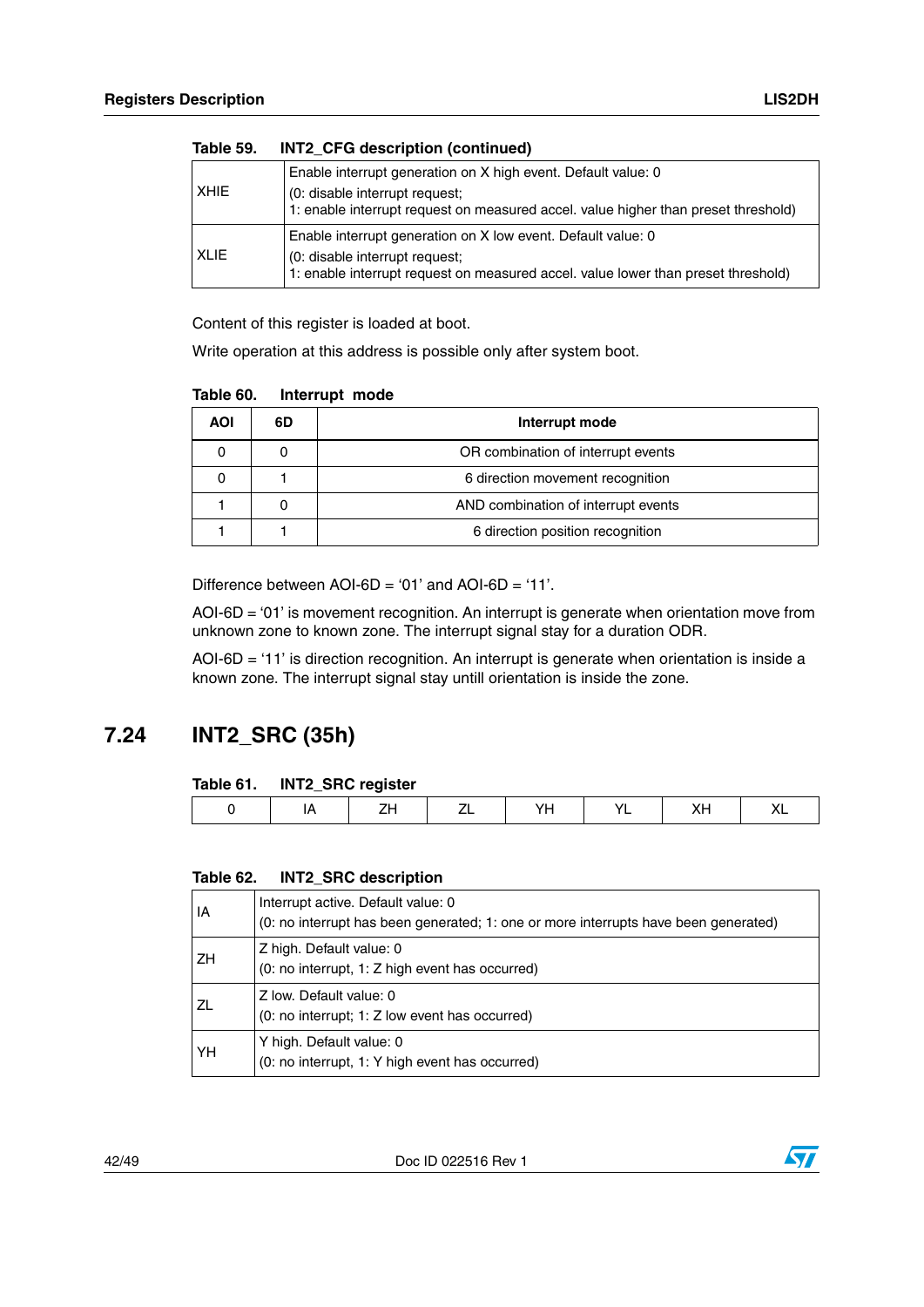Table 59. INT2_CFG description (continued)

| | |
|---|---|
| XHIE | Enable interrupt generation on X high event. Default value: 0<br>(0: disable interrupt request;<br>1: enable interrupt request on measured accel. value higher than preset threshold) |
| XLIE | Enable interrupt generation on X low event. Default value: 0<br>(0: disable interrupt request;<br>1: enable interrupt request on measured accel. value lower than preset threshold) |

Content of this register is loaded at boot.

Write operation at this address is possible only after system boot.

Table 60. Interrupt mode

| AOI | 6D | Interrupt mode |
|---|---|---|
| 0 | 0 | OR combination of interrupt events |
| 0 | 1 | 6 direction movement recognition |
| 1 | 0 | AND combination of interrupt events |
| 1 | 1 | 6 direction position recognition |

Difference between AOI-6D = '01' and AOI-6D = '11'.

AOI-6D = '01' is movement recognition. An interrupt is generate when orientation move from unknown zone to known zone. The interrupt signal stay for a duration ODR.

AOI-6D = '11' is direction recognition. An interrupt is generate when orientation is inside a known zone. The interrupt signal stay untill orientation is inside the zone.

## 7.24 INT2_SRC (35h)

Table 61. INT2_SRC register

| 0 | IA | ZH | ZL | YH | YL | XH | XL |
|---|---|---|---|---|---|---|---|

Table 62. INT2_SRC description

| | |
|---|---|
| IA | Interrupt active. Default value: 0<br>(0: no interrupt has been generated; 1: one or more interrupts have been generated) |
| ZH | Z high. Default value: 0<br>(0: no interrupt, 1: Z high event has occurred) |
| ZL | Z low. Default value: 0<br>(0: no interrupt; 1: Z low event has occurred) |
| YH | Y high. Default value: 0<br>(0: no interrupt, 1: Y high event has occurred) |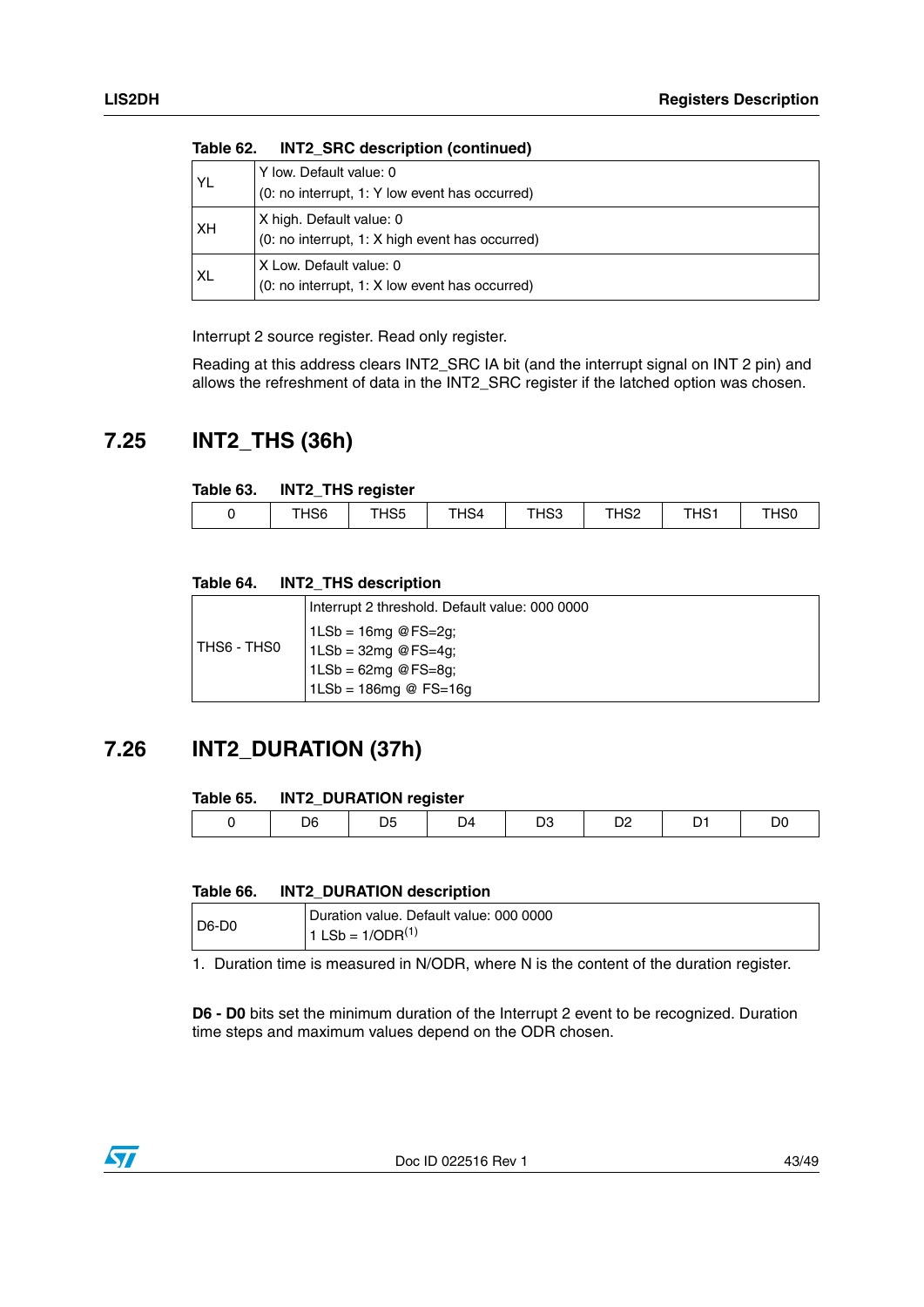Table 62. INT2_SRC description (continued)

| | |
|---|---|
| YL | Y low. Default value: 0<br>(0: no interrupt, 1: Y low event has occurred) |
| XH | X high. Default value: 0<br>(0: no interrupt, 1: X high event has occurred) |
| XL | X Low. Default value: 0<br>(0: no interrupt, 1: X low event has occurred) |

Interrupt 2 source register. Read only register.

Reading at this address clears INT2_SRC IA bit (and the interrupt signal on INT 2 pin) and allows the refreshment of data in the INT2_SRC register if the latched option was chosen.

## 7.25 INT2_THS (36h)

Table 63. INT2_THS register

| 0 | THS6 | THS5 | THS4 | THS3 | THS2 | THS1 | THS0 |
|---|---|---|---|---|---|---|---|

Table 64. INT2_THS description

| | |
|---|---|
| THS6 - THS0 | Interrupt 2 threshold. Default value: 000 0000<br>1LSb = 16mg @FS=2g;<br>1LSb = 32mg @FS=4g;<br>1LSb = 62mg @FS=8g;<br>1LSb = 186mg @ FS=16g |

## 7.26 INT2_DURATION (37h)

Table 65. INT2_DURATION register

| 0 | D6 | D5 | D4 | D3 | D2 | D1 | D0 |
|---|---|---|---|---|---|---|---|

Table 66. INT2_DURATION description

| | |
|---|---|
| D6-D0 | Duration value. Default value: 000 0000<br>1 LSb = 1/ODR(1) |

1. Duration time is measured in N/ODR, where N is the content of the duration register.

**D6 - D0** bits set the minimum duration of the Interrupt 2 event to be recognized. Duration time steps and maximum values depend on the ODR chosen.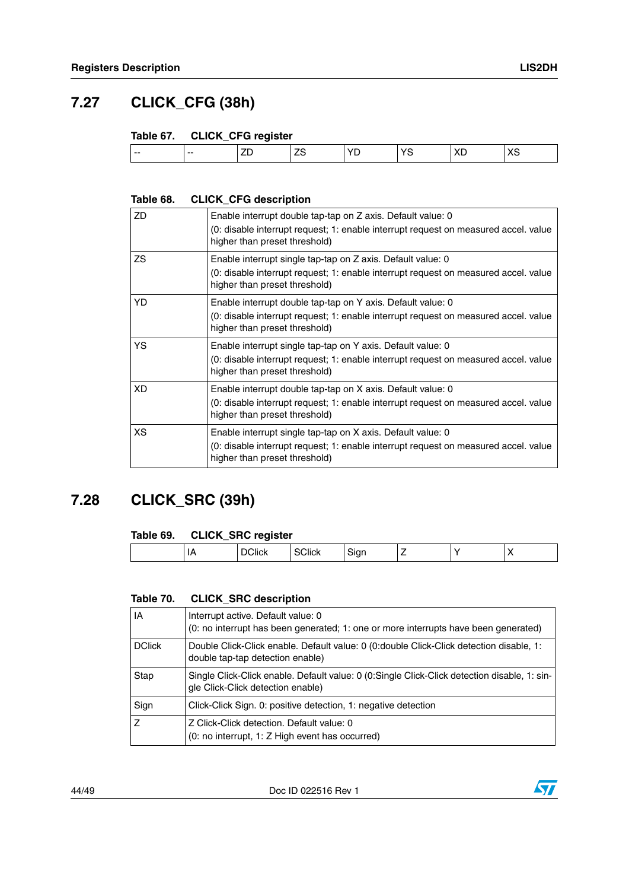## 7.27 CLICK_CFG (38h)

Table 67. CLICK_CFG register

| -- | -- | ZD | ZS | YD | YS | XD | XS |
|---|---|---|---|---|---|---|---|

Table 68. CLICK_CFG description

| | |
|---|---|
| ZD | Enable interrupt double tap-tap on Z axis. Default value: 0<br>(0: disable interrupt request; 1: enable interrupt request on measured accel. value higher than preset threshold) |
| ZS | Enable interrupt single tap-tap on Z axis. Default value: 0<br>(0: disable interrupt request; 1: enable interrupt request on measured accel. value higher than preset threshold) |
| YD | Enable interrupt double tap-tap on Y axis. Default value: 0<br>(0: disable interrupt request; 1: enable interrupt request on measured accel. value higher than preset threshold) |
| YS | Enable interrupt single tap-tap on Y axis. Default value: 0<br>(0: disable interrupt request; 1: enable interrupt request on measured accel. value higher than preset threshold) |
| XD | Enable interrupt double tap-tap on X axis. Default value: 0<br>(0: disable interrupt request; 1: enable interrupt request on measured accel. value higher than preset threshold) |
| XS | Enable interrupt single tap-tap on X axis. Default value: 0<br>(0: disable interrupt request; 1: enable interrupt request on measured accel. value higher than preset threshold) |

## 7.28 CLICK_SRC (39h)

Table 69. CLICK_SRC register

| | IA | DClick | SClick | Sign | Z | Y | X |
|---|---|---|---|---|---|---|---|

Table 70. CLICK_SRC description

| | |
|---|---|
| IA | Interrupt active. Default value: 0<br>(0: no interrupt has been generated; 1: one or more interrupts have been generated) |
| DClick | Double Click-Click enable. Default value: 0 (0:double Click-Click detection disable, 1: double tap-tap detection enable) |
| Stap | Single Click-Click enable. Default value: 0 (0:Single Click-Click detection disable, 1: single Click-Click detection enable) |
| Sign | Click-Click Sign. 0: positive detection, 1: negative detection |
| Z | Z Click-Click detection. Default value: 0<br>(0: no interrupt, 1: Z High event has occurred) |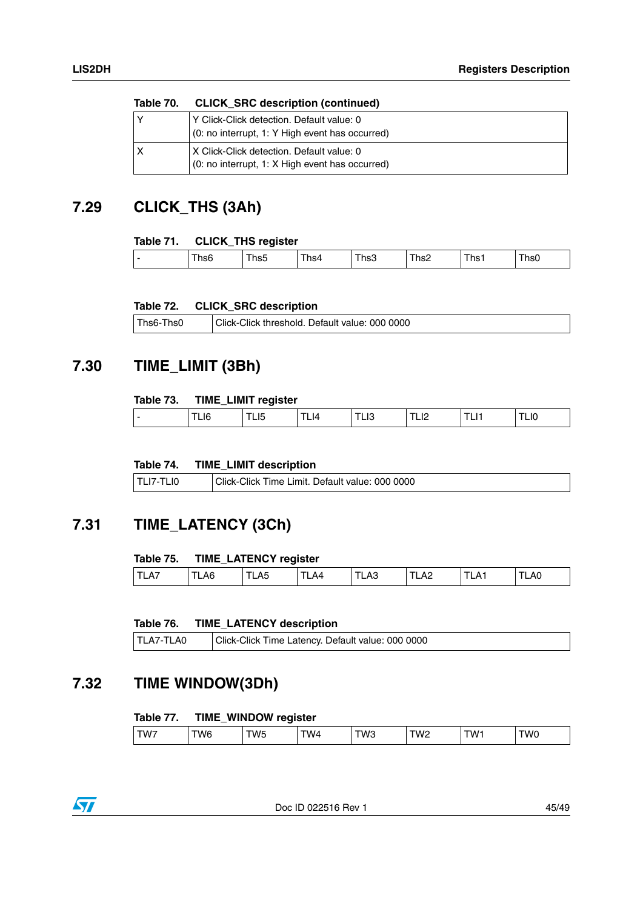**Table 70. CLICK_SRC description (continued)**

| | |
|---|---|
| Y | Y Click-Click detection. Default value: 0<br>(0: no interrupt, 1: Y High event has occurred) |
| X | X Click-Click detection. Default value: 0<br>(0: no interrupt, 1: X High event has occurred) |

## 7.29 CLICK_THS (3Ah)

**Table 71. CLICK_THS register**

| - | Ths6 | Ths5 | Ths4 | Ths3 | Ths2 | Ths1 | Ths0 |
|---|---|---|---|---|---|---|---|

**Table 72. CLICK_SRC description**

| | |
|---|---|
| Ths6-Ths0 | Click-Click threshold. Default value: 000 0000 |

## 7.30 TIME_LIMIT (3Bh)

**Table 73. TIME_LIMIT register**

| - | TLI6 | TLI5 | TLI4 | TLI3 | TLI2 | TLI1 | TLI0 |
|---|---|---|---|---|---|---|---|

**Table 74. TIME_LIMIT description**

| | |
|---|---|
| TLI7-TLI0 | Click-Click Time Limit. Default value: 000 0000 |

## 7.31 TIME_LATENCY (3Ch)

**Table 75. TIME_LATENCY register**

| TLA7 | TLA6 | TLA5 | TLA4 | TLA3 | TLA2 | TLA1 | TLA0 |
|---|---|---|---|---|---|---|---|

**Table 76. TIME_LATENCY description**

| | |
|---|---|
| TLA7-TLA0 | Click-Click Time Latency. Default value: 000 0000 |

## 7.32 TIME WINDOW(3Dh)

**Table 77. TIME_WINDOW register**

| TW7 | TW6 | TW5 | TW4 | TW3 | TW2 | TW1 | TW0 |
|---|---|---|---|---|---|---|---|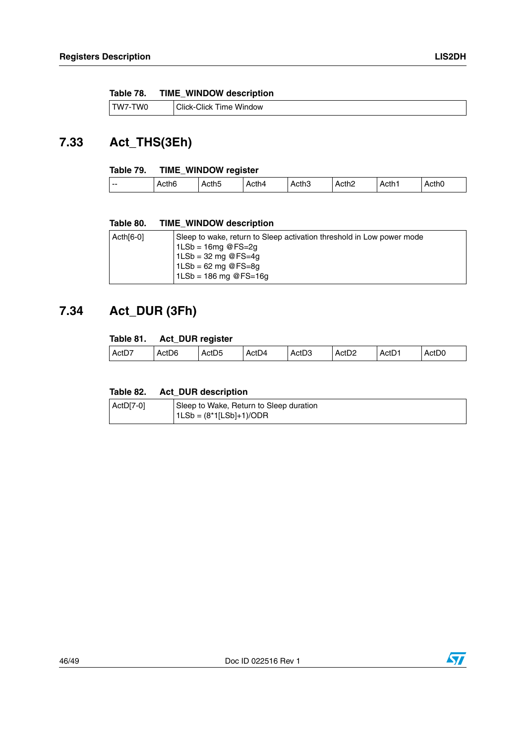**Table 78. TIME_WINDOW description**

| | |
|---|---|
| TW7-TW0 | Click-Click Time Window |

## 7.33 Act_THS(3Eh)

**Table 79. TIME_WINDOW register**

| | | | | | | | |
|---|---|---|---|---|---|---|---|
| -- | Acth6 | Acth5 | Acth4 | Acth3 | Acth2 | Acth1 | Acth0 |

**Table 80. TIME_WINDOW description**

| | |
|---|---|
| Acth[6-0] | Sleep to wake, return to Sleep activation threshold in Low power mode<br>1LSb = 16mg @FS=2g<br>1LSb = 32 mg @FS=4g<br>1LSb = 62 mg @FS=8g<br>1LSb = 186 mg @FS=16g |

## 7.34 Act_DUR (3Fh)

**Table 81. Act_DUR register**

| | | | | | | | |
|---|---|---|---|---|---|---|---|
| ActD7 | ActD6 | ActD5 | ActD4 | ActD3 | ActD2 | ActD1 | ActD0 |

**Table 82. Act_DUR description**

| | |
|---|---|
| ActD[7-0] | Sleep to Wake, Return to Sleep duration<br>1LSb = (8*1[LSb]+1)/ODR |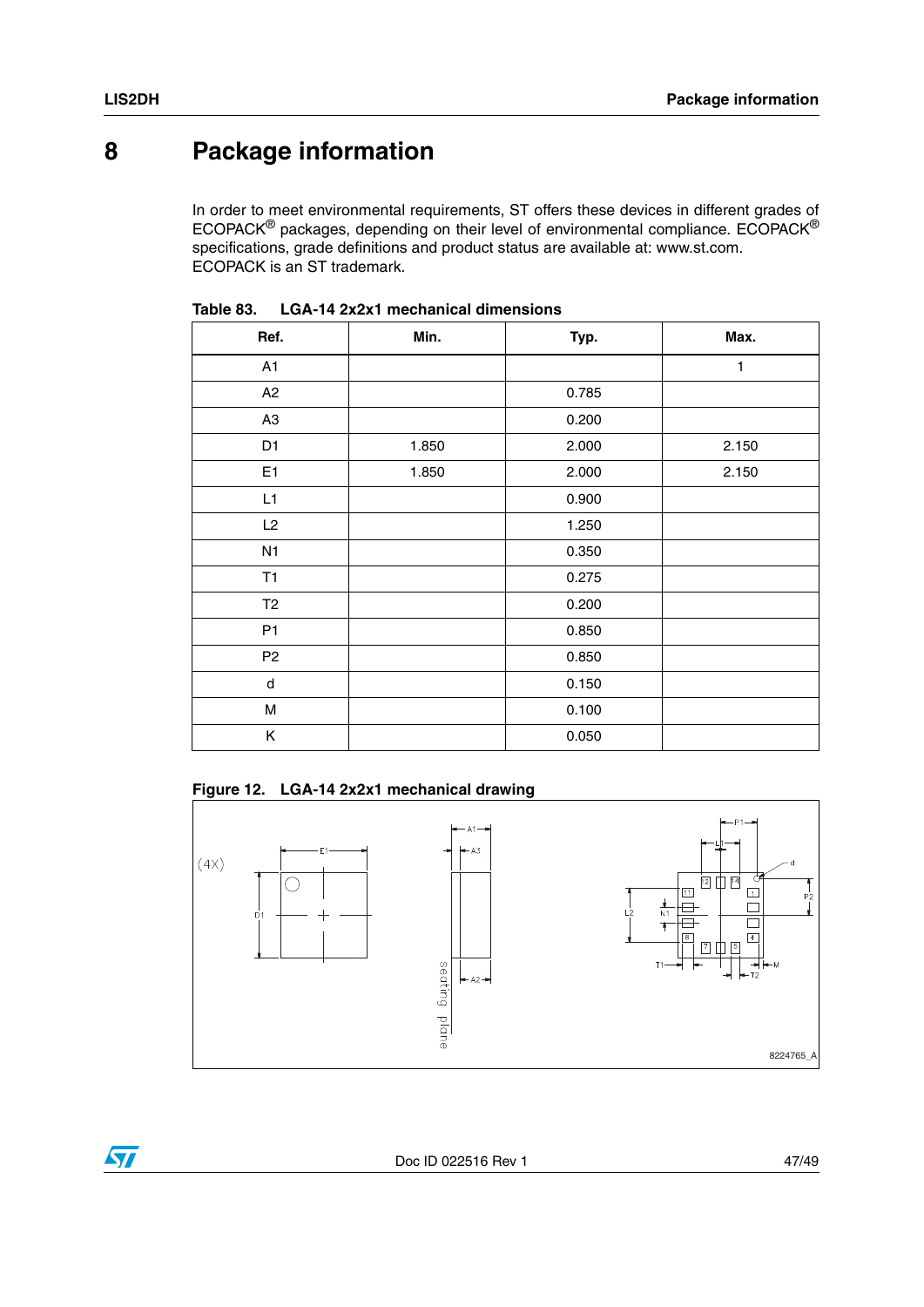# 8 Package information

In order to meet environmental requirements, ST offers these devices in different grades of ECOPACK® packages, depending on their level of environmental compliance. ECOPACK® specifications, grade definitions and product status are available at: www.st.com. ECOPACK is an ST trademark.

**Table 83. LGA-14 2x2x1 mechanical dimensions**

| Ref. | Min. | Typ. | Max. |
|---|---|---|---|
| A1 | | | 1 |
| A2 | | 0.785 | |
| A3 | | 0.200 | |
| D1 | 1.850 | 2.000 | 2.150 |
| E1 | 1.850 | 2.000 | 2.150 |
| L1 | | 0.900 | |
| L2 | | 1.250 | |
| N1 | | 0.350 | |
| T1 | | 0.275 | |
| T2 | | 0.200 | |
| P1 | | 0.850 | |
| P2 | | 0.850 | |
| d | | 0.150 | |
| M | | 0.100 | |
| K | | 0.050 | |

**Figure 12. LGA-14 2x2x1 mechanical drawing**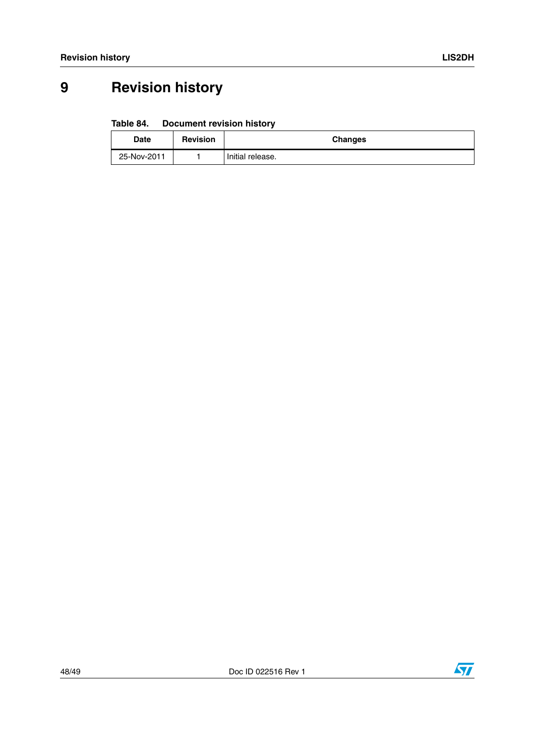# 9 Revision history

**Table 84. Document revision history**

| Date | Revision | Changes |
|---|---|---|
| 25-Nov-2011 | 1 | Initial release. |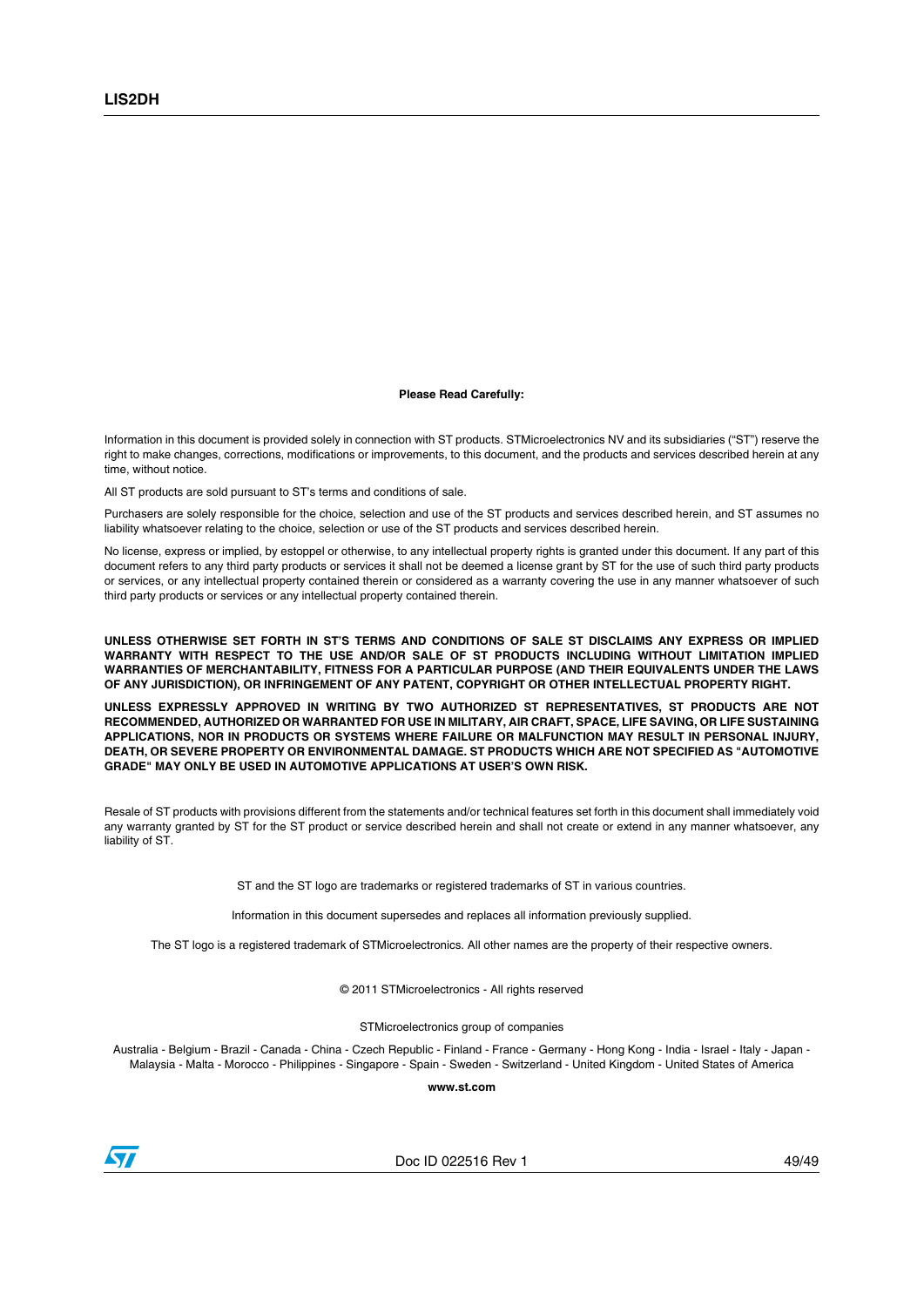**Please Read Carefully:**

Information in this document is provided solely in connection with ST products. STMicroelectronics NV and its subsidiaries ("ST") reserve the right to make changes, corrections, modifications or improvements, to this document, and the products and services described herein at any time, without notice.

All ST products are sold pursuant to ST's terms and conditions of sale.

Purchasers are solely responsible for the choice, selection and use of the ST products and services described herein, and ST assumes no liability whatsoever relating to the choice, selection or use of the ST products and services described herein.

No license, express or implied, by estoppel or otherwise, to any intellectual property rights is granted under this document. If any part of this document refers to any third party products or services it shall not be deemed a license grant by ST for the use of such third party products or services, or any intellectual property contained therein or considered as a warranty covering the use in any manner whatsoever of such third party products or services or any intellectual property contained therein.

**UNLESS OTHERWISE SET FORTH IN ST'S TERMS AND CONDITIONS OF SALE ST DISCLAIMS ANY EXPRESS OR IMPLIED WARRANTY WITH RESPECT TO THE USE AND/OR SALE OF ST PRODUCTS INCLUDING WITHOUT LIMITATION IMPLIED WARRANTIES OF MERCHANTABILITY, FITNESS FOR A PARTICULAR PURPOSE (AND THEIR EQUIVALENTS UNDER THE LAWS OF ANY JURISDICTION), OR INFRINGEMENT OF ANY PATENT, COPYRIGHT OR OTHER INTELLECTUAL PROPERTY RIGHT.**

**UNLESS EXPRESSLY APPROVED IN WRITING BY TWO AUTHORIZED ST REPRESENTATIVES, ST PRODUCTS ARE NOT RECOMMENDED, AUTHORIZED OR WARRANTED FOR USE IN MILITARY, AIR CRAFT, SPACE, LIFE SAVING, OR LIFE SUSTAINING APPLICATIONS, NOR IN PRODUCTS OR SYSTEMS WHERE FAILURE OR MALFUNCTION MAY RESULT IN PERSONAL INJURY, DEATH, OR SEVERE PROPERTY OR ENVIRONMENTAL DAMAGE. ST PRODUCTS WHICH ARE NOT SPECIFIED AS "AUTOMOTIVE GRADE" MAY ONLY BE USED IN AUTOMOTIVE APPLICATIONS AT USER'S OWN RISK.**

Resale of ST products with provisions different from the statements and/or technical features set forth in this document shall immediately void any warranty granted by ST for the ST product or service described herein and shall not create or extend in any manner whatsoever, any liability of ST.

ST and the ST logo are trademarks or registered trademarks of ST in various countries.

Information in this document supersedes and replaces all information previously supplied.

The ST logo is a registered trademark of STMicroelectronics. All other names are the property of their respective owners.

© 2011 STMicroelectronics - All rights reserved

STMicroelectronics group of companies

Australia - Belgium - Brazil - Canada - China - Czech Republic - Finland - France - Germany - Hong Kong - India - Israel - Italy - Japan - Malaysia - Malta - Morocco - Philippines - Singapore - Spain - Sweden - Switzerland - United Kingdom - United States of America

**www.st.com**